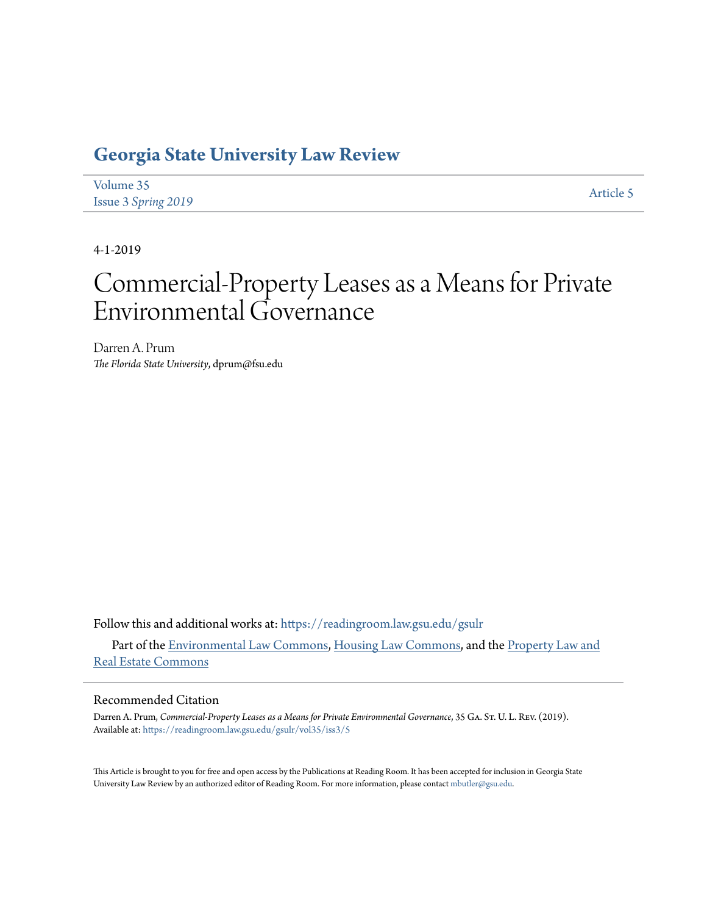# Georgia State University Law Review

Volume 35
Issue 3 *Spring 2019*

Article 5

4-1-2019

# Commercial-Property Leases as a Means for Private Environmental Governance

Darren A. Prum
*The Florida State University*, dprum@fsu.edu

Follow this and additional works at: https://readingroom.law.gsu.edu/gsulr

Part of the Environmental Law Commons, Housing Law Commons, and the Property Law and Real Estate Commons

## Recommended Citation

Darren A. Prum, *Commercial-Property Leases as a Means for Private Environmental Governance*, 35 Ga. St. U. L. Rev. (2019).
Available at: https://readingroom.law.gsu.edu/gsulr/vol35/iss3/5

This Article is brought to you for free and open access by the Publications at Reading Room. It has been accepted for inclusion in Georgia State University Law Review by an authorized editor of Reading Room. For more information, please contact mbutler@gsu.edu.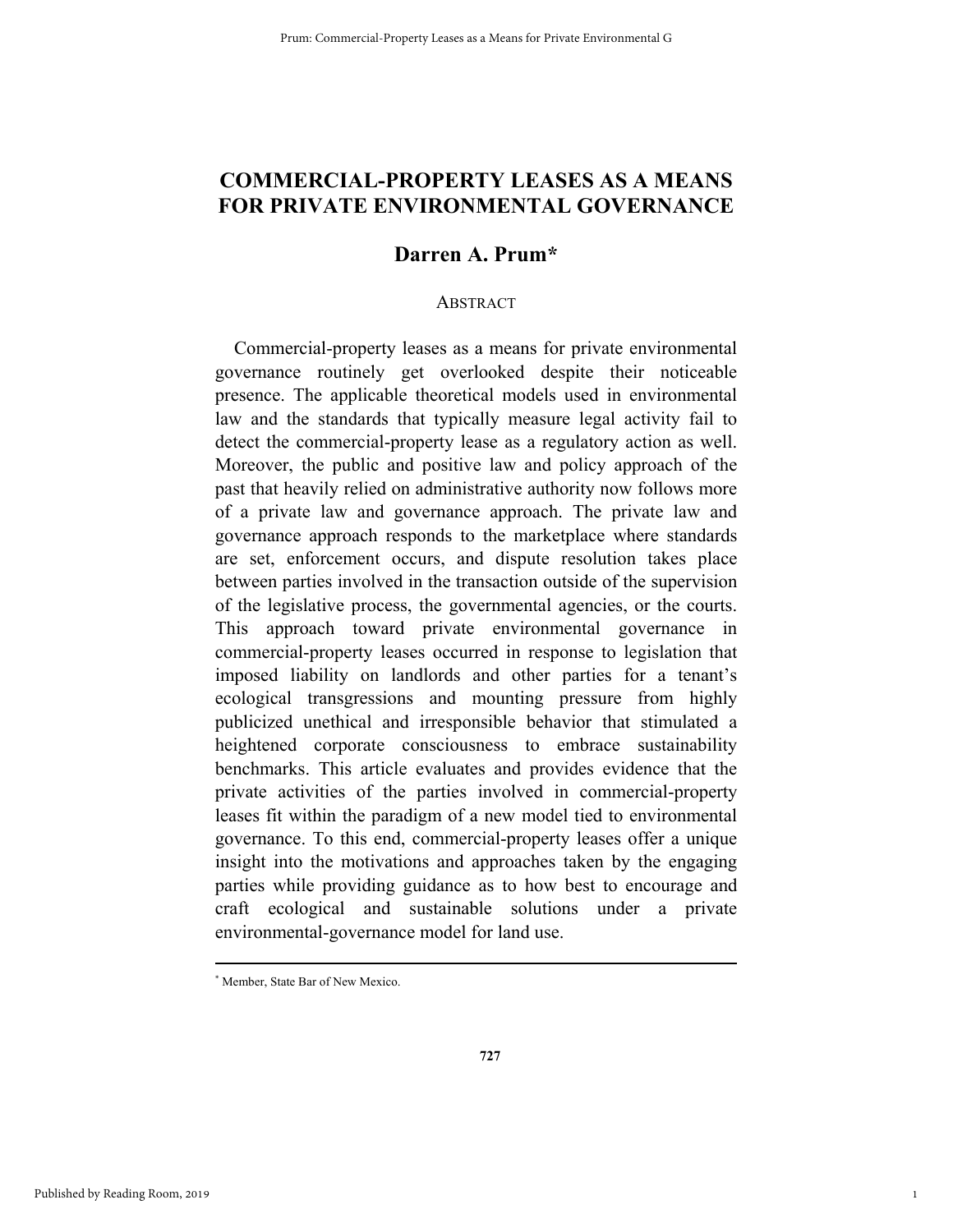# COMMERCIAL-PROPERTY LEASES AS A MEANS FOR PRIVATE ENVIRONMENTAL GOVERNANCE

## Darren A. Prum*

ABSTRACT

Commercial-property leases as a means for private environmental governance routinely get overlooked despite their noticeable presence. The applicable theoretical models used in environmental law and the standards that typically measure legal activity fail to detect the commercial-property lease as a regulatory action as well. Moreover, the public and positive law and policy approach of the past that heavily relied on administrative authority now follows more of a private law and governance approach. The private law and governance approach responds to the marketplace where standards are set, enforcement occurs, and dispute resolution takes place between parties involved in the transaction outside of the supervision of the legislative process, the governmental agencies, or the courts. This approach toward private environmental governance in commercial-property leases occurred in response to legislation that imposed liability on landlords and other parties for a tenant's ecological transgressions and mounting pressure from highly publicized unethical and irresponsible behavior that stimulated a heightened corporate consciousness to embrace sustainability benchmarks. This article evaluates and provides evidence that the private activities of the parties involved in commercial-property leases fit within the paradigm of a new model tied to environmental governance. To this end, commercial-property leases offer a unique insight into the motivations and approaches taken by the engaging parties while providing guidance as to how best to encourage and craft ecological and sustainable solutions under a private environmental-governance model for land use.

---

* Member, State Bar of New Mexico.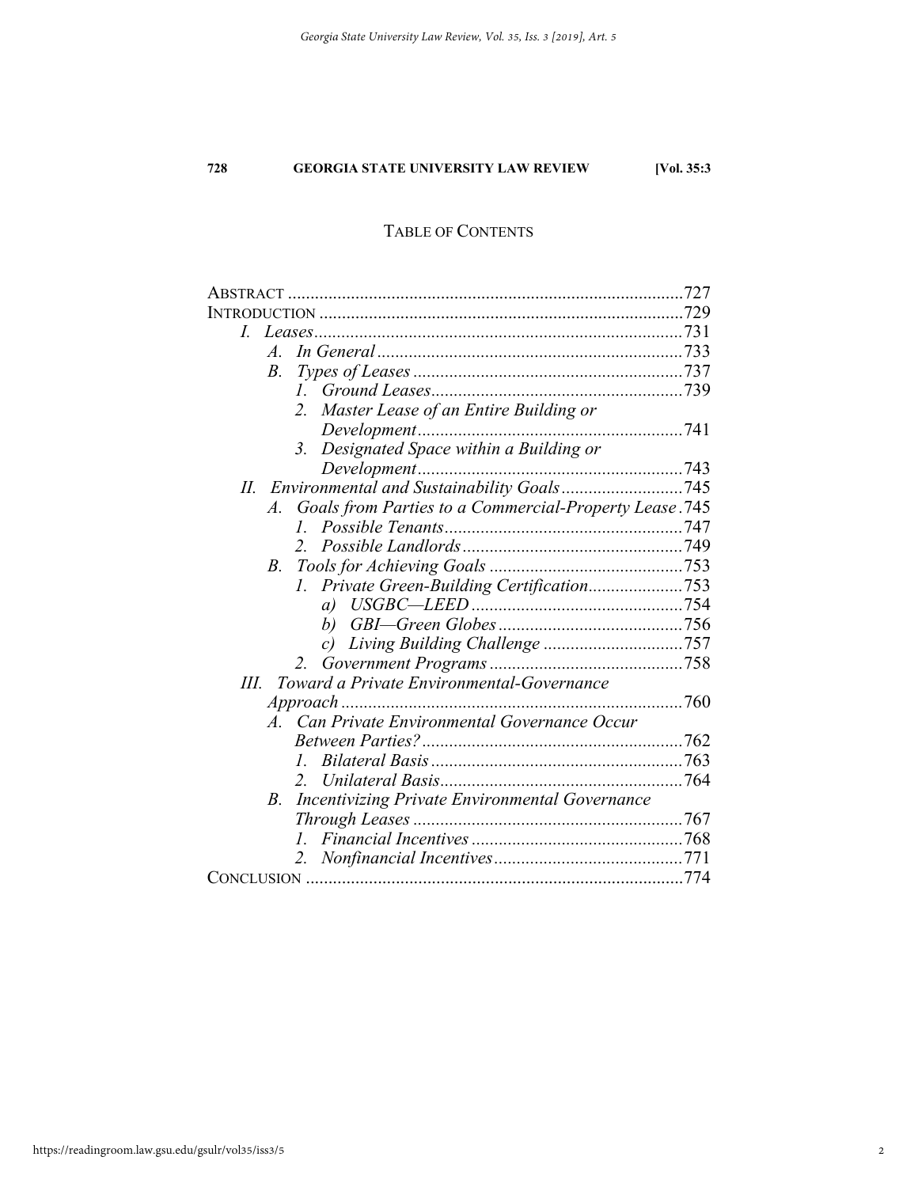## TABLE OF CONTENTS

ABSTRACT .......................................................................................727
INTRODUCTION ................................................................................729
- *I. Leases*.................................................................................731
  - *A. In General*....................................................................733
  - *B. Types of Leases*............................................................737
    - *1. Ground Leases*........................................................739
    - *2. Master Lease of an Entire Building or Development*...........................................................741
    - *3. Designated Space within a Building or Development*...........................................................743
- *II. Environmental and Sustainability Goals*...........................745
  - *A. Goals from Parties to a Commercial-Property Lease*.745
    - *1. Possible Tenants*.....................................................747
    - *2. Possible Landlords*.................................................749
  - *B. Tools for Achieving Goals*...........................................753
    - *1. Private Green-Building Certification*.....................753
      - *a) USGBC—LEED*...............................................754
      - *b) GBI—Green Globes*.........................................756
      - *c) Living Building Challenge*...............................757
    - *2. Government Programs*...........................................758
- *III. Toward a Private Environmental-Governance Approach*...........................................................................760
  - *A. Can Private Environmental Governance Occur Between Parties?*..........................................................762
    - *1. Bilateral Basis*........................................................763
    - *2. Unilateral Basis*......................................................764
  - *B. Incentivizing Private Environmental Governance Through Leases*............................................................767
    - *1. Financial Incentives*...............................................768
    - *2. Nonfinancial Incentives*..........................................771

CONCLUSION ....................................................................................774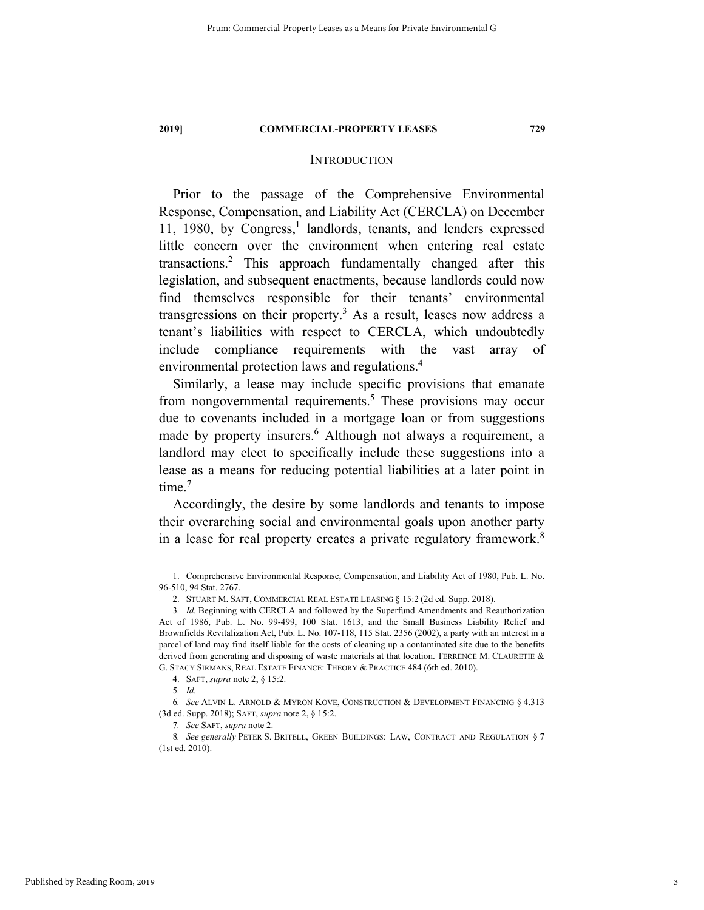## INTRODUCTION

Prior to the passage of the Comprehensive Environmental Response, Compensation, and Liability Act (CERCLA) on December 11, 1980, by Congress,[1] landlords, tenants, and lenders expressed little concern over the environment when entering real estate transactions.[2] This approach fundamentally changed after this legislation, and subsequent enactments, because landlords could now find themselves responsible for their tenants' environmental transgressions on their property.[3] As a result, leases now address a tenant's liabilities with respect to CERCLA, which undoubtedly include compliance requirements with the vast array of environmental protection laws and regulations.[4]

Similarly, a lease may include specific provisions that emanate from nongovernmental requirements.[5] These provisions may occur due to covenants included in a mortgage loan or from suggestions made by property insurers.[6] Although not always a requirement, a landlord may elect to specifically include these suggestions into a lease as a means for reducing potential liabilities at a later point in time.[7]

Accordingly, the desire by some landlords and tenants to impose their overarching social and environmental goals upon another party in a lease for real property creates a private regulatory framework.[8]

---

1. Comprehensive Environmental Response, Compensation, and Liability Act of 1980, Pub. L. No. 96-510, 94 Stat. 2767.

2. STUART M. SAFT, COMMERCIAL REAL ESTATE LEASING § 15:2 (2d ed. Supp. 2018).

3. *Id.* Beginning with CERCLA and followed by the Superfund Amendments and Reauthorization Act of 1986, Pub. L. No. 99-499, 100 Stat. 1613, and the Small Business Liability Relief and Brownfields Revitalization Act, Pub. L. No. 107-118, 115 Stat. 2356 (2002), a party with an interest in a parcel of land may find itself liable for the costs of cleaning up a contaminated site due to the benefits derived from generating and disposing of waste materials at that location. TERRENCE M. CLAURETIE & G. STACY SIRMANS, REAL ESTATE FINANCE: THEORY & PRACTICE 484 (6th ed. 2010).

4. SAFT, *supra* note 2, § 15:2.

5. *Id.*

6. *See* ALVIN L. ARNOLD & MYRON KOVE, CONSTRUCTION & DEVELOPMENT FINANCING § 4.313 (3d ed. Supp. 2018); SAFT, *supra* note 2, § 15:2.

7. *See* SAFT, *supra* note 2.

8. *See generally* PETER S. BRITELL, GREEN BUILDINGS: LAW, CONTRACT AND REGULATION § 7 (1st ed. 2010).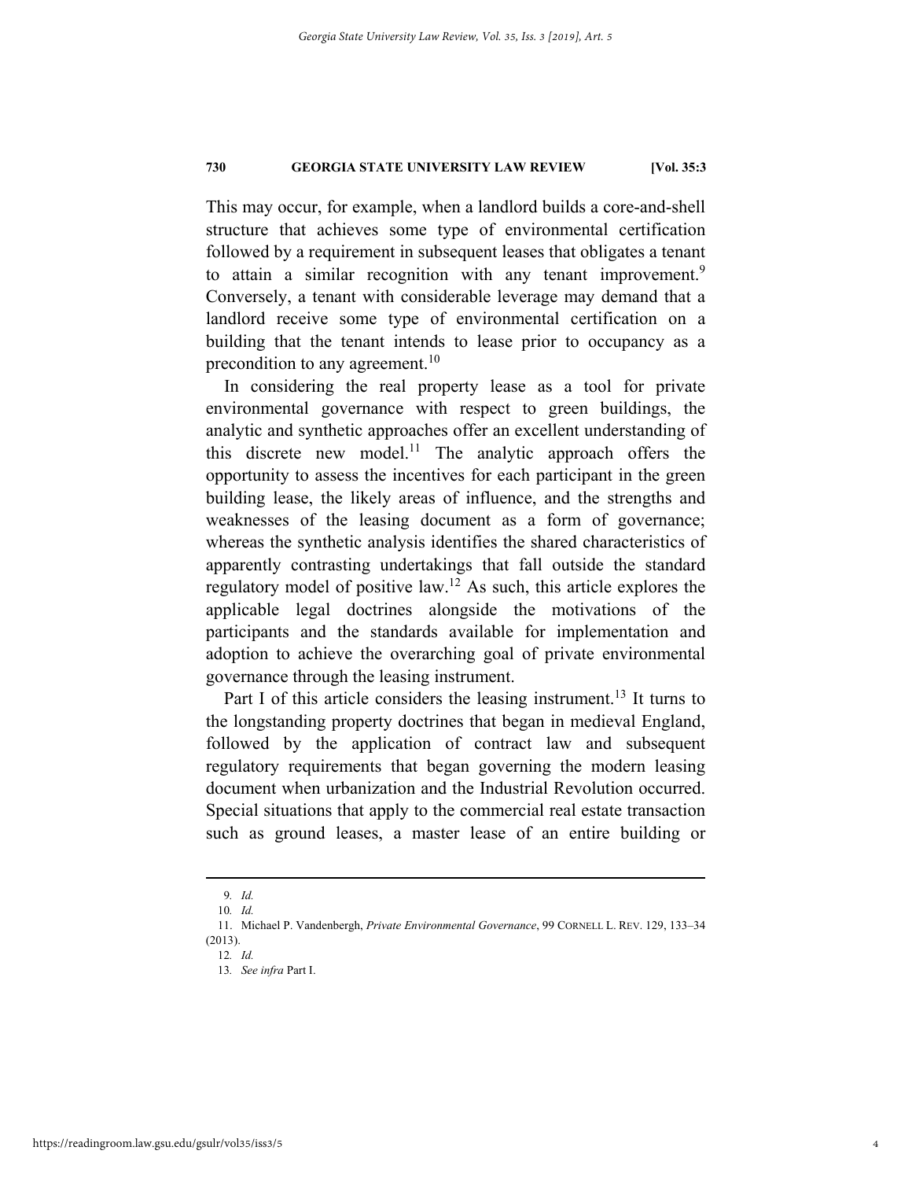This may occur, for example, when a landlord builds a core-and-shell structure that achieves some type of environmental certification followed by a requirement in subsequent leases that obligates a tenant to attain a similar recognition with any tenant improvement.[9] Conversely, a tenant with considerable leverage may demand that a landlord receive some type of environmental certification on a building that the tenant intends to lease prior to occupancy as a precondition to any agreement.[10]

In considering the real property lease as a tool for private environmental governance with respect to green buildings, the analytic and synthetic approaches offer an excellent understanding of this discrete new model.[11] The analytic approach offers the opportunity to assess the incentives for each participant in the green building lease, the likely areas of influence, and the strengths and weaknesses of the leasing document as a form of governance; whereas the synthetic analysis identifies the shared characteristics of apparently contrasting undertakings that fall outside the standard regulatory model of positive law.[12] As such, this article explores the applicable legal doctrines alongside the motivations of the participants and the standards available for implementation and adoption to achieve the overarching goal of private environmental governance through the leasing instrument.

Part I of this article considers the leasing instrument.[13] It turns to the longstanding property doctrines that began in medieval England, followed by the application of contract law and subsequent regulatory requirements that began governing the modern leasing document when urbanization and the Industrial Revolution occurred. Special situations that apply to the commercial real estate transaction such as ground leases, a master lease of an entire building or

---

9. *Id.*

10. *Id.*

11. Michael P. Vandenbergh, *Private Environmental Governance*, 99 CORNELL L. REV. 129, 133–34 (2013).

12. *Id.*

13. *See infra* Part I.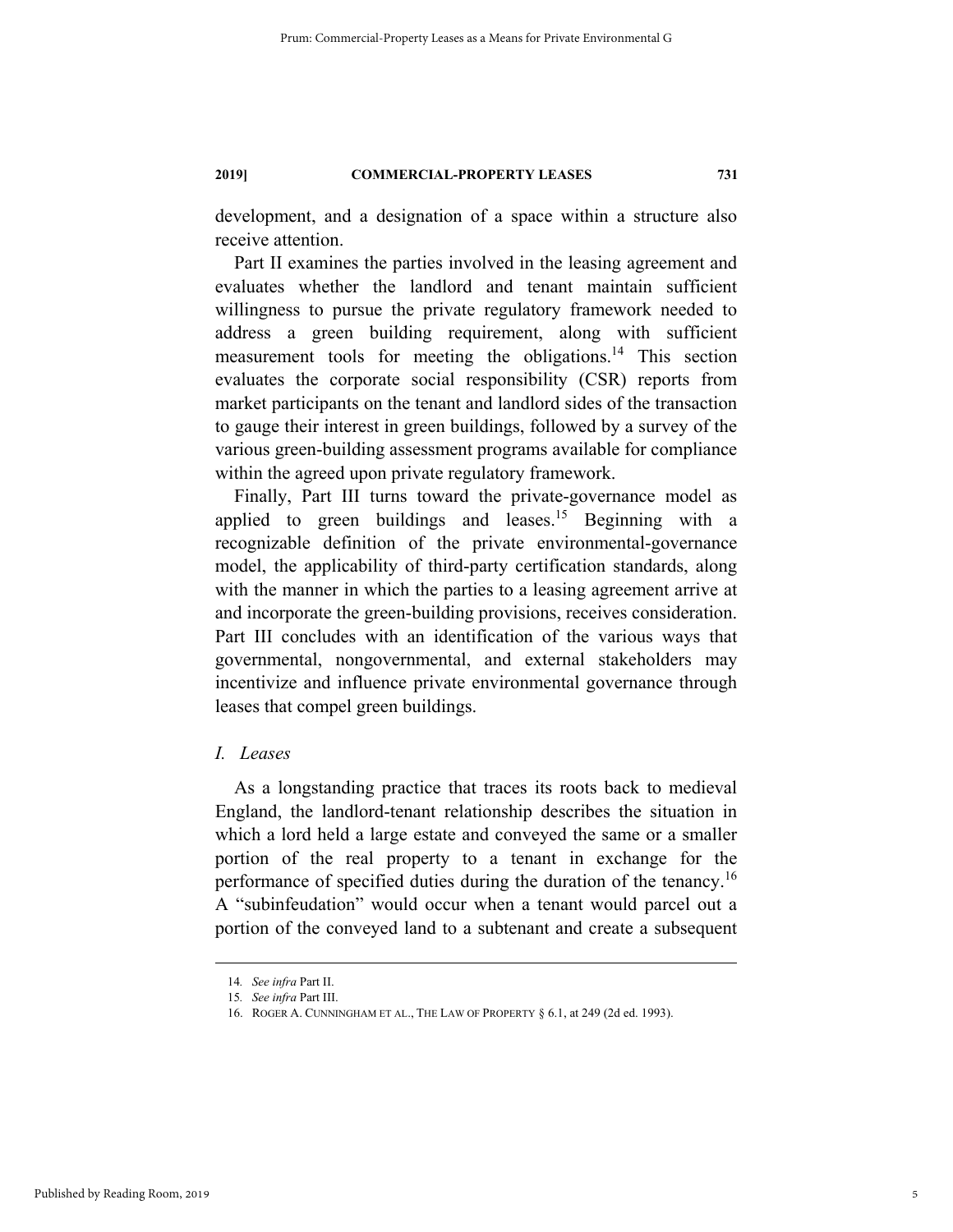development, and a designation of a space within a structure also receive attention.

Part II examines the parties involved in the leasing agreement and evaluates whether the landlord and tenant maintain sufficient willingness to pursue the private regulatory framework needed to address a green building requirement, along with sufficient measurement tools for meeting the obligations.[14] This section evaluates the corporate social responsibility (CSR) reports from market participants on the tenant and landlord sides of the transaction to gauge their interest in green buildings, followed by a survey of the various green-building assessment programs available for compliance within the agreed upon private regulatory framework.

Finally, Part III turns toward the private-governance model as applied to green buildings and leases.[15] Beginning with a recognizable definition of the private environmental-governance model, the applicability of third-party certification standards, along with the manner in which the parties to a leasing agreement arrive at and incorporate the green-building provisions, receives consideration. Part III concludes with an identification of the various ways that governmental, nongovernmental, and external stakeholders may incentivize and influence private environmental governance through leases that compel green buildings.

## *I. Leases*

As a longstanding practice that traces its roots back to medieval England, the landlord-tenant relationship describes the situation in which a lord held a large estate and conveyed the same or a smaller portion of the real property to a tenant in exchange for the performance of specified duties during the duration of the tenancy.[16] A "subinfeudation" would occur when a tenant would parcel out a portion of the conveyed land to a subtenant and create a subsequent

---

14. *See infra* Part II.

15. *See infra* Part III.

16. ROGER A. CUNNINGHAM ET AL., THE LAW OF PROPERTY § 6.1, at 249 (2d ed. 1993).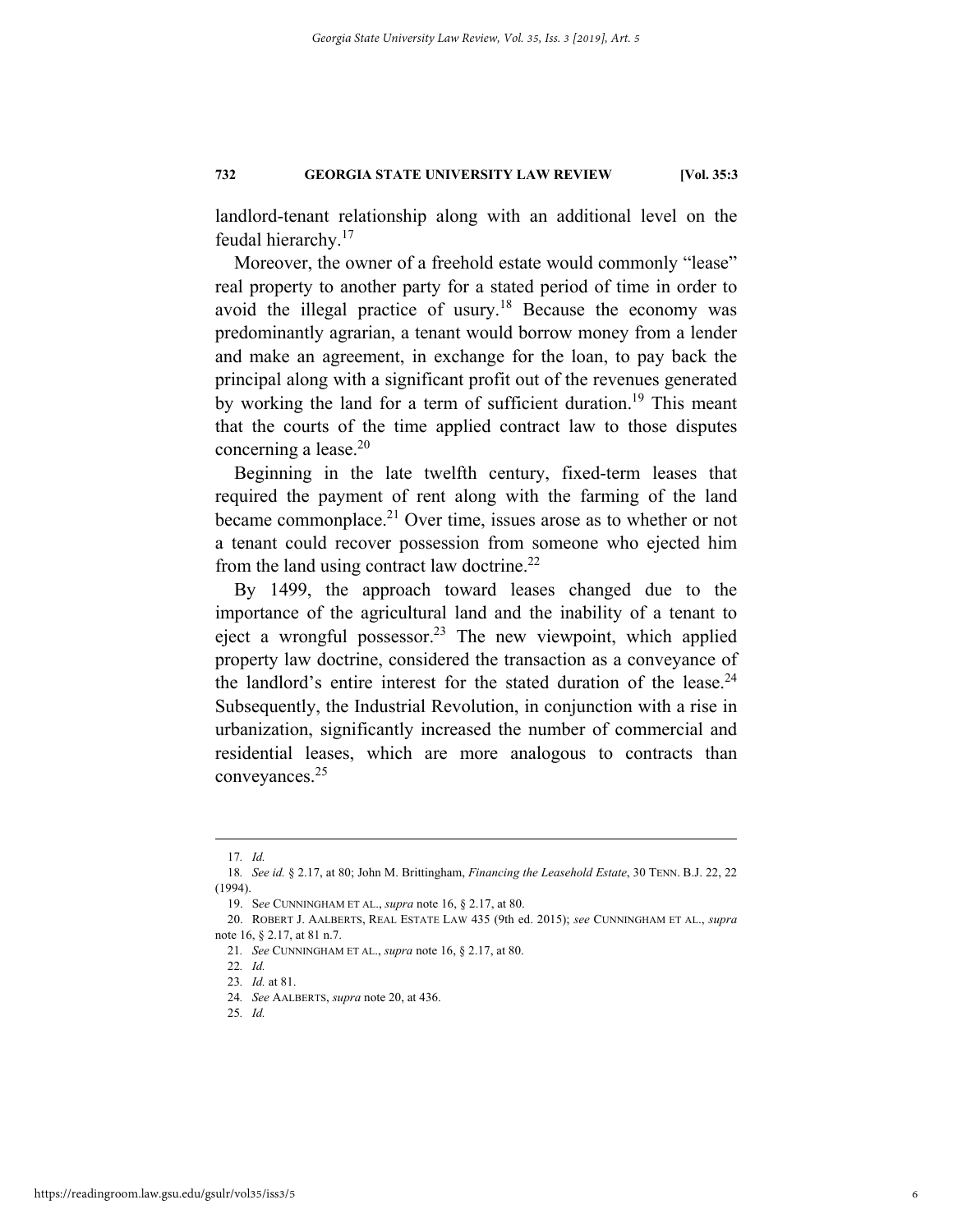landlord-tenant relationship along with an additional level on the feudal hierarchy.[17]

Moreover, the owner of a freehold estate would commonly "lease" real property to another party for a stated period of time in order to avoid the illegal practice of usury.[18] Because the economy was predominantly agrarian, a tenant would borrow money from a lender and make an agreement, in exchange for the loan, to pay back the principal along with a significant profit out of the revenues generated by working the land for a term of sufficient duration.[19] This meant that the courts of the time applied contract law to those disputes concerning a lease.[20]

Beginning in the late twelfth century, fixed-term leases that required the payment of rent along with the farming of the land became commonplace.[21] Over time, issues arose as to whether or not a tenant could recover possession from someone who ejected him from the land using contract law doctrine.[22]

By 1499, the approach toward leases changed due to the importance of the agricultural land and the inability of a tenant to eject a wrongful possessor.[23] The new viewpoint, which applied property law doctrine, considered the transaction as a conveyance of the landlord's entire interest for the stated duration of the lease.[24] Subsequently, the Industrial Revolution, in conjunction with a rise in urbanization, significantly increased the number of commercial and residential leases, which are more analogous to contracts than conveyances.[25]

---

17. *Id.*

18. *See id.* § 2.17, at 80; John M. Brittingham, *Financing the Leasehold Estate*, 30 TENN. B.J. 22, 22 (1994).

19. S*ee* CUNNINGHAM ET AL., *supra* note 16, § 2.17, at 80.

20. ROBERT J. AALBERTS, REAL ESTATE LAW 435 (9th ed. 2015); *see* CUNNINGHAM ET AL., *supra* note 16, § 2.17, at 81 n.7.

21. *See* CUNNINGHAM ET AL., *supra* note 16, § 2.17, at 80.

22. *Id.*

23. *Id.* at 81.

24. *See* AALBERTS, *supra* note 20, at 436.

25. *Id.*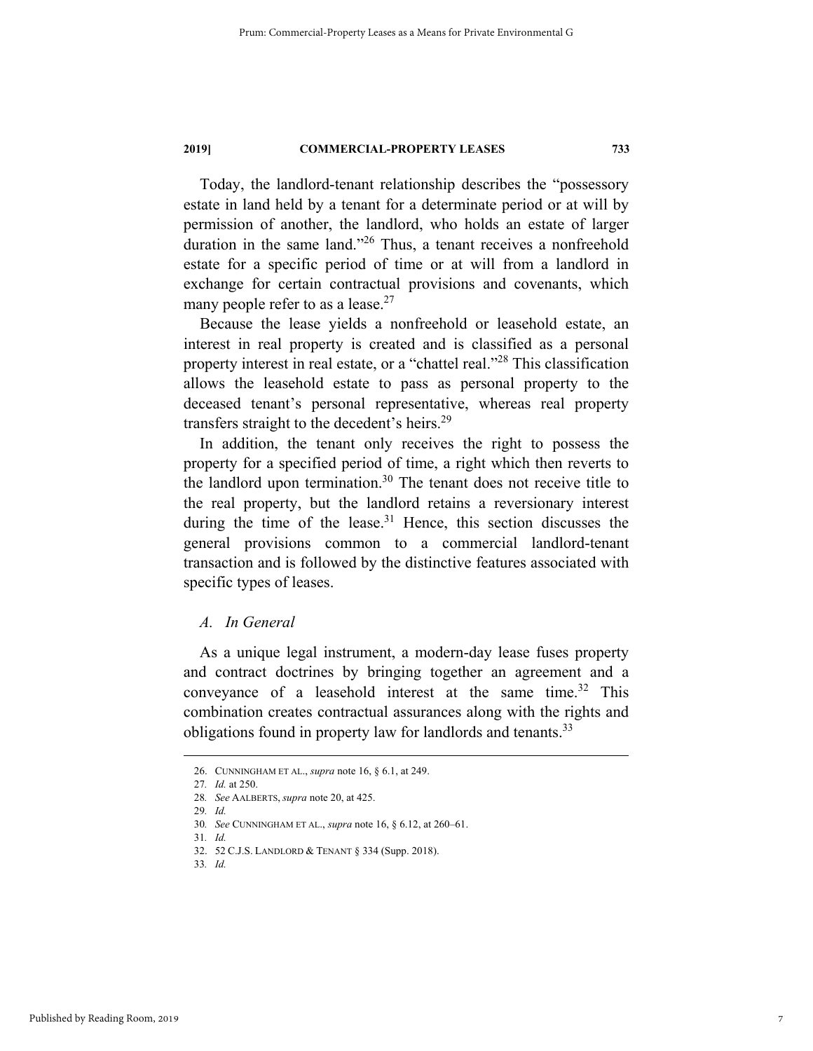Today, the landlord-tenant relationship describes the "possessory estate in land held by a tenant for a determinate period or at will by permission of another, the landlord, who holds an estate of larger duration in the same land."[26] Thus, a tenant receives a nonfreehold estate for a specific period of time or at will from a landlord in exchange for certain contractual provisions and covenants, which many people refer to as a lease.[27]

Because the lease yields a nonfreehold or leasehold estate, an interest in real property is created and is classified as a personal property interest in real estate, or a "chattel real."[28] This classification allows the leasehold estate to pass as personal property to the deceased tenant's personal representative, whereas real property transfers straight to the decedent's heirs.[29]

In addition, the tenant only receives the right to possess the property for a specified period of time, a right which then reverts to the landlord upon termination.[30] The tenant does not receive title to the real property, but the landlord retains a reversionary interest during the time of the lease.[31] Hence, this section discusses the general provisions common to a commercial landlord-tenant transaction and is followed by the distinctive features associated with specific types of leases.

### *A. In General*

As a unique legal instrument, a modern-day lease fuses property and contract doctrines by bringing together an agreement and a conveyance of a leasehold interest at the same time.[32] This combination creates contractual assurances along with the rights and obligations found in property law for landlords and tenants.[33]

---

26. CUNNINGHAM ET AL., *supra* note 16, § 6.1, at 249.
27. *Id.* at 250.
28. *See* AALBERTS, *supra* note 20, at 425.
29. *Id.*
30. *See* CUNNINGHAM ET AL., *supra* note 16, § 6.12, at 260–61.
31. *Id.*
32. 52 C.J.S. LANDLORD & TENANT § 334 (Supp. 2018).
33. *Id.*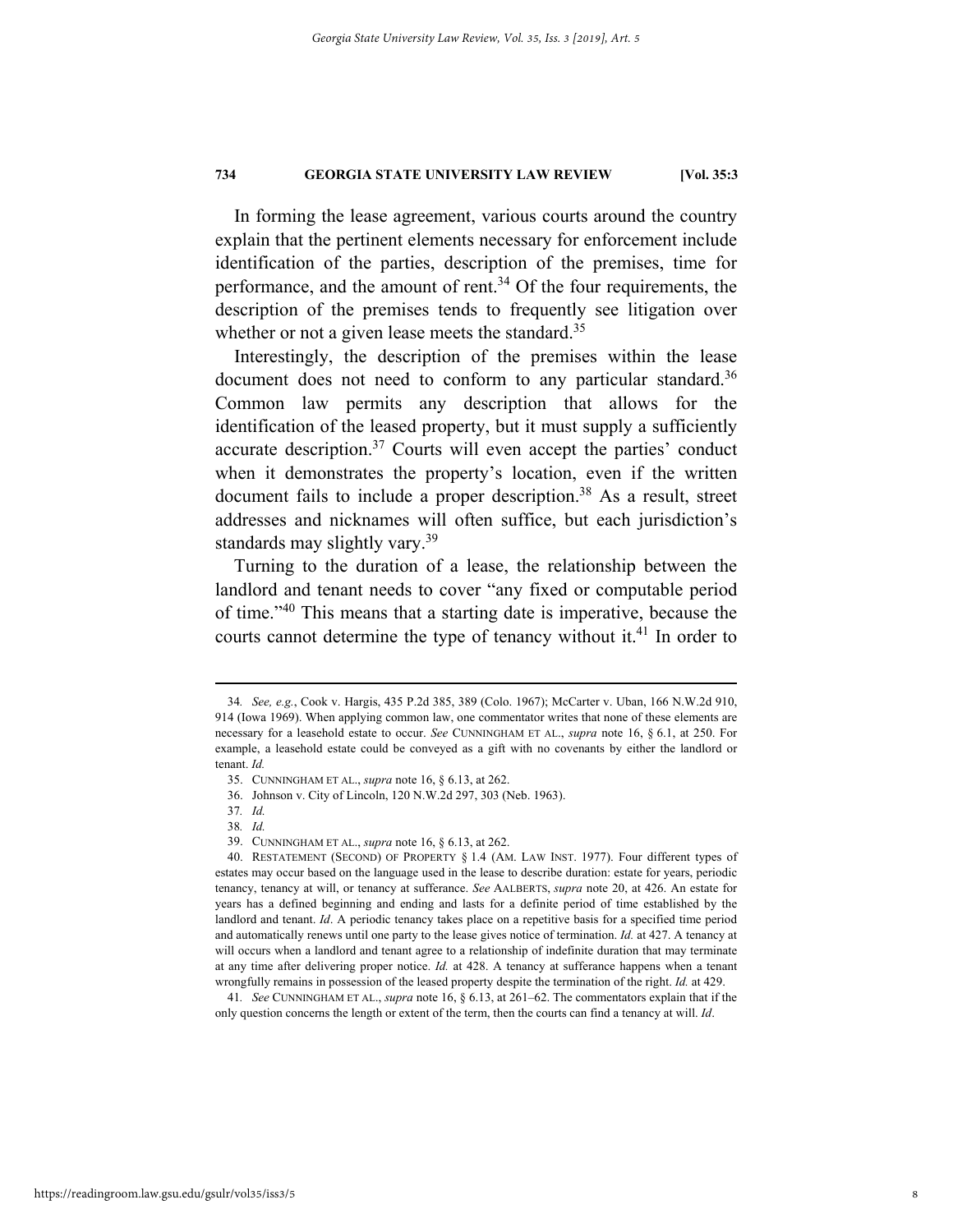In forming the lease agreement, various courts around the country explain that the pertinent elements necessary for enforcement include identification of the parties, description of the premises, time for performance, and the amount of rent.[34] Of the four requirements, the description of the premises tends to frequently see litigation over whether or not a given lease meets the standard.[35]

Interestingly, the description of the premises within the lease document does not need to conform to any particular standard.[36] Common law permits any description that allows for the identification of the leased property, but it must supply a sufficiently accurate description.[37] Courts will even accept the parties' conduct when it demonstrates the property's location, even if the written document fails to include a proper description.[38] As a result, street addresses and nicknames will often suffice, but each jurisdiction's standards may slightly vary.[39]

Turning to the duration of a lease, the relationship between the landlord and tenant needs to cover "any fixed or computable period of time."[40] This means that a starting date is imperative, because the courts cannot determine the type of tenancy without it.[41] In order to

---

34. *See, e.g.*, Cook v. Hargis, 435 P.2d 385, 389 (Colo. 1967); McCarter v. Uban, 166 N.W.2d 910, 914 (Iowa 1969). When applying common law, one commentator writes that none of these elements are necessary for a leasehold estate to occur. *See* CUNNINGHAM ET AL., *supra* note 16, § 6.1, at 250. For example, a leasehold estate could be conveyed as a gift with no covenants by either the landlord or tenant. *Id.*

35. CUNNINGHAM ET AL., *supra* note 16, § 6.13, at 262.

36. Johnson v. City of Lincoln, 120 N.W.2d 297, 303 (Neb. 1963).

37. *Id.*

38. *Id.*

39. CUNNINGHAM ET AL., *supra* note 16, § 6.13, at 262.

40. RESTATEMENT (SECOND) OF PROPERTY § 1.4 (AM. LAW INST. 1977). Four different types of estates may occur based on the language used in the lease to describe duration: estate for years, periodic tenancy, tenancy at will, or tenancy at sufferance. *See* AALBERTS, *supra* note 20, at 426. An estate for years has a defined beginning and ending and lasts for a definite period of time established by the landlord and tenant. *Id*. A periodic tenancy takes place on a repetitive basis for a specified time period and automatically renews until one party to the lease gives notice of termination. *Id.* at 427. A tenancy at will occurs when a landlord and tenant agree to a relationship of indefinite duration that may terminate at any time after delivering proper notice. *Id.* at 428. A tenancy at sufferance happens when a tenant wrongfully remains in possession of the leased property despite the termination of the right. *Id.* at 429.

41. *See* CUNNINGHAM ET AL., *supra* note 16, § 6.13, at 261–62. The commentators explain that if the only question concerns the length or extent of the term, then the courts can find a tenancy at will. *Id*.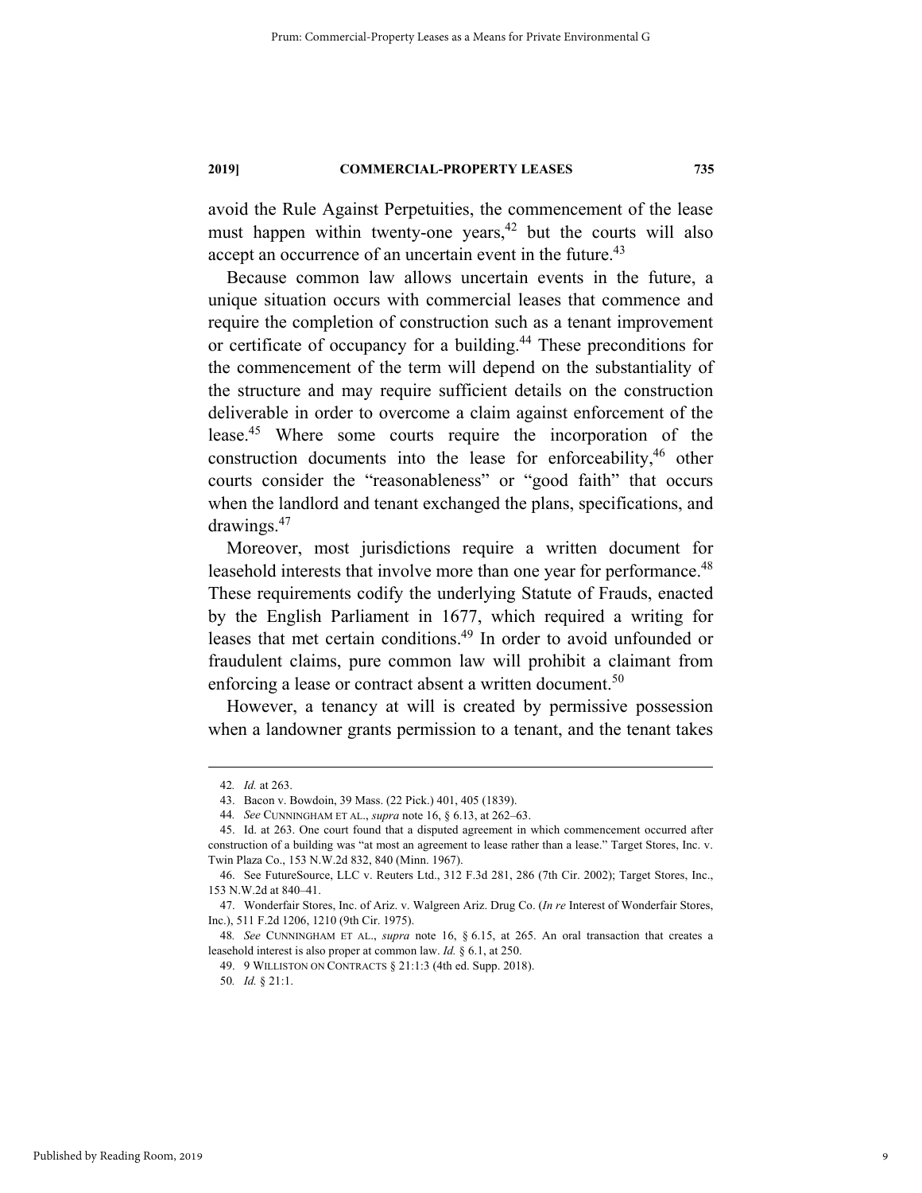avoid the Rule Against Perpetuities, the commencement of the lease must happen within twenty-one years,[42] but the courts will also accept an occurrence of an uncertain event in the future.[43]

Because common law allows uncertain events in the future, a unique situation occurs with commercial leases that commence and require the completion of construction such as a tenant improvement or certificate of occupancy for a building.[44] These preconditions for the commencement of the term will depend on the substantiality of the structure and may require sufficient details on the construction deliverable in order to overcome a claim against enforcement of the lease.[45] Where some courts require the incorporation of the construction documents into the lease for enforceability,[46] other courts consider the "reasonableness" or "good faith" that occurs when the landlord and tenant exchanged the plans, specifications, and drawings.[47]

Moreover, most jurisdictions require a written document for leasehold interests that involve more than one year for performance.[48] These requirements codify the underlying Statute of Frauds, enacted by the English Parliament in 1677, which required a writing for leases that met certain conditions.[49] In order to avoid unfounded or fraudulent claims, pure common law will prohibit a claimant from enforcing a lease or contract absent a written document.[50]

However, a tenancy at will is created by permissive possession when a landowner grants permission to a tenant, and the tenant takes

---

42. *Id.* at 263.

43. Bacon v. Bowdoin, 39 Mass. (22 Pick.) 401, 405 (1839).

44. *See* CUNNINGHAM ET AL., *supra* note 16, § 6.13, at 262–63.

45. Id. at 263. One court found that a disputed agreement in which commencement occurred after construction of a building was "at most an agreement to lease rather than a lease." Target Stores, Inc. v. Twin Plaza Co., 153 N.W.2d 832, 840 (Minn. 1967).

46. See FutureSource, LLC v. Reuters Ltd., 312 F.3d 281, 286 (7th Cir. 2002); Target Stores, Inc., 153 N.W.2d at 840–41.

47. Wonderfair Stores, Inc. of Ariz. v. Walgreen Ariz. Drug Co. (*In re* Interest of Wonderfair Stores, Inc.), 511 F.2d 1206, 1210 (9th Cir. 1975).

48. *See* CUNNINGHAM ET AL., *supra* note 16, § 6.15, at 265. An oral transaction that creates a leasehold interest is also proper at common law. *Id.* § 6.1, at 250.

49. 9 WILLISTON ON CONTRACTS § 21:1:3 (4th ed. Supp. 2018).

50. *Id.* § 21:1.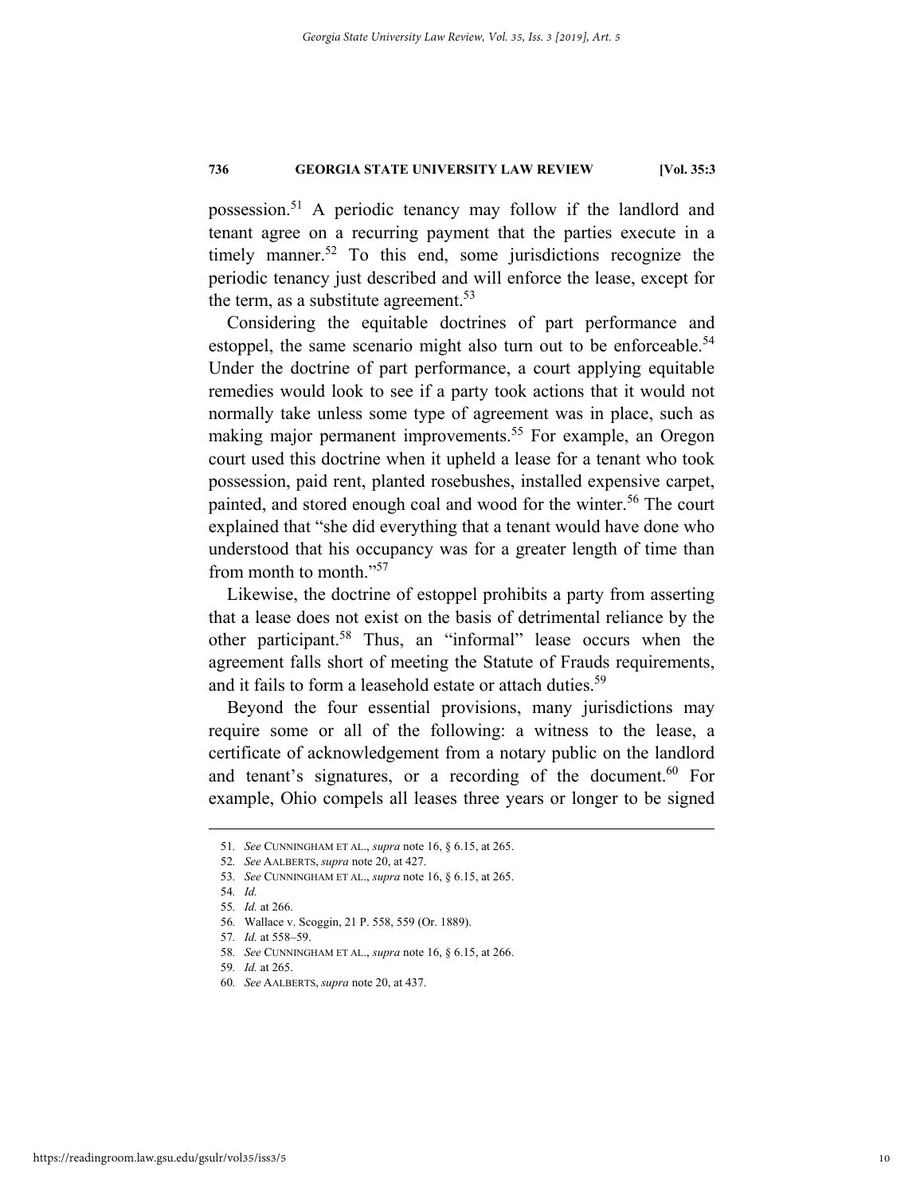possession.[51] A periodic tenancy may follow if the landlord and tenant agree on a recurring payment that the parties execute in a timely manner.[52] To this end, some jurisdictions recognize the periodic tenancy just described and will enforce the lease, except for the term, as a substitute agreement.[53]

Considering the equitable doctrines of part performance and estoppel, the same scenario might also turn out to be enforceable.[54] Under the doctrine of part performance, a court applying equitable remedies would look to see if a party took actions that it would not normally take unless some type of agreement was in place, such as making major permanent improvements.[55] For example, an Oregon court used this doctrine when it upheld a lease for a tenant who took possession, paid rent, planted rosebushes, installed expensive carpet, painted, and stored enough coal and wood for the winter.[56] The court explained that "she did everything that a tenant would have done who understood that his occupancy was for a greater length of time than from month to month."[57]

Likewise, the doctrine of estoppel prohibits a party from asserting that a lease does not exist on the basis of detrimental reliance by the other participant.[58] Thus, an "informal" lease occurs when the agreement falls short of meeting the Statute of Frauds requirements, and it fails to form a leasehold estate or attach duties.[59]

Beyond the four essential provisions, many jurisdictions may require some or all of the following: a witness to the lease, a certificate of acknowledgement from a notary public on the landlord and tenant's signatures, or a recording of the document.[60] For example, Ohio compels all leases three years or longer to be signed

---

51. *See* CUNNINGHAM ET AL., *supra* note 16, § 6.15, at 265.
52. *See* AALBERTS, *supra* note 20, at 427.
53. *See* CUNNINGHAM ET AL., *supra* note 16, § 6.15, at 265.
54. *Id.*
55. *Id.* at 266.
56. Wallace v. Scoggin, 21 P. 558, 559 (Or. 1889).
57. *Id.* at 558–59.
58. *See* CUNNINGHAM ET AL., *supra* note 16, § 6.15, at 266.
59. *Id.* at 265.
60. *See* AALBERTS, *supra* note 20, at 437.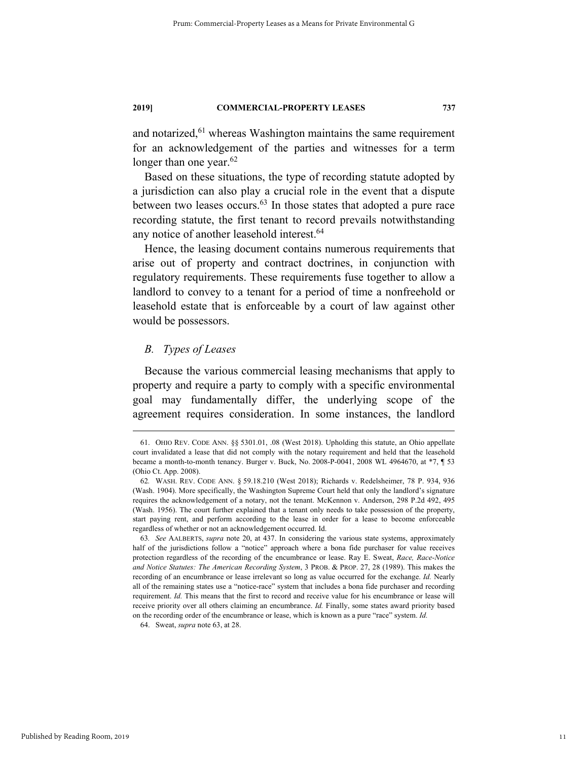and notarized,[61] whereas Washington maintains the same requirement for an acknowledgement of the parties and witnesses for a term longer than one year.[62]

Based on these situations, the type of recording statute adopted by a jurisdiction can also play a crucial role in the event that a dispute between two leases occurs.[63] In those states that adopted a pure race recording statute, the first tenant to record prevails notwithstanding any notice of another leasehold interest.[64]

Hence, the leasing document contains numerous requirements that arise out of property and contract doctrines, in conjunction with regulatory requirements. These requirements fuse together to allow a landlord to convey to a tenant for a period of time a nonfreehold or leasehold estate that is enforceable by a court of law against other would be possessors.

### *B. Types of Leases*

Because the various commercial leasing mechanisms that apply to property and require a party to comply with a specific environmental goal may fundamentally differ, the underlying scope of the agreement requires consideration. In some instances, the landlord

---

61. OHIO REV. CODE ANN. §§ 5301.01, .08 (West 2018). Upholding this statute, an Ohio appellate court invalidated a lease that did not comply with the notary requirement and held that the leasehold became a month-to-month tenancy. Burger v. Buck, No. 2008-P-0041, 2008 WL 4964670, at *7, ¶ 53 (Ohio Ct. App. 2008).

62. WASH. REV. CODE ANN. § 59.18.210 (West 2018); Richards v. Redelsheimer, 78 P. 934, 936 (Wash. 1904). More specifically, the Washington Supreme Court held that only the landlord's signature requires the acknowledgement of a notary, not the tenant. McKennon v. Anderson, 298 P.2d 492, 495 (Wash. 1956). The court further explained that a tenant only needs to take possession of the property, start paying rent, and perform according to the lease in order for a lease to become enforceable regardless of whether or not an acknowledgement occurred. Id.

63. *See* AALBERTS, *supra* note 20, at 437. In considering the various state systems, approximately half of the jurisdictions follow a "notice" approach where a bona fide purchaser for value receives protection regardless of the recording of the encumbrance or lease. Ray E. Sweat, *Race, Race-Notice and Notice Statutes: The American Recording System*, 3 PROB. & PROP. 27, 28 (1989). This makes the recording of an encumbrance or lease irrelevant so long as value occurred for the exchange. *Id.* Nearly all of the remaining states use a "notice-race" system that includes a bona fide purchaser and recording requirement. *Id.* This means that the first to record and receive value for his encumbrance or lease will receive priority over all others claiming an encumbrance. *Id.* Finally, some states award priority based on the recording order of the encumbrance or lease, which is known as a pure "race" system. *Id.*

64. Sweat, *supra* note 63, at 28.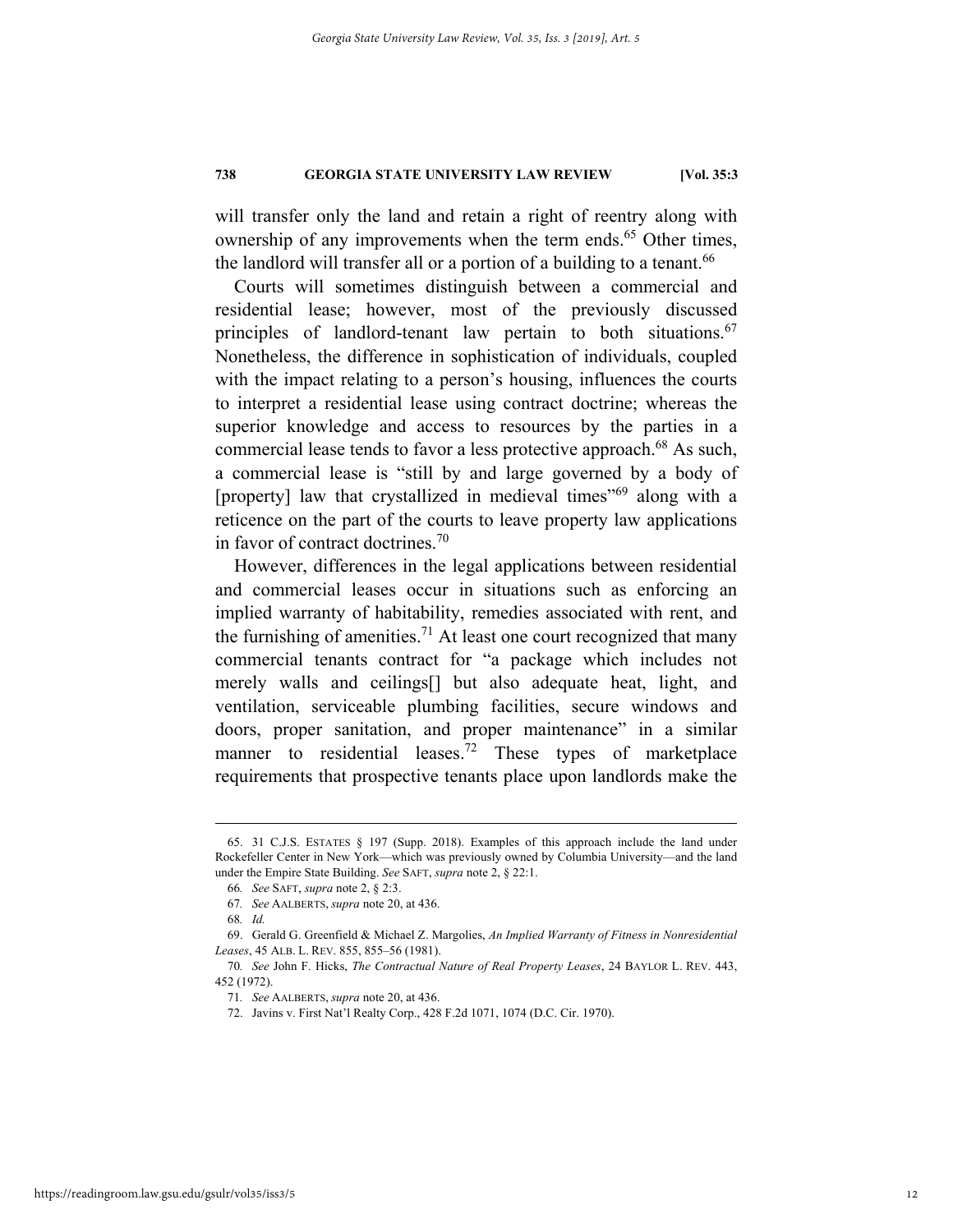will transfer only the land and retain a right of reentry along with ownership of any improvements when the term ends.[65] Other times, the landlord will transfer all or a portion of a building to a tenant.[66]

Courts will sometimes distinguish between a commercial and residential lease; however, most of the previously discussed principles of landlord-tenant law pertain to both situations.[67] Nonetheless, the difference in sophistication of individuals, coupled with the impact relating to a person's housing, influences the courts to interpret a residential lease using contract doctrine; whereas the superior knowledge and access to resources by the parties in a commercial lease tends to favor a less protective approach.[68] As such, a commercial lease is "still by and large governed by a body of [property] law that crystallized in medieval times"[69] along with a reticence on the part of the courts to leave property law applications in favor of contract doctrines.[70]

However, differences in the legal applications between residential and commercial leases occur in situations such as enforcing an implied warranty of habitability, remedies associated with rent, and the furnishing of amenities.[71] At least one court recognized that many commercial tenants contract for "a package which includes not merely walls and ceilings[] but also adequate heat, light, and ventilation, serviceable plumbing facilities, secure windows and doors, proper sanitation, and proper maintenance" in a similar manner to residential leases.[72] These types of marketplace requirements that prospective tenants place upon landlords make the

---

65. 31 C.J.S. ESTATES § 197 (Supp. 2018). Examples of this approach include the land under Rockefeller Center in New York—which was previously owned by Columbia University—and the land under the Empire State Building. *See* SAFT, *supra* note 2, § 22:1.

66. *See* SAFT, *supra* note 2, § 2:3.

67. *See* AALBERTS, *supra* note 20, at 436.

68. *Id.*

69. Gerald G. Greenfield & Michael Z. Margolies, *An Implied Warranty of Fitness in Nonresidential Leases*, 45 ALB. L. REV. 855, 855–56 (1981).

70. *See* John F. Hicks, *The Contractual Nature of Real Property Leases*, 24 BAYLOR L. REV. 443, 452 (1972).

71. *See* AALBERTS, *supra* note 20, at 436.

72. Javins v. First Nat'l Realty Corp., 428 F.2d 1071, 1074 (D.C. Cir. 1970).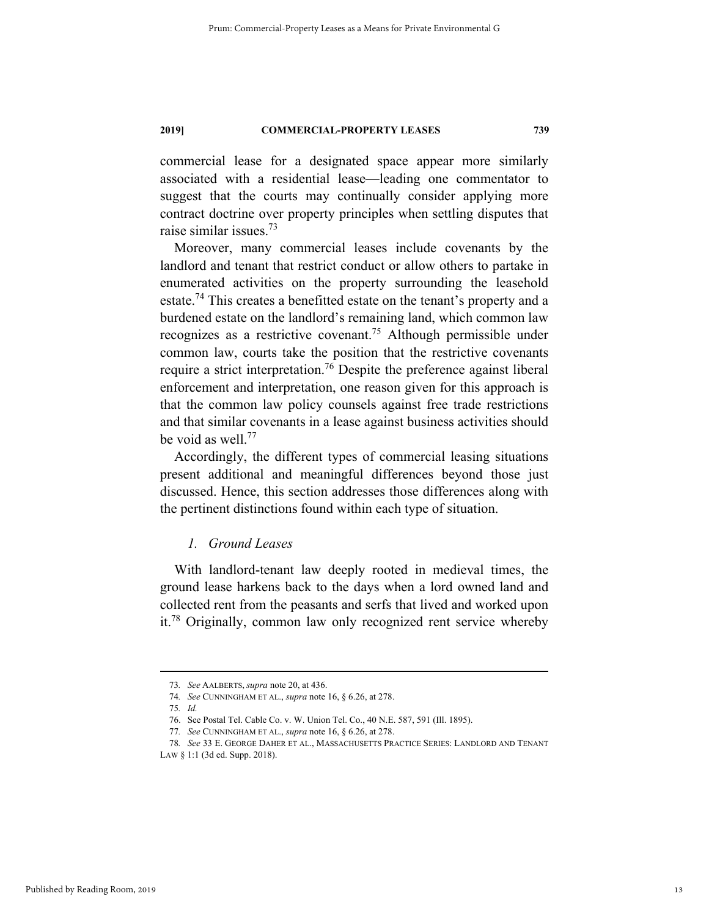commercial lease for a designated space appear more similarly associated with a residential lease—leading one commentator to suggest that the courts may continually consider applying more contract doctrine over property principles when settling disputes that raise similar issues.[73]

Moreover, many commercial leases include covenants by the landlord and tenant that restrict conduct or allow others to partake in enumerated activities on the property surrounding the leasehold estate.[74] This creates a benefitted estate on the tenant's property and a burdened estate on the landlord's remaining land, which common law recognizes as a restrictive covenant.[75] Although permissible under common law, courts take the position that the restrictive covenants require a strict interpretation.[76] Despite the preference against liberal enforcement and interpretation, one reason given for this approach is that the common law policy counsels against free trade restrictions and that similar covenants in a lease against business activities should be void as well.[77]

Accordingly, the different types of commercial leasing situations present additional and meaningful differences beyond those just discussed. Hence, this section addresses those differences along with the pertinent distinctions found within each type of situation.

### *1. Ground Leases*

With landlord-tenant law deeply rooted in medieval times, the ground lease harkens back to the days when a lord owned land and collected rent from the peasants and serfs that lived and worked upon it.[78] Originally, common law only recognized rent service whereby

---

73. *See* AALBERTS, *supra* note 20, at 436.

74. *See* CUNNINGHAM ET AL., *supra* note 16, § 6.26, at 278.

75. *Id.*

76. See Postal Tel. Cable Co. v. W. Union Tel. Co., 40 N.E. 587, 591 (Ill. 1895).

77. *See* CUNNINGHAM ET AL., *supra* note 16, § 6.26, at 278.

78. *See* 33 E. GEORGE DAHER ET AL., MASSACHUSETTS PRACTICE SERIES: LANDLORD AND TENANT LAW § 1:1 (3d ed. Supp. 2018).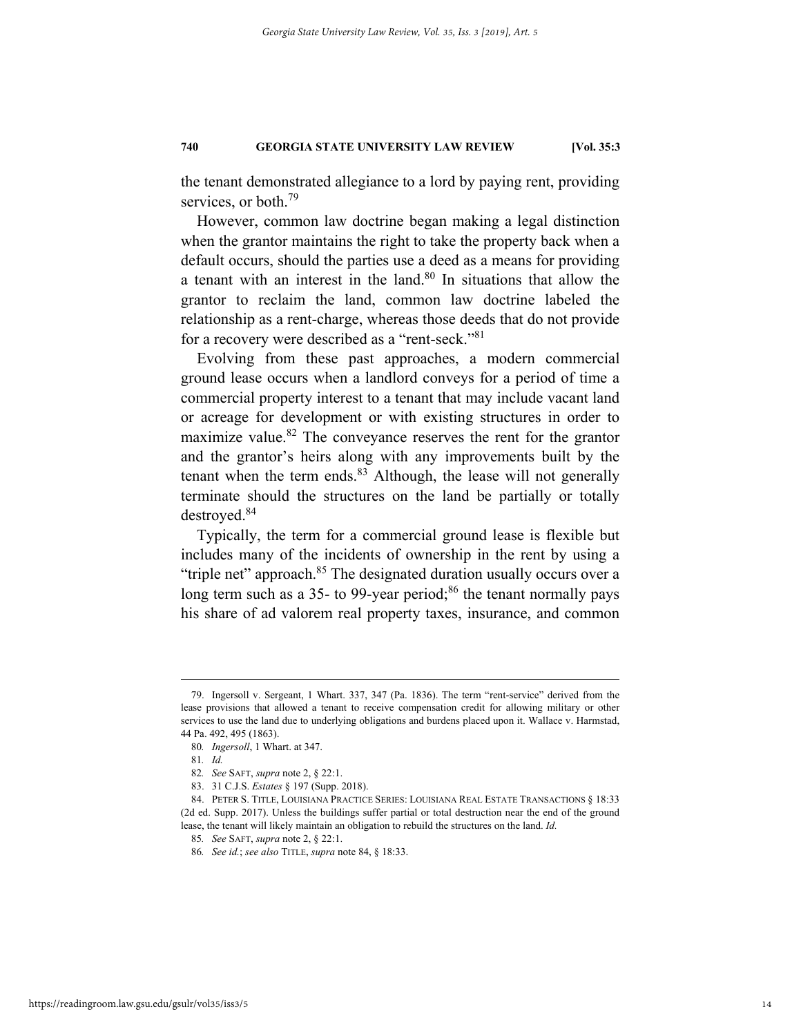the tenant demonstrated allegiance to a lord by paying rent, providing services, or both.[79]

However, common law doctrine began making a legal distinction when the grantor maintains the right to take the property back when a default occurs, should the parties use a deed as a means for providing a tenant with an interest in the land.[80] In situations that allow the grantor to reclaim the land, common law doctrine labeled the relationship as a rent-charge, whereas those deeds that do not provide for a recovery were described as a "rent-seck."[81]

Evolving from these past approaches, a modern commercial ground lease occurs when a landlord conveys for a period of time a commercial property interest to a tenant that may include vacant land or acreage for development or with existing structures in order to maximize value.[82] The conveyance reserves the rent for the grantor and the grantor's heirs along with any improvements built by the tenant when the term ends.[83] Although, the lease will not generally terminate should the structures on the land be partially or totally destroyed.[84]

Typically, the term for a commercial ground lease is flexible but includes many of the incidents of ownership in the rent by using a "triple net" approach.[85] The designated duration usually occurs over a long term such as a 35- to 99-year period;[86] the tenant normally pays his share of ad valorem real property taxes, insurance, and common

---

79. Ingersoll v. Sergeant, 1 Whart. 337, 347 (Pa. 1836). The term "rent-service" derived from the lease provisions that allowed a tenant to receive compensation credit for allowing military or other services to use the land due to underlying obligations and burdens placed upon it. Wallace v. Harmstad, 44 Pa. 492, 495 (1863).

80. *Ingersoll*, 1 Whart. at 347.

81. *Id.*

82. *See* SAFT, *supra* note 2, § 22:1.

83. 31 C.J.S. *Estates* § 197 (Supp. 2018).

84. PETER S. TITLE, LOUISIANA PRACTICE SERIES: LOUISIANA REAL ESTATE TRANSACTIONS § 18:33 (2d ed. Supp. 2017). Unless the buildings suffer partial or total destruction near the end of the ground lease, the tenant will likely maintain an obligation to rebuild the structures on the land. *Id.*

85. *See* SAFT, *supra* note 2, § 22:1.

86. *See id.*; *see also* TITLE, *supra* note 84, § 18:33.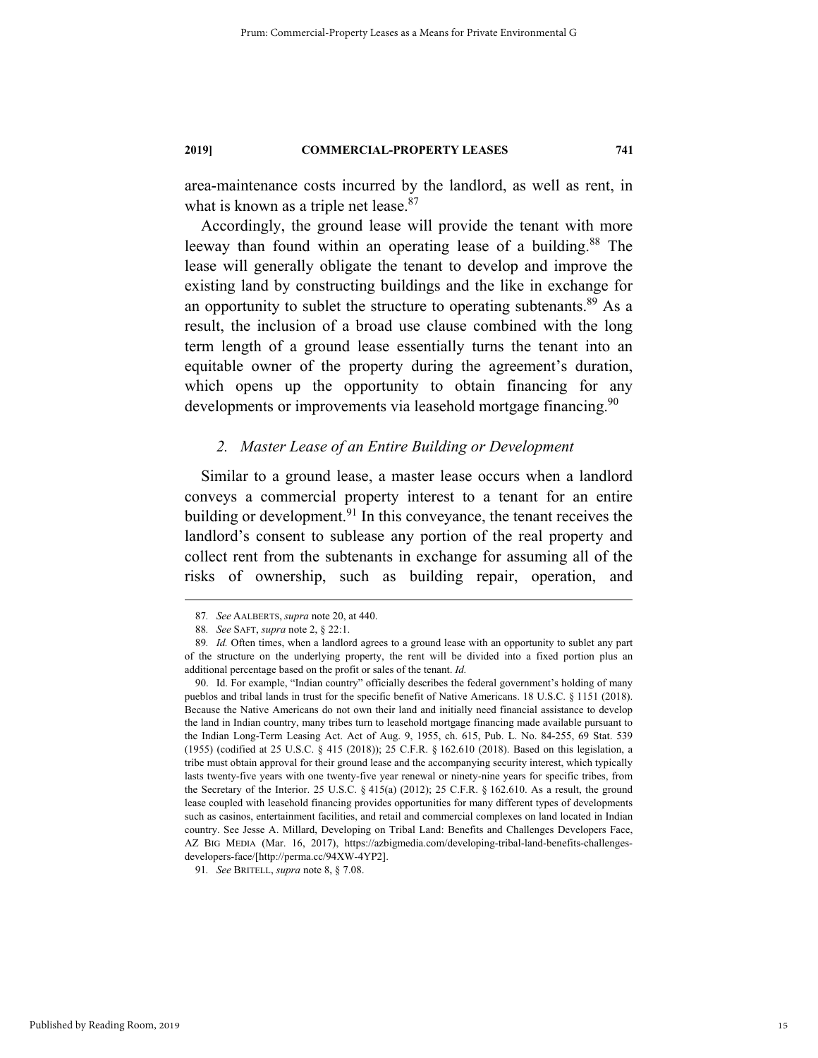area-maintenance costs incurred by the landlord, as well as rent, in what is known as a triple net lease.[87]

Accordingly, the ground lease will provide the tenant with more leeway than found within an operating lease of a building.[88] The lease will generally obligate the tenant to develop and improve the existing land by constructing buildings and the like in exchange for an opportunity to sublet the structure to operating subtenants.[89] As a result, the inclusion of a broad use clause combined with the long term length of a ground lease essentially turns the tenant into an equitable owner of the property during the agreement's duration, which opens up the opportunity to obtain financing for any developments or improvements via leasehold mortgage financing.[90]

### *2. Master Lease of an Entire Building or Development*

Similar to a ground lease, a master lease occurs when a landlord conveys a commercial property interest to a tenant for an entire building or development.[91] In this conveyance, the tenant receives the landlord's consent to sublease any portion of the real property and collect rent from the subtenants in exchange for assuming all of the risks of ownership, such as building repair, operation, and

---

87. *See* AALBERTS, *supra* note 20, at 440.

88. *See* SAFT, *supra* note 2, § 22:1.

89. *Id.* Often times, when a landlord agrees to a ground lease with an opportunity to sublet any part of the structure on the underlying property, the rent will be divided into a fixed portion plus an additional percentage based on the profit or sales of the tenant. *Id.*

90. Id. For example, "Indian country" officially describes the federal government's holding of many pueblos and tribal lands in trust for the specific benefit of Native Americans. 18 U.S.C. § 1151 (2018). Because the Native Americans do not own their land and initially need financial assistance to develop the land in Indian country, many tribes turn to leasehold mortgage financing made available pursuant to the Indian Long-Term Leasing Act. Act of Aug. 9, 1955, ch. 615, Pub. L. No. 84-255, 69 Stat. 539 (1955) (codified at 25 U.S.C. § 415 (2018)); 25 C.F.R. § 162.610 (2018). Based on this legislation, a tribe must obtain approval for their ground lease and the accompanying security interest, which typically lasts twenty-five years with one twenty-five year renewal or ninety-nine years for specific tribes, from the Secretary of the Interior. 25 U.S.C. § 415(a) (2012); 25 C.F.R. § 162.610. As a result, the ground lease coupled with leasehold financing provides opportunities for many different types of developments such as casinos, entertainment facilities, and retail and commercial complexes on land located in Indian country. See Jesse A. Millard, Developing on Tribal Land: Benefits and Challenges Developers Face, AZ BIG MEDIA (Mar. 16, 2017), https://azbigmedia.com/developing-tribal-land-benefits-challenges-developers-face/[http://perma.cc/94XW-4YP2].

91. *See* BRITELL, *supra* note 8, § 7.08.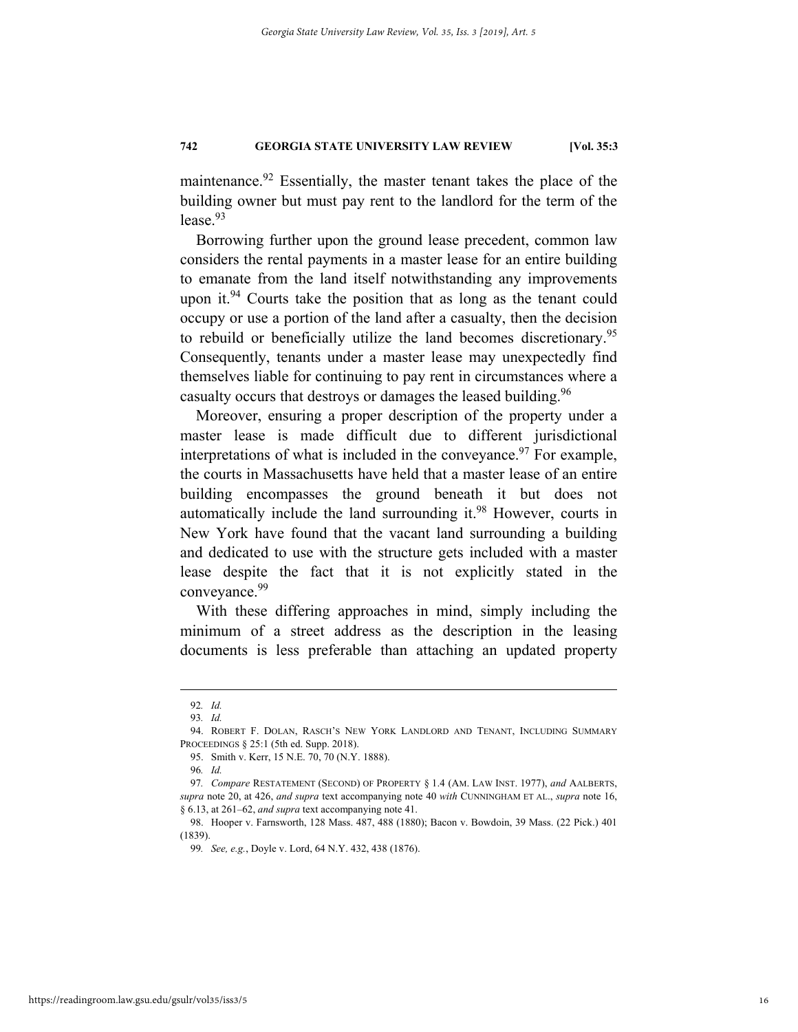maintenance.[92] Essentially, the master tenant takes the place of the building owner but must pay rent to the landlord for the term of the lease.[93]

Borrowing further upon the ground lease precedent, common law considers the rental payments in a master lease for an entire building to emanate from the land itself notwithstanding any improvements upon it.[94] Courts take the position that as long as the tenant could occupy or use a portion of the land after a casualty, then the decision to rebuild or beneficially utilize the land becomes discretionary.[95] Consequently, tenants under a master lease may unexpectedly find themselves liable for continuing to pay rent in circumstances where a casualty occurs that destroys or damages the leased building.[96]

Moreover, ensuring a proper description of the property under a master lease is made difficult due to different jurisdictional interpretations of what is included in the conveyance.[97] For example, the courts in Massachusetts have held that a master lease of an entire building encompasses the ground beneath it but does not automatically include the land surrounding it.[98] However, courts in New York have found that the vacant land surrounding a building and dedicated to use with the structure gets included with a master lease despite the fact that it is not explicitly stated in the conveyance.[99]

With these differing approaches in mind, simply including the minimum of a street address as the description in the leasing documents is less preferable than attaching an updated property

---

92. *Id.*

93. *Id.*

94. ROBERT F. DOLAN, RASCH'S NEW YORK LANDLORD AND TENANT, INCLUDING SUMMARY PROCEEDINGS § 25:1 (5th ed. Supp. 2018).

95. Smith v. Kerr, 15 N.E. 70, 70 (N.Y. 1888).

96. *Id.*

97. *Compare* RESTATEMENT (SECOND) OF PROPERTY § 1.4 (AM. LAW INST. 1977), *and* AALBERTS, *supra* note 20, at 426, *and supra* text accompanying note 40 *with* CUNNINGHAM ET AL., *supra* note 16, § 6.13, at 261–62, *and supra* text accompanying note 41.

98. Hooper v. Farnsworth, 128 Mass. 487, 488 (1880); Bacon v. Bowdoin, 39 Mass. (22 Pick.) 401 (1839).

99. *See, e.g.*, Doyle v. Lord, 64 N.Y. 432, 438 (1876).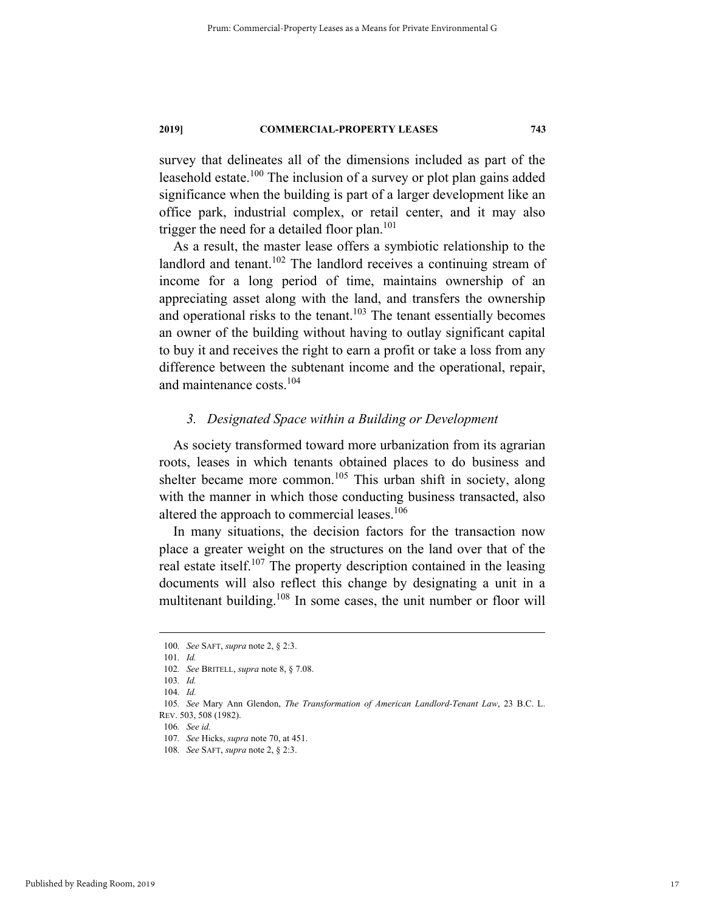survey that delineates all of the dimensions included as part of the leasehold estate.[100] The inclusion of a survey or plot plan gains added significance when the building is part of a larger development like an office park, industrial complex, or retail center, and it may also trigger the need for a detailed floor plan.[101]

As a result, the master lease offers a symbiotic relationship to the landlord and tenant.[102] The landlord receives a continuing stream of income for a long period of time, maintains ownership of an appreciating asset along with the land, and transfers the ownership and operational risks to the tenant.[103] The tenant essentially becomes an owner of the building without having to outlay significant capital to buy it and receives the right to earn a profit or take a loss from any difference between the subtenant income and the operational, repair, and maintenance costs.[104]

### *3. Designated Space within a Building or Development*

As society transformed toward more urbanization from its agrarian roots, leases in which tenants obtained places to do business and shelter became more common.[105] This urban shift in society, along with the manner in which those conducting business transacted, also altered the approach to commercial leases.[106]

In many situations, the decision factors for the transaction now place a greater weight on the structures on the land over that of the real estate itself.[107] The property description contained in the leasing documents will also reflect this change by designating a unit in a multitenant building.[108] In some cases, the unit number or floor will

---

100. *See* SAFT, *supra* note 2, § 2:3.

101. *Id.*

102. *See* BRITELL, *supra* note 8, § 7.08.

103. *Id.*

104. *Id.*

105. *See* Mary Ann Glendon, *The Transformation of American Landlord-Tenant Law*, 23 B.C. L. REV. 503, 508 (1982).

106. *See id.*

107. *See* Hicks, *supra* note 70, at 451.

108. *See* SAFT, *supra* note 2, § 2:3.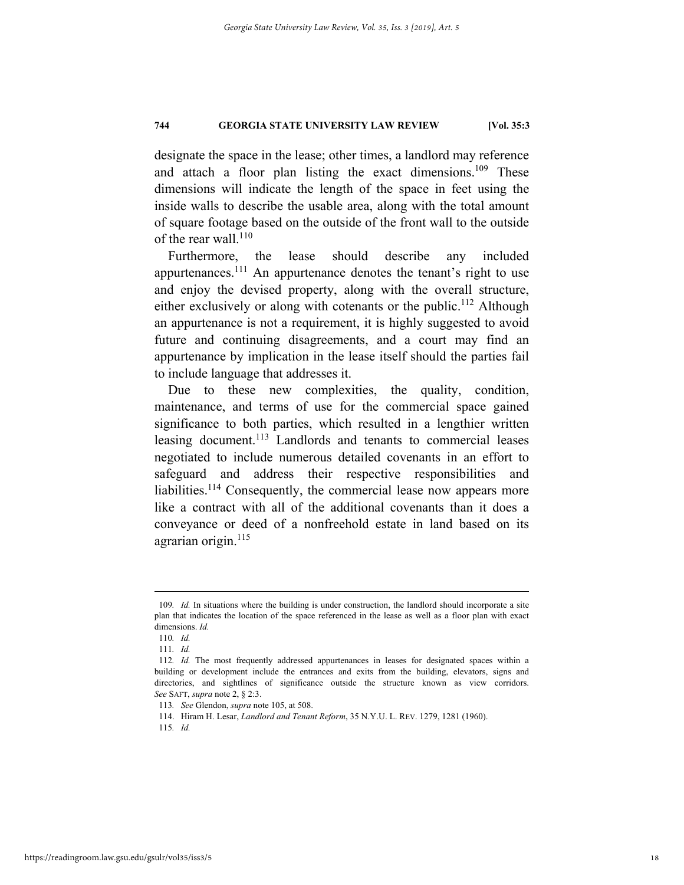designate the space in the lease; other times, a landlord may reference and attach a floor plan listing the exact dimensions.[109] These dimensions will indicate the length of the space in feet using the inside walls to describe the usable area, along with the total amount of square footage based on the outside of the front wall to the outside of the rear wall.[110]

Furthermore, the lease should describe any included appurtenances.[111] An appurtenance denotes the tenant's right to use and enjoy the devised property, along with the overall structure, either exclusively or along with cotenants or the public.[112] Although an appurtenance is not a requirement, it is highly suggested to avoid future and continuing disagreements, and a court may find an appurtenance by implication in the lease itself should the parties fail to include language that addresses it.

Due to these new complexities, the quality, condition, maintenance, and terms of use for the commercial space gained significance to both parties, which resulted in a lengthier written leasing document.[113] Landlords and tenants to commercial leases negotiated to include numerous detailed covenants in an effort to safeguard and address their respective responsibilities and liabilities.[114] Consequently, the commercial lease now appears more like a contract with all of the additional covenants than it does a conveyance or deed of a nonfreehold estate in land based on its agrarian origin.[115]

---

109. *Id.* In situations where the building is under construction, the landlord should incorporate a site plan that indicates the location of the space referenced in the lease as well as a floor plan with exact dimensions. *Id.*

110. *Id.*

111. *Id.*

112. *Id.* The most frequently addressed appurtenances in leases for designated spaces within a building or development include the entrances and exits from the building, elevators, signs and directories, and sightlines of significance outside the structure known as view corridors. *See* SAFT, *supra* note 2, § 2:3.

113. *See* Glendon, *supra* note 105, at 508.

114. Hiram H. Lesar, *Landlord and Tenant Reform*, 35 N.Y.U. L. REV. 1279, 1281 (1960).

115. *Id.*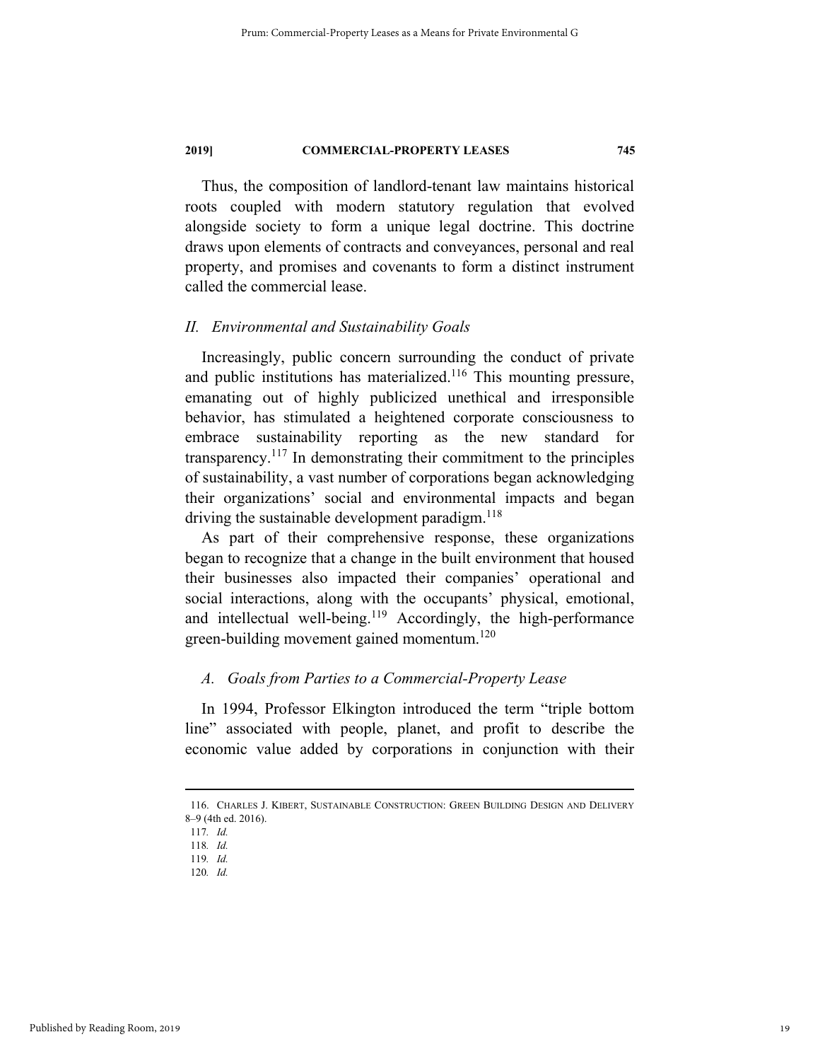Thus, the composition of landlord-tenant law maintains historical roots coupled with modern statutory regulation that evolved alongside society to form a unique legal doctrine. This doctrine draws upon elements of contracts and conveyances, personal and real property, and promises and covenants to form a distinct instrument called the commercial lease.

## *II. Environmental and Sustainability Goals*

Increasingly, public concern surrounding the conduct of private and public institutions has materialized.[116] This mounting pressure, emanating out of highly publicized unethical and irresponsible behavior, has stimulated a heightened corporate consciousness to embrace sustainability reporting as the new standard for transparency.[117] In demonstrating their commitment to the principles of sustainability, a vast number of corporations began acknowledging their organizations' social and environmental impacts and began driving the sustainable development paradigm.[118]

As part of their comprehensive response, these organizations began to recognize that a change in the built environment that housed their businesses also impacted their companies' operational and social interactions, along with the occupants' physical, emotional, and intellectual well-being.[119] Accordingly, the high-performance green-building movement gained momentum.[120]

### *A. Goals from Parties to a Commercial-Property Lease*

In 1994, Professor Elkington introduced the term "triple bottom line" associated with people, planet, and profit to describe the economic value added by corporations in conjunction with their

---

116. CHARLES J. KIBERT, SUSTAINABLE CONSTRUCTION: GREEN BUILDING DESIGN AND DELIVERY 8–9 (4th ed. 2016).

117. *Id.*

118. *Id.*

119. *Id.*

120. *Id.*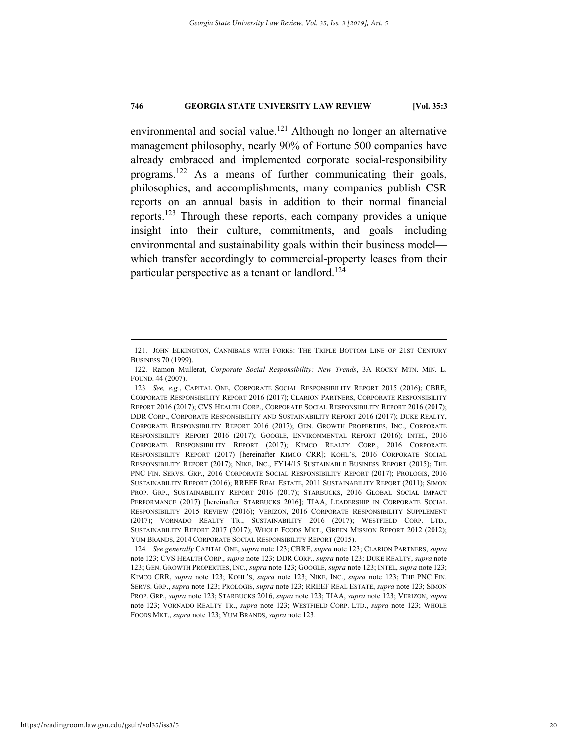environmental and social value.[121] Although no longer an alternative management philosophy, nearly 90% of Fortune 500 companies have already embraced and implemented corporate social-responsibility programs.[122] As a means of further communicating their goals, philosophies, and accomplishments, many companies publish CSR reports on an annual basis in addition to their normal financial reports.[123] Through these reports, each company provides a unique insight into their culture, commitments, and goals—including environmental and sustainability goals within their business model—which transfer accordingly to commercial-property leases from their particular perspective as a tenant or landlord.[124]

---

121. JOHN ELKINGTON, CANNIBALS WITH FORKS: THE TRIPLE BOTTOM LINE OF 21ST CENTURY BUSINESS 70 (1999).

122. Ramon Mullerat, *Corporate Social Responsibility: New Trends*, 3A ROCKY MTN. MIN. L. FOUND. 44 (2007).

123. *See, e.g.*, CAPITAL ONE, CORPORATE SOCIAL RESPONSIBILITY REPORT 2015 (2016); CBRE, CORPORATE RESPONSIBILITY REPORT 2016 (2017); CLARION PARTNERS, CORPORATE RESPONSIBILITY REPORT 2016 (2017); CVS HEALTH CORP., CORPORATE SOCIAL RESPONSIBILITY REPORT 2016 (2017); DDR CORP., CORPORATE RESPONSIBILITY AND SUSTAINABILITY REPORT 2016 (2017); DUKE REALTY, CORPORATE RESPONSIBILITY REPORT 2016 (2017); GEN. GROWTH PROPERTIES, INC., CORPORATE RESPONSIBILITY REPORT 2016 (2017); GOOGLE, ENVIRONMENTAL REPORT (2016); INTEL, 2016 CORPORATE RESPONSIBILITY REPORT (2017); KIMCO REALTY CORP., 2016 CORPORATE RESPONSIBILITY REPORT (2017) [hereinafter KIMCO CRR]; KOHL'S, 2016 CORPORATE SOCIAL RESPONSIBILITY REPORT (2017); NIKE, INC., FY14/15 SUSTAINABLE BUSINESS REPORT (2015); THE PNC FIN. SERVS. GRP., 2016 CORPORATE SOCIAL RESPONSIBILITY REPORT (2017); PROLOGIS, 2016 SUSTAINABILITY REPORT (2016); RREEF REAL ESTATE, 2011 SUSTAINABILITY REPORT (2011); SIMON PROP. GRP., SUSTAINABILITY REPORT 2016 (2017); STARBUCKS, 2016 GLOBAL SOCIAL IMPACT PERFORMANCE (2017) [hereinafter STARBUCKS 2016]; TIAA, LEADERSHIP IN CORPORATE SOCIAL RESPONSIBILITY 2015 REVIEW (2016); VERIZON, 2016 CORPORATE RESPONSIBILITY SUPPLEMENT (2017); VORNADO REALTY TR., SUSTAINABILITY 2016 (2017); WESTFIELD CORP. LTD., SUSTAINABILITY REPORT 2017 (2017); WHOLE FOODS MKT., GREEN MISSION REPORT 2012 (2012); YUM BRANDS, 2014 CORPORATE SOCIAL RESPONSIBILITY REPORT (2015).

124. *See generally* CAPITAL ONE, *supra* note 123; CBRE, *supra* note 123; CLARION PARTNERS, *supra* note 123; CVS HEALTH CORP., *supra* note 123; DDR CORP., *supra* note 123; DUKE REALTY, *supra* note 123; GEN. GROWTH PROPERTIES, INC., *supra* note 123; GOOGLE, *supra* note 123; INTEL, *supra* note 123; KIMCO CRR, *supra* note 123; KOHL'S, *supra* note 123; NIKE, INC., *supra* note 123; THE PNC FIN. SERVS. GRP., *supra* note 123; PROLOGIS, *supra* note 123; RREEF REAL ESTATE, *supra* note 123; SIMON PROP. GRP., *supra* note 123; STARBUCKS 2016, *supra* note 123; TIAA, *supra* note 123; VERIZON, *supra* note 123; VORNADO REALTY TR., *supra* note 123; WESTFIELD CORP. LTD., *supra* note 123; WHOLE FOODS MKT., *supra* note 123; YUM BRANDS, *supra* note 123.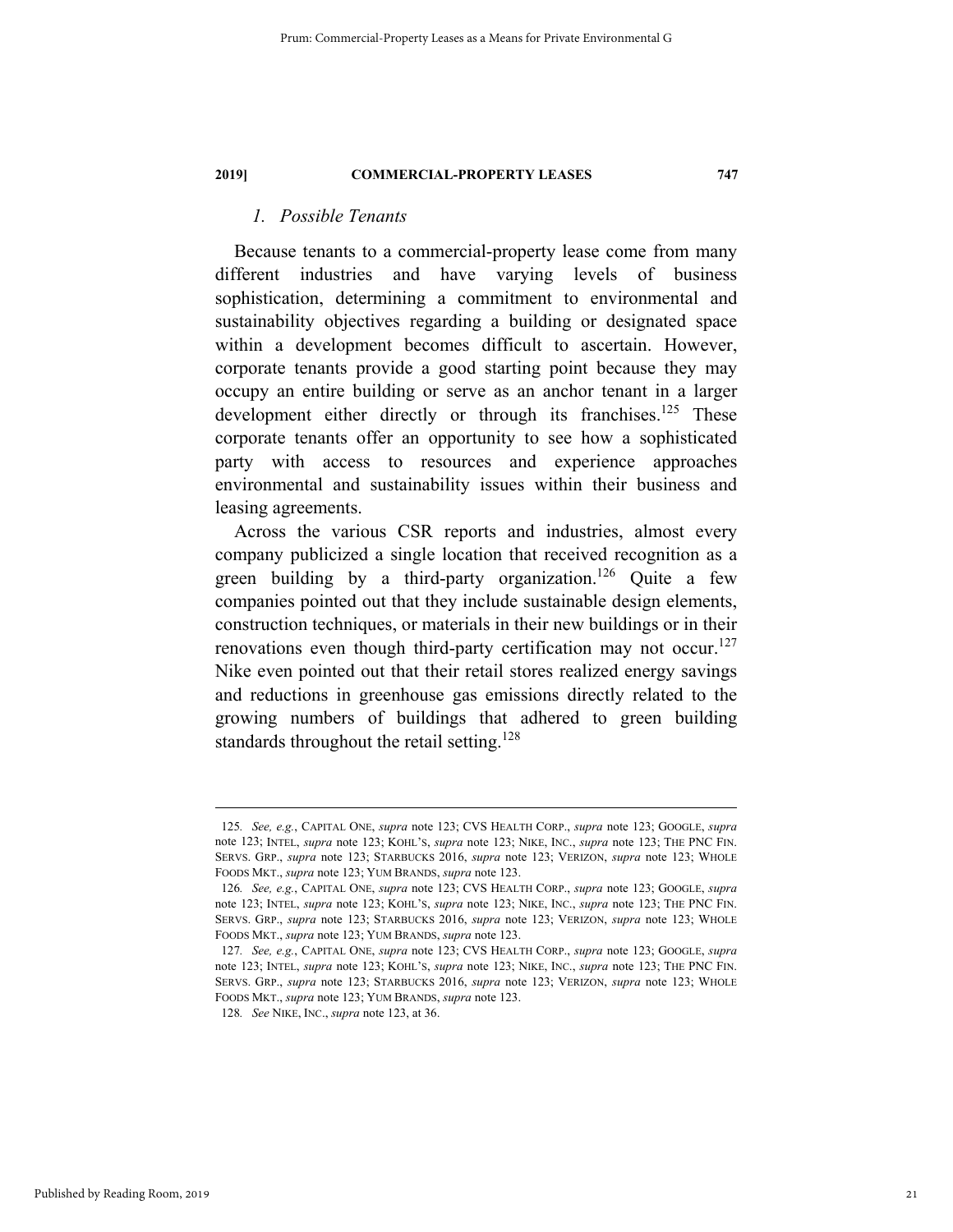### *1. Possible Tenants*

Because tenants to a commercial-property lease come from many different industries and have varying levels of business sophistication, determining a commitment to environmental and sustainability objectives regarding a building or designated space within a development becomes difficult to ascertain. However, corporate tenants provide a good starting point because they may occupy an entire building or serve as an anchor tenant in a larger development either directly or through its franchises.[125] These corporate tenants offer an opportunity to see how a sophisticated party with access to resources and experience approaches environmental and sustainability issues within their business and leasing agreements.

Across the various CSR reports and industries, almost every company publicized a single location that received recognition as a green building by a third-party organization.[126] Quite a few companies pointed out that they include sustainable design elements, construction techniques, or materials in their new buildings or in their renovations even though third-party certification may not occur.[127] Nike even pointed out that their retail stores realized energy savings and reductions in greenhouse gas emissions directly related to the growing numbers of buildings that adhered to green building standards throughout the retail setting.[128]

---

125. *See, e.g.*, CAPITAL ONE, *supra* note 123; CVS HEALTH CORP., *supra* note 123; GOOGLE, *supra* note 123; INTEL, *supra* note 123; KOHL'S, *supra* note 123; NIKE, INC., *supra* note 123; THE PNC FIN. SERVS. GRP., *supra* note 123; STARBUCKS 2016, *supra* note 123; VERIZON, *supra* note 123; WHOLE FOODS MKT., *supra* note 123; YUM BRANDS, *supra* note 123.

126. *See, e.g.*, CAPITAL ONE, *supra* note 123; CVS HEALTH CORP., *supra* note 123; GOOGLE, *supra* note 123; INTEL, *supra* note 123; KOHL'S, *supra* note 123; NIKE, INC., *supra* note 123; THE PNC FIN. SERVS. GRP., *supra* note 123; STARBUCKS 2016, *supra* note 123; VERIZON, *supra* note 123; WHOLE FOODS MKT., *supra* note 123; YUM BRANDS, *supra* note 123.

127. *See, e.g.*, CAPITAL ONE, *supra* note 123; CVS HEALTH CORP., *supra* note 123; GOOGLE, *supra* note 123; INTEL, *supra* note 123; KOHL'S, *supra* note 123; NIKE, INC., *supra* note 123; THE PNC FIN. SERVS. GRP., *supra* note 123; STARBUCKS 2016, *supra* note 123; VERIZON, *supra* note 123; WHOLE FOODS MKT., *supra* note 123; YUM BRANDS, *supra* note 123.

128. *See* NIKE, INC., *supra* note 123, at 36.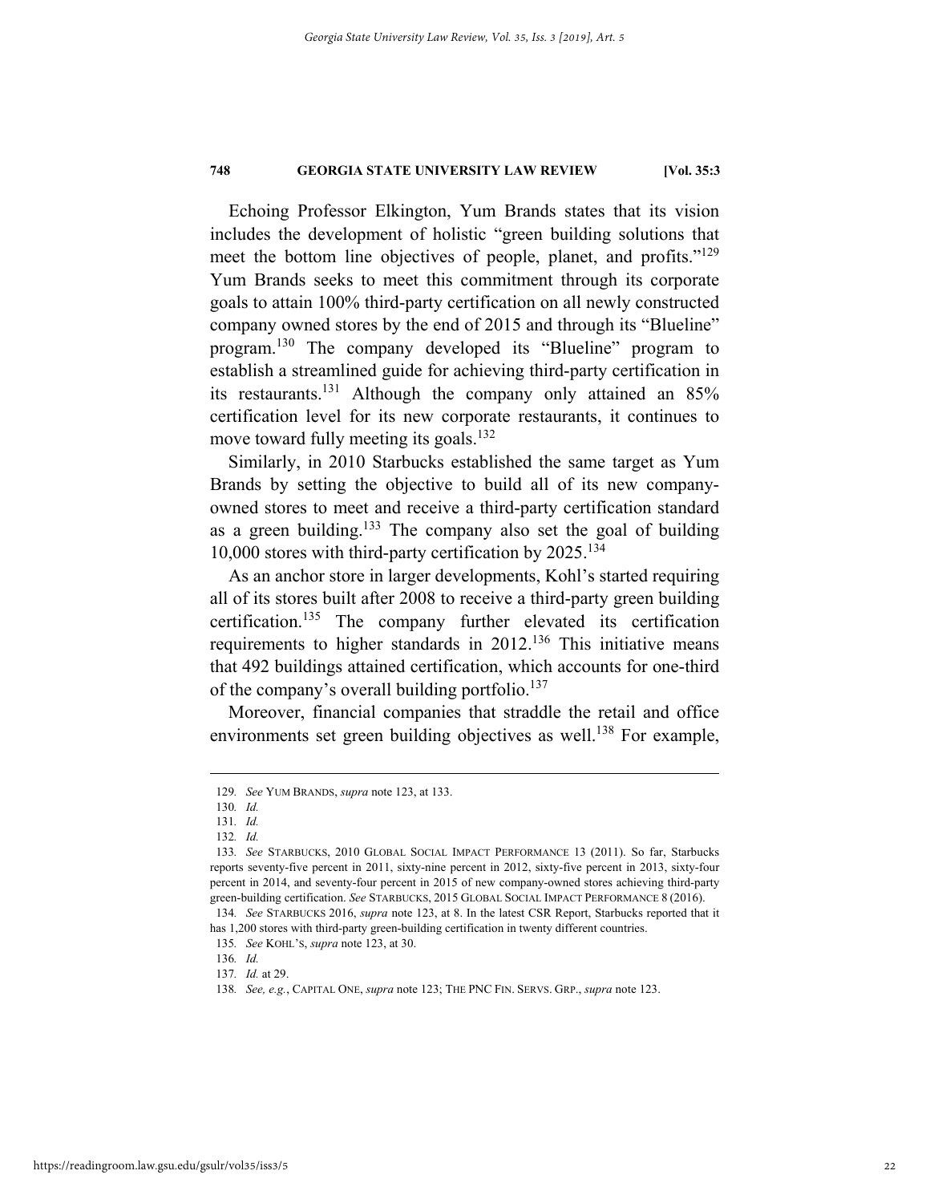Echoing Professor Elkington, Yum Brands states that its vision includes the development of holistic "green building solutions that meet the bottom line objectives of people, planet, and profits."[129] Yum Brands seeks to meet this commitment through its corporate goals to attain 100% third-party certification on all newly constructed company owned stores by the end of 2015 and through its "Blueline" program.[130] The company developed its "Blueline" program to establish a streamlined guide for achieving third-party certification in its restaurants.[131] Although the company only attained an 85% certification level for its new corporate restaurants, it continues to move toward fully meeting its goals.[132]

Similarly, in 2010 Starbucks established the same target as Yum Brands by setting the objective to build all of its new company-owned stores to meet and receive a third-party certification standard as a green building.[133] The company also set the goal of building 10,000 stores with third-party certification by 2025.[134]

As an anchor store in larger developments, Kohl's started requiring all of its stores built after 2008 to receive a third-party green building certification.[135] The company further elevated its certification requirements to higher standards in 2012.[136] This initiative means that 492 buildings attained certification, which accounts for one-third of the company's overall building portfolio.[137]

Moreover, financial companies that straddle the retail and office environments set green building objectives as well.[138] For example,

---

129. *See* YUM BRANDS, *supra* note 123, at 133.

130. *Id.*

131. *Id.*

132. *Id.*

133. *See* STARBUCKS, 2010 GLOBAL SOCIAL IMPACT PERFORMANCE 13 (2011). So far, Starbucks reports seventy-five percent in 2011, sixty-nine percent in 2012, sixty-five percent in 2013, sixty-four percent in 2014, and seventy-four percent in 2015 of new company-owned stores achieving third-party green-building certification. *See* STARBUCKS, 2015 GLOBAL SOCIAL IMPACT PERFORMANCE 8 (2016).

134. *See* STARBUCKS 2016, *supra* note 123, at 8. In the latest CSR Report, Starbucks reported that it has 1,200 stores with third-party green-building certification in twenty different countries.

135. *See* KOHL'S, *supra* note 123, at 30.

136. *Id.*

137. *Id.* at 29.

138. *See, e.g.*, CAPITAL ONE, *supra* note 123; THE PNC FIN. SERVS. GRP., *supra* note 123.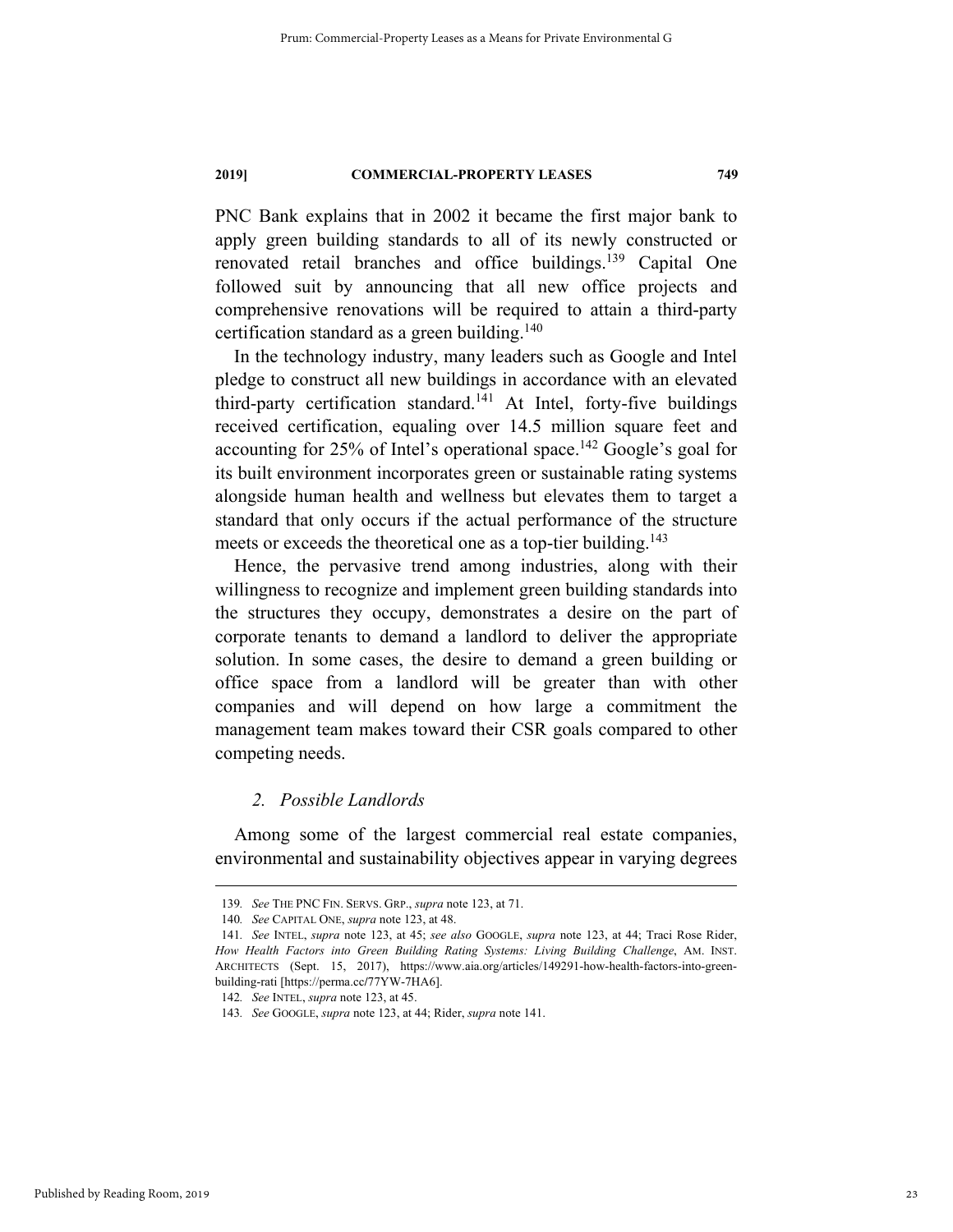PNC Bank explains that in 2002 it became the first major bank to apply green building standards to all of its newly constructed or renovated retail branches and office buildings.[139] Capital One followed suit by announcing that all new office projects and comprehensive renovations will be required to attain a third-party certification standard as a green building.[140]

In the technology industry, many leaders such as Google and Intel pledge to construct all new buildings in accordance with an elevated third-party certification standard.[141] At Intel, forty-five buildings received certification, equaling over 14.5 million square feet and accounting for 25% of Intel's operational space.[142] Google's goal for its built environment incorporates green or sustainable rating systems alongside human health and wellness but elevates them to target a standard that only occurs if the actual performance of the structure meets or exceeds the theoretical one as a top-tier building.[143]

Hence, the pervasive trend among industries, along with their willingness to recognize and implement green building standards into the structures they occupy, demonstrates a desire on the part of corporate tenants to demand a landlord to deliver the appropriate solution. In some cases, the desire to demand a green building or office space from a landlord will be greater than with other companies and will depend on how large a commitment the management team makes toward their CSR goals compared to other competing needs.

### *2. Possible Landlords*

Among some of the largest commercial real estate companies, environmental and sustainability objectives appear in varying degrees

---

139. *See* THE PNC FIN. SERVS. GRP., *supra* note 123, at 71.

140. *See* CAPITAL ONE, *supra* note 123, at 48.

141. *See* INTEL, *supra* note 123, at 45; *see also* GOOGLE, *supra* note 123, at 44; Traci Rose Rider, *How Health Factors into Green Building Rating Systems: Living Building Challenge*, AM. INST. ARCHITECTS (Sept. 15, 2017), https://www.aia.org/articles/149291-how-health-factors-into-green-building-rati [https://perma.cc/77YW-7HA6].

142. *See* INTEL, *supra* note 123, at 45.

143. *See* GOOGLE, *supra* note 123, at 44; Rider, *supra* note 141.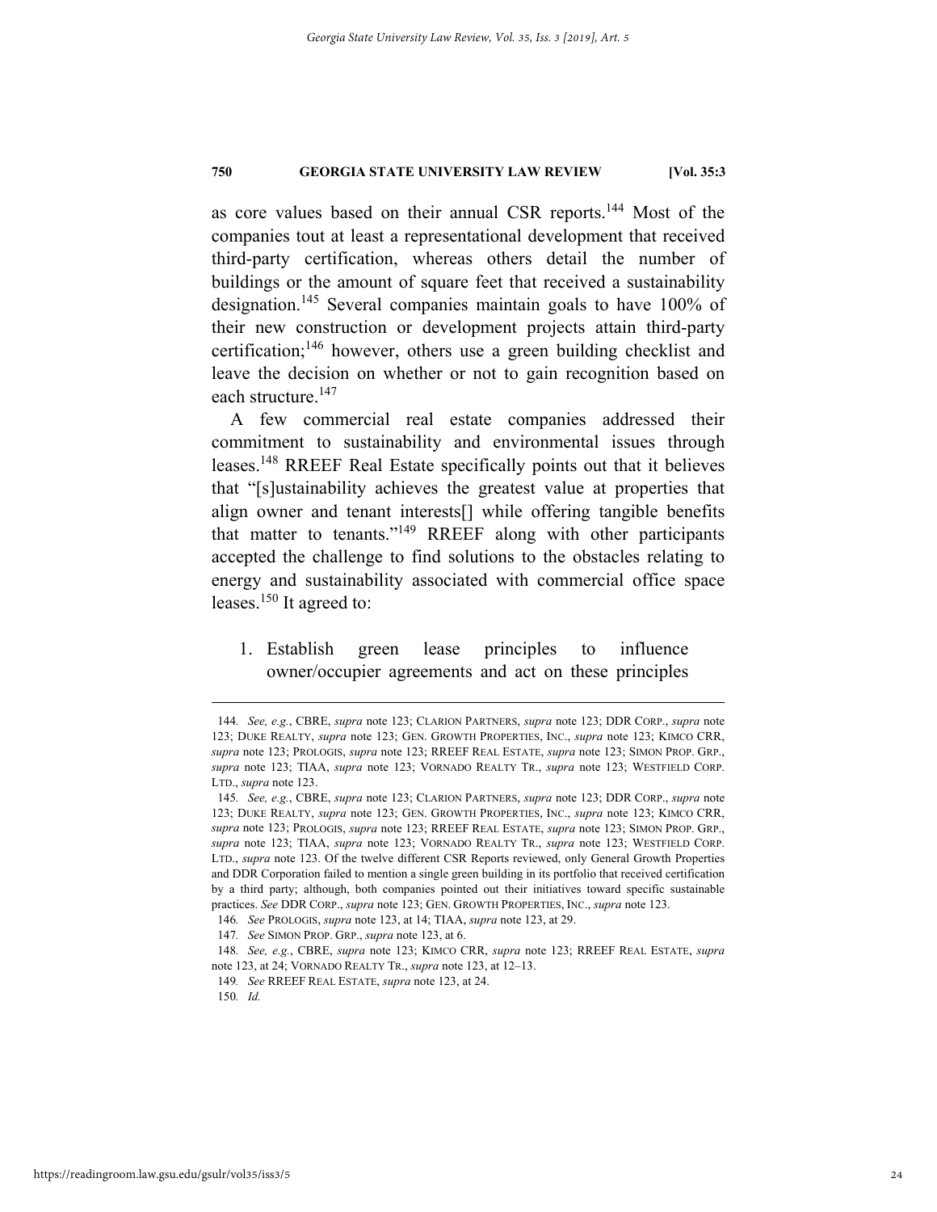as core values based on their annual CSR reports.[144] Most of the companies tout at least a representational development that received third-party certification, whereas others detail the number of buildings or the amount of square feet that received a sustainability designation.[145] Several companies maintain goals to have 100% of their new construction or development projects attain third-party certification;[146] however, others use a green building checklist and leave the decision on whether or not to gain recognition based on each structure.[147]

A few commercial real estate companies addressed their commitment to sustainability and environmental issues through leases.[148] RREEF Real Estate specifically points out that it believes that "[s]ustainability achieves the greatest value at properties that align owner and tenant interests[] while offering tangible benefits that matter to tenants."[149] RREEF along with other participants accepted the challenge to find solutions to the obstacles relating to energy and sustainability associated with commercial office space leases.[150] It agreed to:

1. Establish green lease principles to influence owner/occupier agreements and act on these principles

---

144. *See, e.g.*, CBRE, *supra* note 123; CLARION PARTNERS, *supra* note 123; DDR CORP., *supra* note 123; DUKE REALTY, *supra* note 123; GEN. GROWTH PROPERTIES, INC., *supra* note 123; KIMCO CRR, *supra* note 123; PROLOGIS, *supra* note 123; RREEF REAL ESTATE, *supra* note 123; SIMON PROP. GRP., *supra* note 123; TIAA, *supra* note 123; VORNADO REALTY TR., *supra* note 123; WESTFIELD CORP. LTD., *supra* note 123.

145. *See, e.g.*, CBRE, *supra* note 123; CLARION PARTNERS, *supra* note 123; DDR CORP., *supra* note 123; DUKE REALTY, *supra* note 123; GEN. GROWTH PROPERTIES, INC., *supra* note 123; KIMCO CRR, *supra* note 123; PROLOGIS, *supra* note 123; RREEF REAL ESTATE, *supra* note 123; SIMON PROP. GRP., *supra* note 123; TIAA, *supra* note 123; VORNADO REALTY TR., *supra* note 123; WESTFIELD CORP. LTD., *supra* note 123. Of the twelve different CSR Reports reviewed, only General Growth Properties and DDR Corporation failed to mention a single green building in its portfolio that received certification by a third party; although, both companies pointed out their initiatives toward specific sustainable practices. *See* DDR CORP., *supra* note 123; GEN. GROWTH PROPERTIES, INC., *supra* note 123.

146. *See* PROLOGIS, *supra* note 123, at 14; TIAA, *supra* note 123, at 29.

147. *See* SIMON PROP. GRP., *supra* note 123, at 6.

148. *See, e.g.*, CBRE, *supra* note 123; KIMCO CRR, *supra* note 123; RREEF REAL ESTATE, *supra* note 123, at 24; VORNADO REALTY TR., *supra* note 123, at 12–13.

149. *See* RREEF REAL ESTATE, *supra* note 123, at 24.

150. *Id.*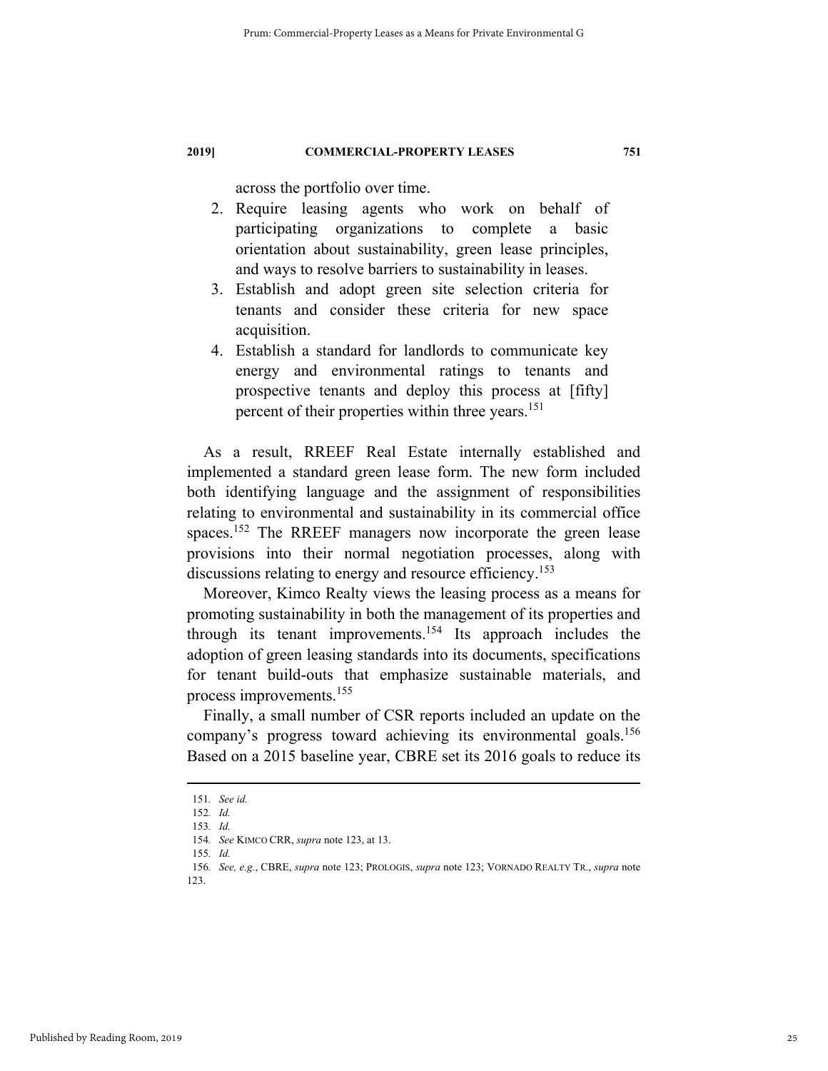across the portfolio over time.

2. Require leasing agents who work on behalf of participating organizations to complete a basic orientation about sustainability, green lease principles, and ways to resolve barriers to sustainability in leases.
3. Establish and adopt green site selection criteria for tenants and consider these criteria for new space acquisition.
4. Establish a standard for landlords to communicate key energy and environmental ratings to tenants and prospective tenants and deploy this process at [fifty] percent of their properties within three years.[151]

As a result, RREEF Real Estate internally established and implemented a standard green lease form. The new form included both identifying language and the assignment of responsibilities relating to environmental and sustainability in its commercial office spaces.[152] The RREEF managers now incorporate the green lease provisions into their normal negotiation processes, along with discussions relating to energy and resource efficiency.[153]

Moreover, Kimco Realty views the leasing process as a means for promoting sustainability in both the management of its properties and through its tenant improvements.[154] Its approach includes the adoption of green leasing standards into its documents, specifications for tenant build-outs that emphasize sustainable materials, and process improvements.[155]

Finally, a small number of CSR reports included an update on the company's progress toward achieving its environmental goals.[156] Based on a 2015 baseline year, CBRE set its 2016 goals to reduce its

---

151. *See id.*

152. *Id.*

153. *Id.*

154. *See* KIMCO CRR, *supra* note 123, at 13.

155. *Id.*

156. *See, e.g.*, CBRE, *supra* note 123; PROLOGIS, *supra* note 123; VORNADO REALTY TR., *supra* note 123.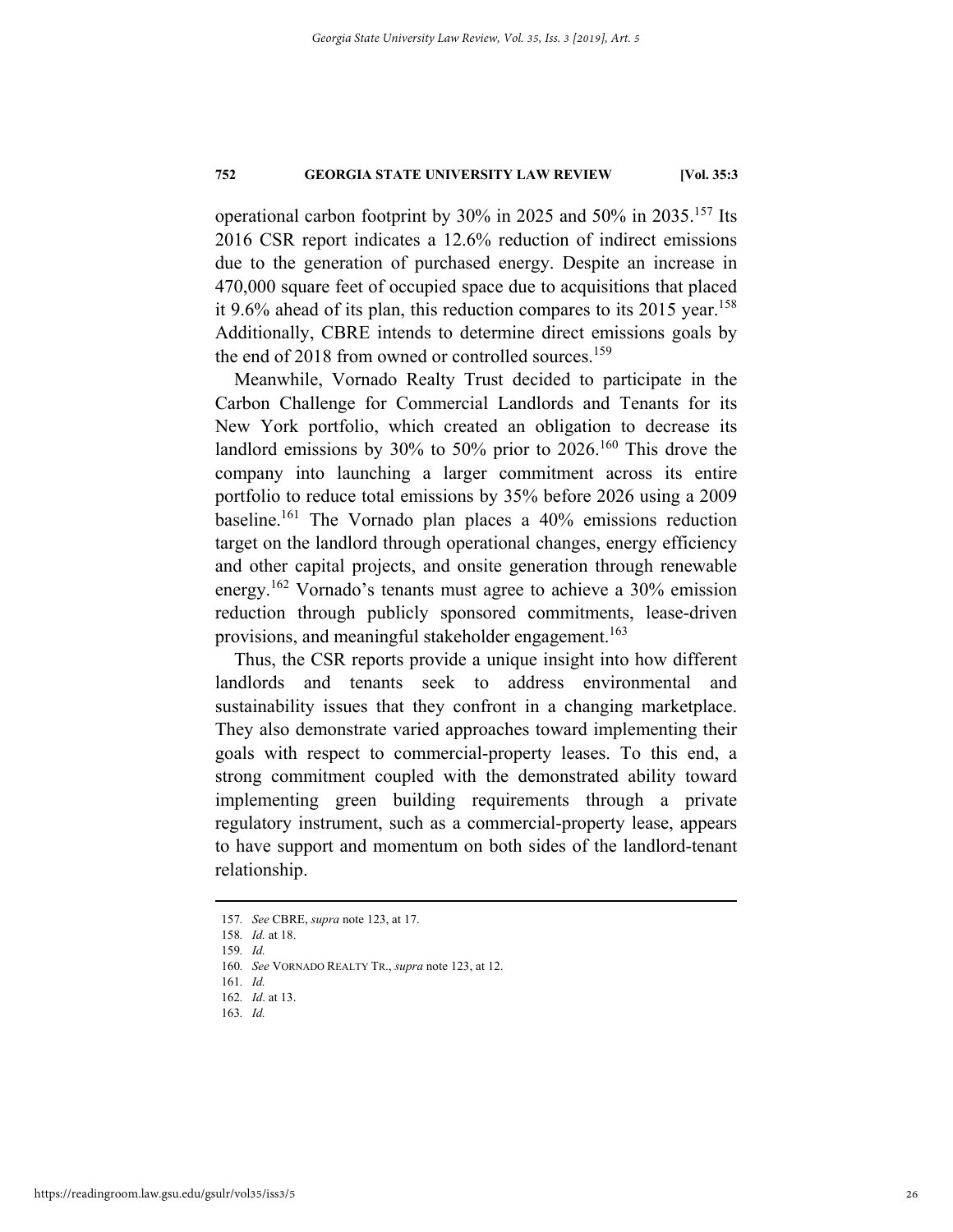operational carbon footprint by 30% in 2025 and 50% in 2035.[157] Its 2016 CSR report indicates a 12.6% reduction of indirect emissions due to the generation of purchased energy. Despite an increase in 470,000 square feet of occupied space due to acquisitions that placed it 9.6% ahead of its plan, this reduction compares to its 2015 year.[158] Additionally, CBRE intends to determine direct emissions goals by the end of 2018 from owned or controlled sources.[159]

Meanwhile, Vornado Realty Trust decided to participate in the Carbon Challenge for Commercial Landlords and Tenants for its New York portfolio, which created an obligation to decrease its landlord emissions by 30% to 50% prior to 2026.[160] This drove the company into launching a larger commitment across its entire portfolio to reduce total emissions by 35% before 2026 using a 2009 baseline.[161] The Vornado plan places a 40% emissions reduction target on the landlord through operational changes, energy efficiency and other capital projects, and onsite generation through renewable energy.[162] Vornado's tenants must agree to achieve a 30% emission reduction through publicly sponsored commitments, lease-driven provisions, and meaningful stakeholder engagement.[163]

Thus, the CSR reports provide a unique insight into how different landlords and tenants seek to address environmental and sustainability issues that they confront in a changing marketplace. They also demonstrate varied approaches toward implementing their goals with respect to commercial-property leases. To this end, a strong commitment coupled with the demonstrated ability toward implementing green building requirements through a private regulatory instrument, such as a commercial-property lease, appears to have support and momentum on both sides of the landlord-tenant relationship.

---

157. *See* CBRE, *supra* note 123, at 17.

158. *Id.* at 18.

159. *Id.*

160. *See* VORNADO REALTY TR., *supra* note 123, at 12.

161. *Id.*

162. *Id*. at 13.

163. *Id.*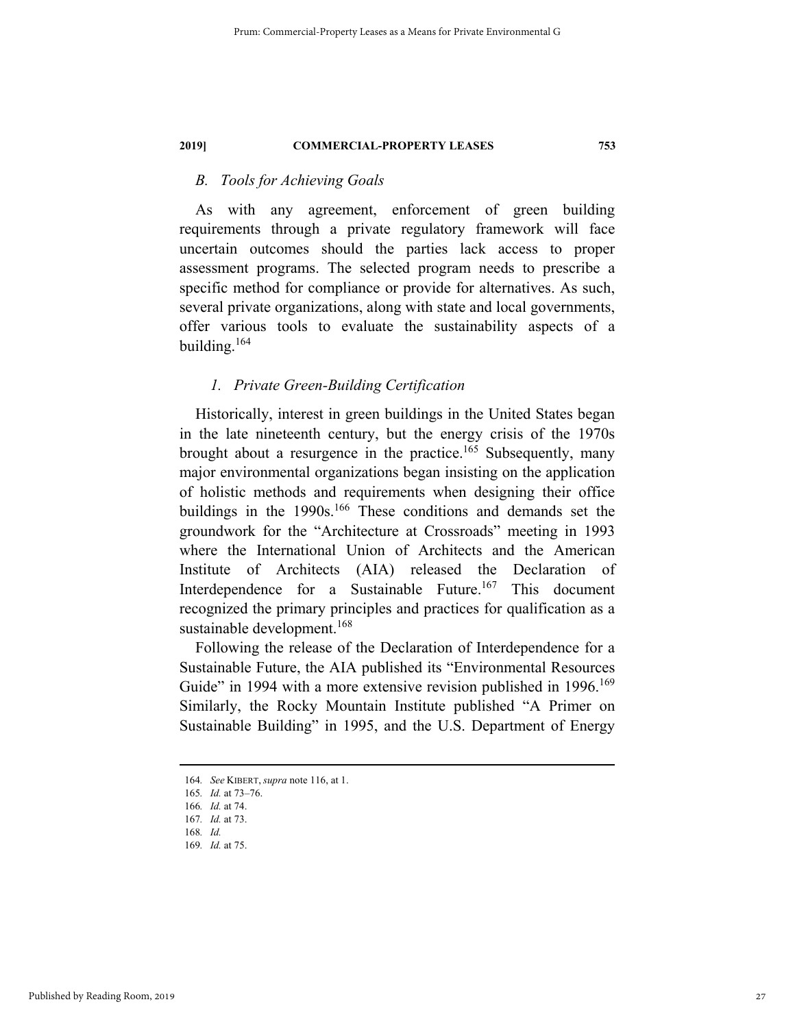### *B. Tools for Achieving Goals*

As with any agreement, enforcement of green building requirements through a private regulatory framework will face uncertain outcomes should the parties lack access to proper assessment programs. The selected program needs to prescribe a specific method for compliance or provide for alternatives. As such, several private organizations, along with state and local governments, offer various tools to evaluate the sustainability aspects of a building.[164]

#### *1. Private Green-Building Certification*

Historically, interest in green buildings in the United States began in the late nineteenth century, but the energy crisis of the 1970s brought about a resurgence in the practice.[165] Subsequently, many major environmental organizations began insisting on the application of holistic methods and requirements when designing their office buildings in the 1990s.[166] These conditions and demands set the groundwork for the "Architecture at Crossroads" meeting in 1993 where the International Union of Architects and the American Institute of Architects (AIA) released the Declaration of Interdependence for a Sustainable Future.[167] This document recognized the primary principles and practices for qualification as a sustainable development.[168]

Following the release of the Declaration of Interdependence for a Sustainable Future, the AIA published its "Environmental Resources Guide" in 1994 with a more extensive revision published in 1996.[169] Similarly, the Rocky Mountain Institute published "A Primer on Sustainable Building" in 1995, and the U.S. Department of Energy

---

164. *See* KIBERT, *supra* note 116, at 1.
165. *Id.* at 73–76.
166. *Id.* at 74.
167. *Id.* at 73.
168. *Id.*
169. *Id.* at 75.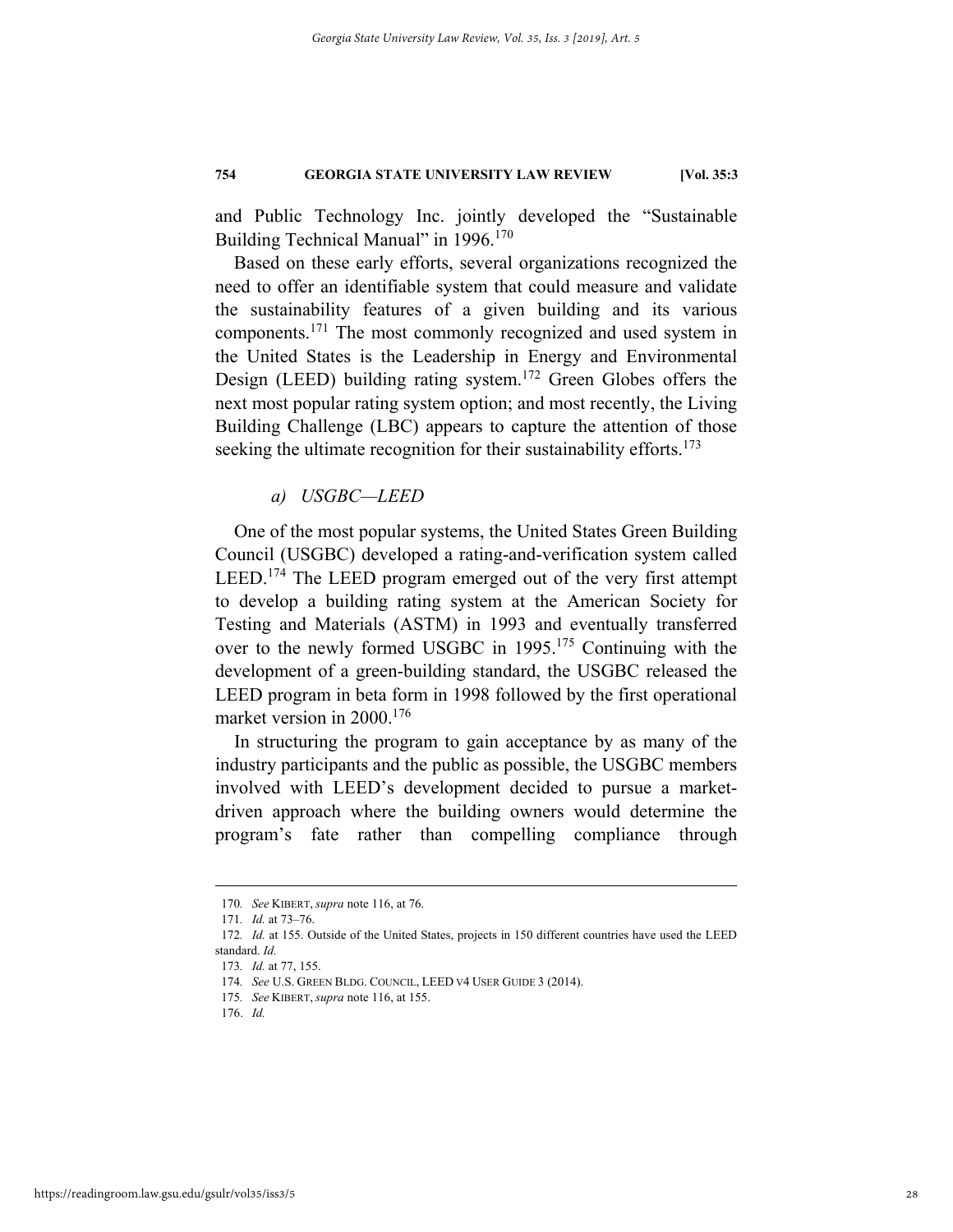and Public Technology Inc. jointly developed the "Sustainable Building Technical Manual" in 1996.[170]

Based on these early efforts, several organizations recognized the need to offer an identifiable system that could measure and validate the sustainability features of a given building and its various components.[171] The most commonly recognized and used system in the United States is the Leadership in Energy and Environmental Design (LEED) building rating system.[172] Green Globes offers the next most popular rating system option; and most recently, the Living Building Challenge (LBC) appears to capture the attention of those seeking the ultimate recognition for their sustainability efforts.[173]

*a) USGBC—LEED*

One of the most popular systems, the United States Green Building Council (USGBC) developed a rating-and-verification system called LEED.[174] The LEED program emerged out of the very first attempt to develop a building rating system at the American Society for Testing and Materials (ASTM) in 1993 and eventually transferred over to the newly formed USGBC in 1995.[175] Continuing with the development of a green-building standard, the USGBC released the LEED program in beta form in 1998 followed by the first operational market version in 2000.[176]

In structuring the program to gain acceptance by as many of the industry participants and the public as possible, the USGBC members involved with LEED's development decided to pursue a market-driven approach where the building owners would determine the program's fate rather than compelling compliance through

---

170. *See* KIBERT, *supra* note 116, at 76.

171. *Id.* at 73–76.

172. *Id.* at 155. Outside of the United States, projects in 150 different countries have used the LEED standard. *Id.*

173. *Id.* at 77, 155.

174. *See* U.S. GREEN BLDG. COUNCIL, LEED V4 USER GUIDE 3 (2014).

175. *See* KIBERT, *supra* note 116, at 155.

176. *Id.*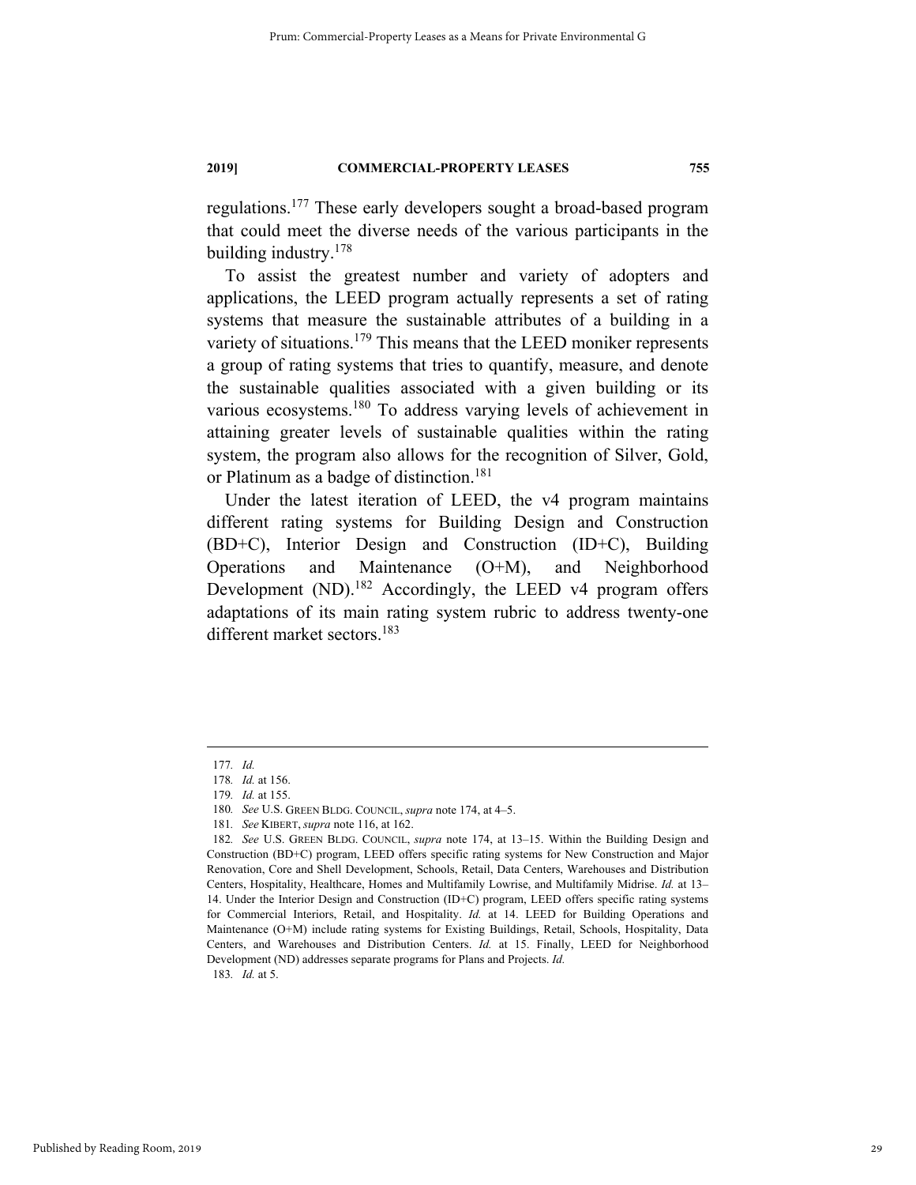regulations.[177] These early developers sought a broad-based program that could meet the diverse needs of the various participants in the building industry.[178]

To assist the greatest number and variety of adopters and applications, the LEED program actually represents a set of rating systems that measure the sustainable attributes of a building in a variety of situations.[179] This means that the LEED moniker represents a group of rating systems that tries to quantify, measure, and denote the sustainable qualities associated with a given building or its various ecosystems.[180] To address varying levels of achievement in attaining greater levels of sustainable qualities within the rating system, the program also allows for the recognition of Silver, Gold, or Platinum as a badge of distinction.[181]

Under the latest iteration of LEED, the v4 program maintains different rating systems for Building Design and Construction (BD+C), Interior Design and Construction (ID+C), Building Operations and Maintenance (O+M), and Neighborhood Development (ND).[182] Accordingly, the LEED v4 program offers adaptations of its main rating system rubric to address twenty-one different market sectors.[183]

---

177. *Id.*

178. *Id.* at 156.

179. *Id.* at 155.

180. *See* U.S. GREEN BLDG. COUNCIL, *supra* note 174, at 4–5.

181. *See* KIBERT, *supra* note 116, at 162.

182. *See* U.S. GREEN BLDG. COUNCIL, *supra* note 174, at 13–15. Within the Building Design and Construction (BD+C) program, LEED offers specific rating systems for New Construction and Major Renovation, Core and Shell Development, Schools, Retail, Data Centers, Warehouses and Distribution Centers, Hospitality, Healthcare, Homes and Multifamily Lowrise, and Multifamily Midrise. *Id.* at 13–14. Under the Interior Design and Construction (ID+C) program, LEED offers specific rating systems for Commercial Interiors, Retail, and Hospitality. *Id.* at 14. LEED for Building Operations and Maintenance (O+M) include rating systems for Existing Buildings, Retail, Schools, Hospitality, Data Centers, and Warehouses and Distribution Centers. *Id.* at 15. Finally, LEED for Neighborhood Development (ND) addresses separate programs for Plans and Projects. *Id.*

183. *Id.* at 5.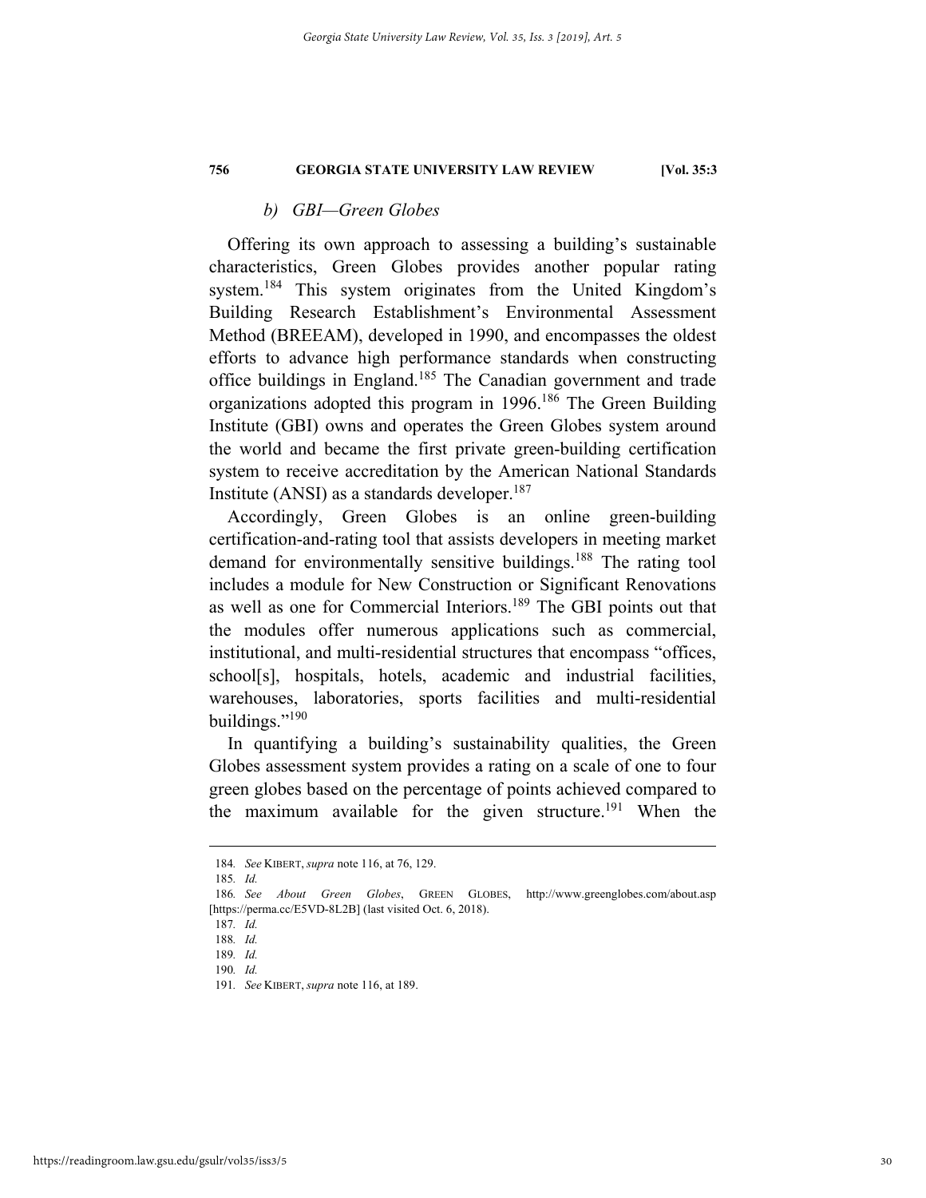### b) GBI—Green Globes

Offering its own approach to assessing a building's sustainable characteristics, Green Globes provides another popular rating system.[184] This system originates from the United Kingdom's Building Research Establishment's Environmental Assessment Method (BREEAM), developed in 1990, and encompasses the oldest efforts to advance high performance standards when constructing office buildings in England.[185] The Canadian government and trade organizations adopted this program in 1996.[186] The Green Building Institute (GBI) owns and operates the Green Globes system around the world and became the first private green-building certification system to receive accreditation by the American National Standards Institute (ANSI) as a standards developer.[187]

Accordingly, Green Globes is an online green-building certification-and-rating tool that assists developers in meeting market demand for environmentally sensitive buildings.[188] The rating tool includes a module for New Construction or Significant Renovations as well as one for Commercial Interiors.[189] The GBI points out that the modules offer numerous applications such as commercial, institutional, and multi-residential structures that encompass "offices, school[s], hospitals, hotels, academic and industrial facilities, warehouses, laboratories, sports facilities and multi-residential buildings."[190]

In quantifying a building's sustainability qualities, the Green Globes assessment system provides a rating on a scale of one to four green globes based on the percentage of points achieved compared to the maximum available for the given structure.[191] When the

---

184. *See* KIBERT, *supra* note 116, at 76, 129.

185. *Id.*

186. *See About Green Globes*, GREEN GLOBES, http://www.greenglobes.com/about.asp [https://perma.cc/E5VD-8L2B] (last visited Oct. 6, 2018).

187. *Id.*

188. *Id.*

189. *Id.*

190. *Id.*

191. *See* KIBERT, *supra* note 116, at 189.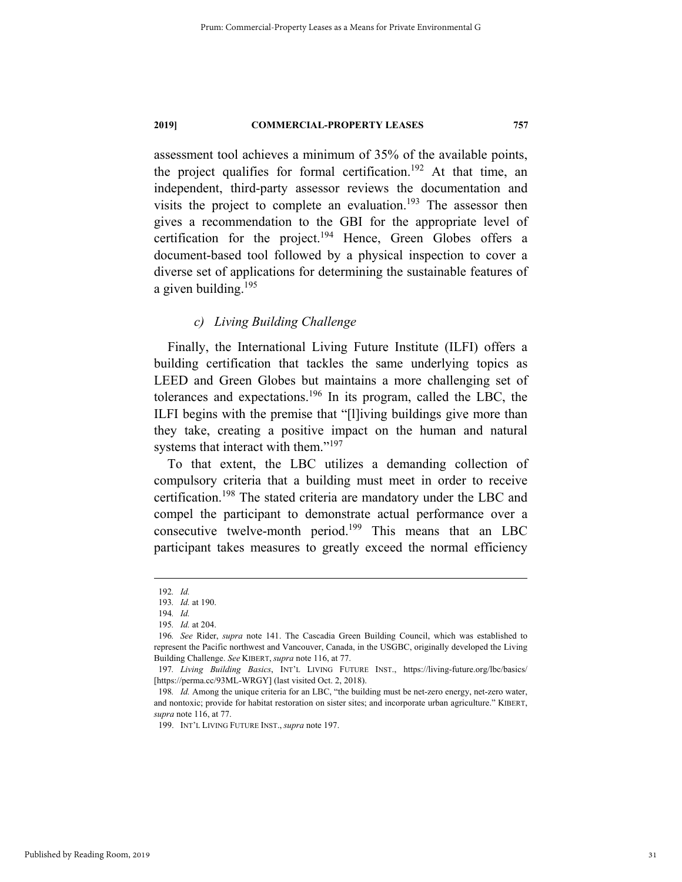assessment tool achieves a minimum of 35% of the available points, the project qualifies for formal certification.[192] At that time, an independent, third-party assessor reviews the documentation and visits the project to complete an evaluation.[193] The assessor then gives a recommendation to the GBI for the appropriate level of certification for the project.[194] Hence, Green Globes offers a document-based tool followed by a physical inspection to cover a diverse set of applications for determining the sustainable features of a given building.[195]

*c) Living Building Challenge*

Finally, the International Living Future Institute (ILFI) offers a building certification that tackles the same underlying topics as LEED and Green Globes but maintains a more challenging set of tolerances and expectations.[196] In its program, called the LBC, the ILFI begins with the premise that "[l]iving buildings give more than they take, creating a positive impact on the human and natural systems that interact with them."[197]

To that extent, the LBC utilizes a demanding collection of compulsory criteria that a building must meet in order to receive certification.[198] The stated criteria are mandatory under the LBC and compel the participant to demonstrate actual performance over a consecutive twelve-month period.[199] This means that an LBC participant takes measures to greatly exceed the normal efficiency

---

192. *Id.*

193. *Id.* at 190.

194. *Id.*

195. *Id.* at 204.

196. *See* Rider, *supra* note 141. The Cascadia Green Building Council, which was established to represent the Pacific northwest and Vancouver, Canada, in the USGBC, originally developed the Living Building Challenge. *See* KIBERT, *supra* note 116, at 77.

197. *Living Building Basics*, INT'L LIVING FUTURE INST., https://living-future.org/lbc/basics/ [https://perma.cc/93ML-WRGY] (last visited Oct. 2, 2018).

198. *Id.* Among the unique criteria for an LBC, "the building must be net-zero energy, net-zero water, and nontoxic; provide for habitat restoration on sister sites; and incorporate urban agriculture." KIBERT, *supra* note 116, at 77.

199. INT'L LIVING FUTURE INST., *supra* note 197.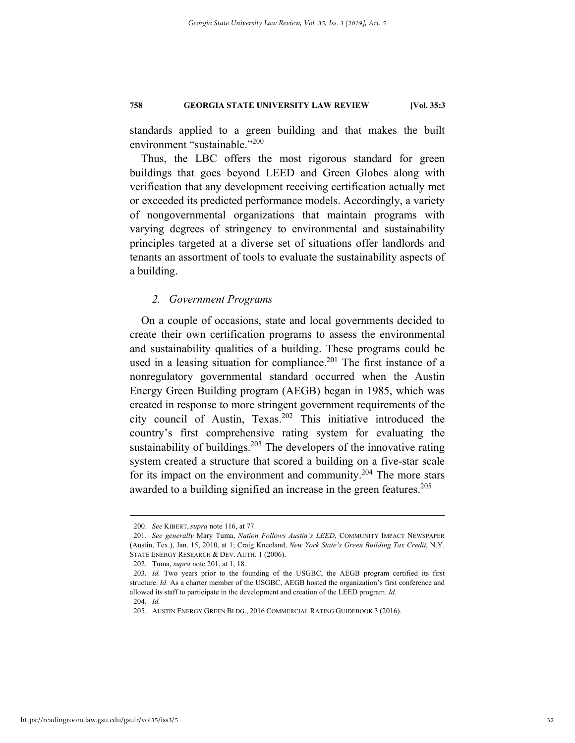standards applied to a green building and that makes the built environment "sustainable."[200]

Thus, the LBC offers the most rigorous standard for green buildings that goes beyond LEED and Green Globes along with verification that any development receiving certification actually met or exceeded its predicted performance models. Accordingly, a variety of nongovernmental organizations that maintain programs with varying degrees of stringency to environmental and sustainability principles targeted at a diverse set of situations offer landlords and tenants an assortment of tools to evaluate the sustainability aspects of a building.

### *2. Government Programs*

On a couple of occasions, state and local governments decided to create their own certification programs to assess the environmental and sustainability qualities of a building. These programs could be used in a leasing situation for compliance.[201] The first instance of a nonregulatory governmental standard occurred when the Austin Energy Green Building program (AEGB) began in 1985, which was created in response to more stringent government requirements of the city council of Austin, Texas.[202] This initiative introduced the country's first comprehensive rating system for evaluating the sustainability of buildings.[203] The developers of the innovative rating system created a structure that scored a building on a five-star scale for its impact on the environment and community.[204] The more stars awarded to a building signified an increase in the green features.[205]

---

200. *See* KIBERT, *supra* note 116, at 77.

201. *See generally* Mary Tuma, *Nation Follows Austin's LEED*, COMMUNITY IMPACT NEWSPAPER (Austin, Tex.), Jan. 15, 2010, at 1; Craig Kneeland, *New York State's Green Building Tax Credit*, N.Y. STATE ENERGY RESEARCH & DEV. AUTH. 1 (2006).

202. Tuma, *supra* note 201, at 1, 18.

203. *Id.* Two years prior to the founding of the USGBC, the AEGB program certified its first structure. *Id.* As a charter member of the USGBC, AEGB hosted the organization's first conference and allowed its staff to participate in the development and creation of the LEED program. *Id.*

204. *Id.*

205. AUSTIN ENERGY GREEN BLDG., 2016 COMMERCIAL RATING GUIDEBOOK 3 (2016).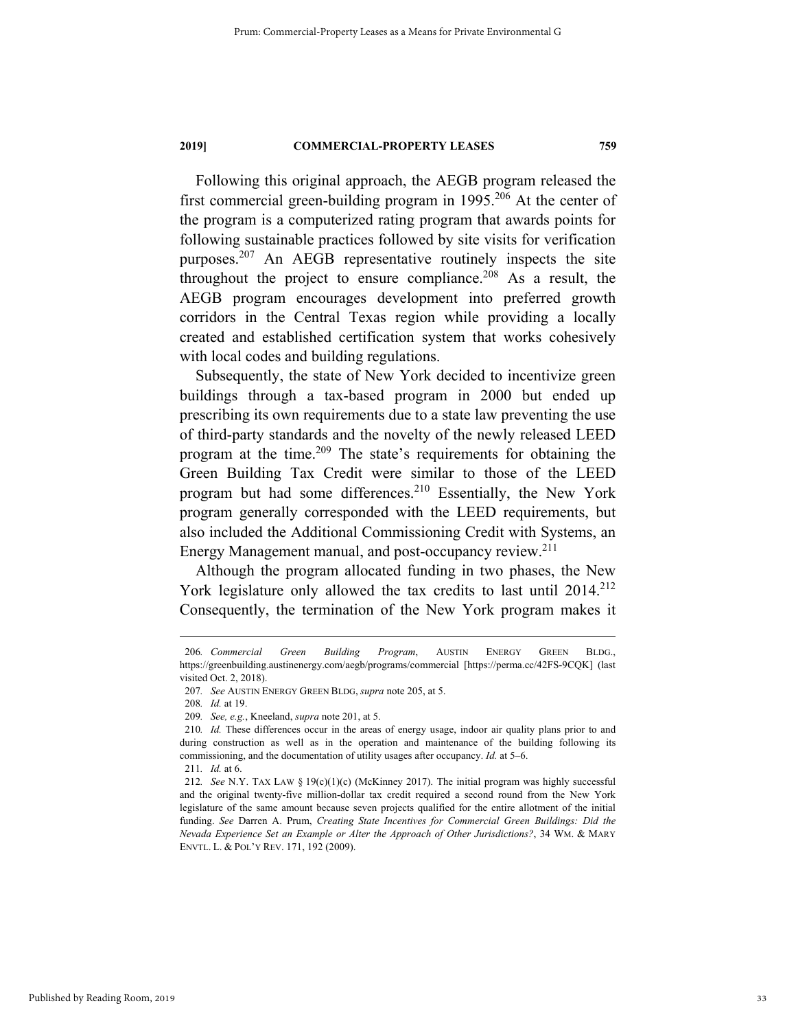Following this original approach, the AEGB program released the first commercial green-building program in 1995.[206] At the center of the program is a computerized rating program that awards points for following sustainable practices followed by site visits for verification purposes.[207] An AEGB representative routinely inspects the site throughout the project to ensure compliance.[208] As a result, the AEGB program encourages development into preferred growth corridors in the Central Texas region while providing a locally created and established certification system that works cohesively with local codes and building regulations.

Subsequently, the state of New York decided to incentivize green buildings through a tax-based program in 2000 but ended up prescribing its own requirements due to a state law preventing the use of third-party standards and the novelty of the newly released LEED program at the time.[209] The state's requirements for obtaining the Green Building Tax Credit were similar to those of the LEED program but had some differences.[210] Essentially, the New York program generally corresponded with the LEED requirements, but also included the Additional Commissioning Credit with Systems, an Energy Management manual, and post-occupancy review.[211]

Although the program allocated funding in two phases, the New York legislature only allowed the tax credits to last until 2014.[212] Consequently, the termination of the New York program makes it

---

206. *Commercial Green Building Program*, AUSTIN ENERGY GREEN BLDG., https://greenbuilding.austinenergy.com/aegb/programs/commercial [https://perma.cc/42FS-9CQK] (last visited Oct. 2, 2018).

207. *See* AUSTIN ENERGY GREEN BLDG, *supra* note 205, at 5.

208. *Id.* at 19.

209. *See, e.g.*, Kneeland, *supra* note 201, at 5.

210. *Id.* These differences occur in the areas of energy usage, indoor air quality plans prior to and during construction as well as in the operation and maintenance of the building following its commissioning, and the documentation of utility usages after occupancy. *Id.* at 5–6.

211. *Id.* at 6.

212. *See* N.Y. TAX LAW § 19(c)(1)(c) (McKinney 2017). The initial program was highly successful and the original twenty-five million-dollar tax credit required a second round from the New York legislature of the same amount because seven projects qualified for the entire allotment of the initial funding. *See* Darren A. Prum, *Creating State Incentives for Commercial Green Buildings: Did the Nevada Experience Set an Example or Alter the Approach of Other Jurisdictions?*, 34 WM. & MARY ENVTL. L. & POL'Y REV. 171, 192 (2009).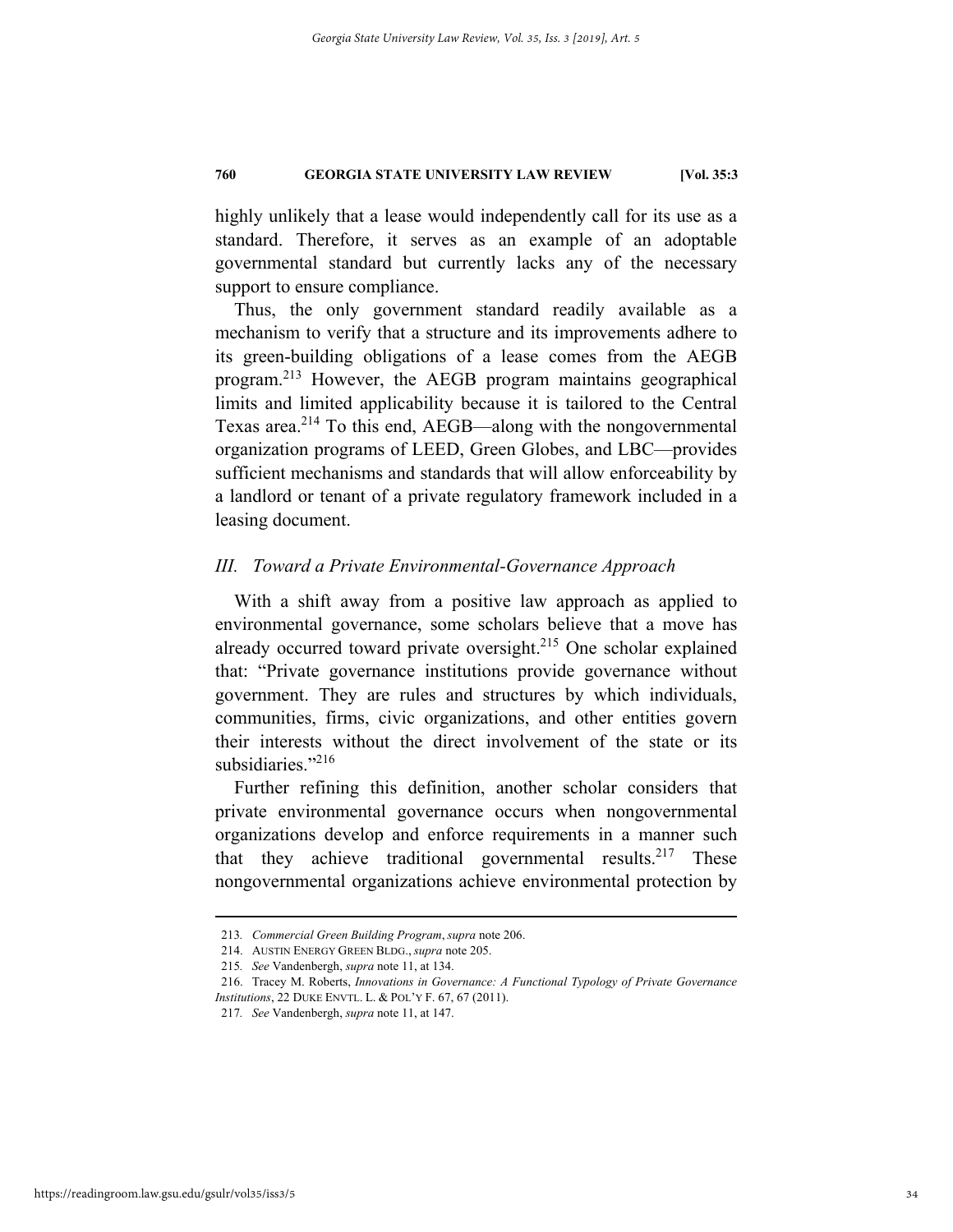highly unlikely that a lease would independently call for its use as a standard. Therefore, it serves as an example of an adoptable governmental standard but currently lacks any of the necessary support to ensure compliance.

Thus, the only government standard readily available as a mechanism to verify that a structure and its improvements adhere to its green-building obligations of a lease comes from the AEGB program.[213] However, the AEGB program maintains geographical limits and limited applicability because it is tailored to the Central Texas area.[214] To this end, AEGB—along with the nongovernmental organization programs of LEED, Green Globes, and LBC—provides sufficient mechanisms and standards that will allow enforceability by a landlord or tenant of a private regulatory framework included in a leasing document.

## *III. Toward a Private Environmental-Governance Approach*

With a shift away from a positive law approach as applied to environmental governance, some scholars believe that a move has already occurred toward private oversight.[215] One scholar explained that: "Private governance institutions provide governance without government. They are rules and structures by which individuals, communities, firms, civic organizations, and other entities govern their interests without the direct involvement of the state or its subsidiaries."[216]

Further refining this definition, another scholar considers that private environmental governance occurs when nongovernmental organizations develop and enforce requirements in a manner such that they achieve traditional governmental results.[217] These nongovernmental organizations achieve environmental protection by

---

213. *Commercial Green Building Program*, *supra* note 206.

214. AUSTIN ENERGY GREEN BLDG., *supra* note 205.

215. *See* Vandenbergh, *supra* note 11, at 134.

216. Tracey M. Roberts, *Innovations in Governance: A Functional Typology of Private Governance Institutions*, 22 DUKE ENVTL. L. & POL'Y F. 67, 67 (2011).

217. *See* Vandenbergh, *supra* note 11, at 147.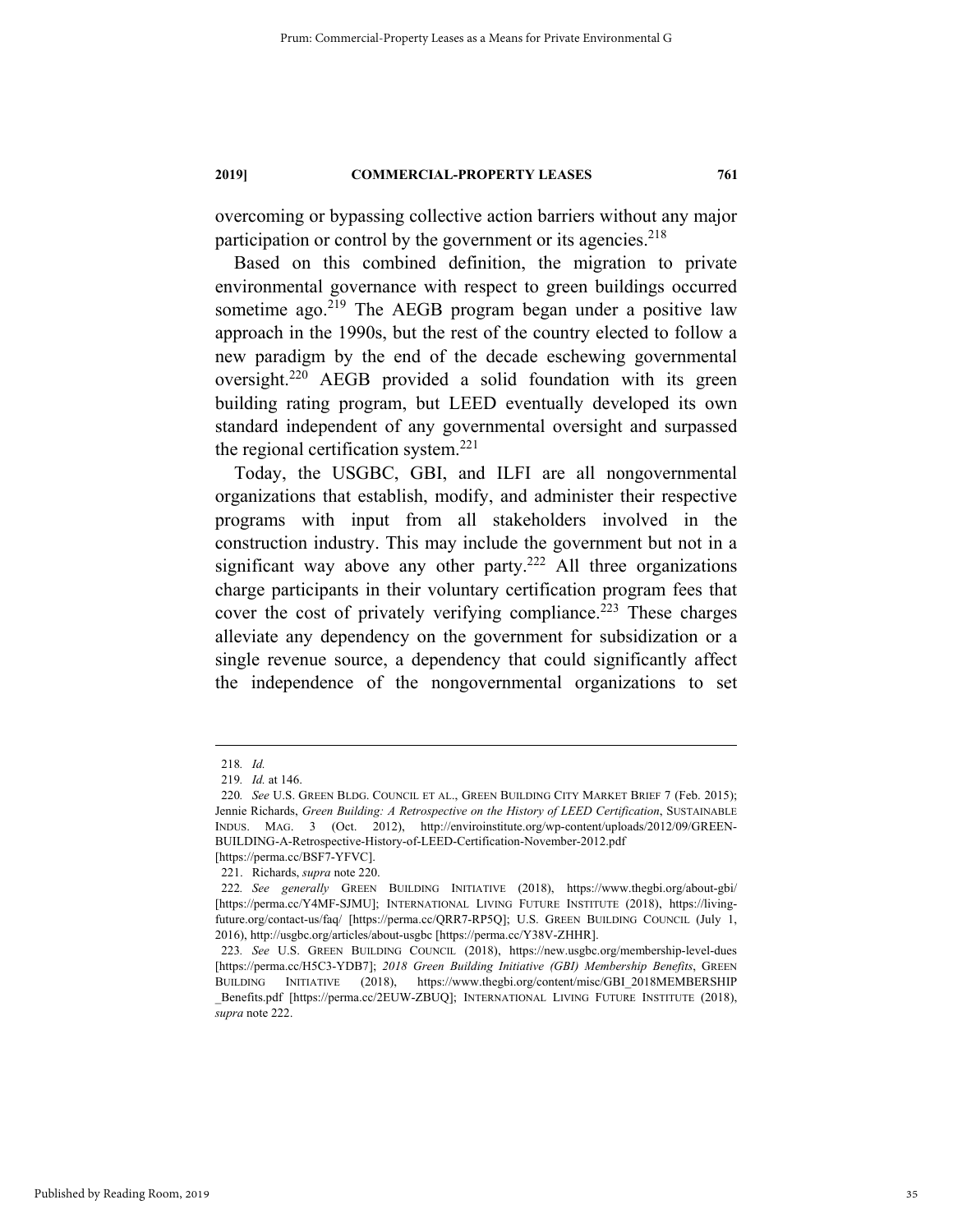overcoming or bypassing collective action barriers without any major participation or control by the government or its agencies.[218]

Based on this combined definition, the migration to private environmental governance with respect to green buildings occurred sometime ago.[219] The AEGB program began under a positive law approach in the 1990s, but the rest of the country elected to follow a new paradigm by the end of the decade eschewing governmental oversight.[220] AEGB provided a solid foundation with its green building rating program, but LEED eventually developed its own standard independent of any governmental oversight and surpassed the regional certification system.[221]

Today, the USGBC, GBI, and ILFI are all nongovernmental organizations that establish, modify, and administer their respective programs with input from all stakeholders involved in the construction industry. This may include the government but not in a significant way above any other party.[222] All three organizations charge participants in their voluntary certification program fees that cover the cost of privately verifying compliance.[223] These charges alleviate any dependency on the government for subsidization or a single revenue source, a dependency that could significantly affect the independence of the nongovernmental organizations to set

---

218. *Id.*

219. *Id.* at 146.

220. *See* U.S. GREEN BLDG. COUNCIL ET AL., GREEN BUILDING CITY MARKET BRIEF 7 (Feb. 2015); Jennie Richards, *Green Building: A Retrospective on the History of LEED Certification*, SUSTAINABLE INDUS. MAG. 3 (Oct. 2012), http://enviroinstitute.org/wp-content/uploads/2012/09/GREEN-BUILDING-A-Retrospective-History-of-LEED-Certification-November-2012.pdf [https://perma.cc/BSF7-YFVC].

221. Richards, *supra* note 220.

222. *See generally* GREEN BUILDING INITIATIVE (2018), https://www.thegbi.org/about-gbi/ [https://perma.cc/Y4MF-SJMU]; INTERNATIONAL LIVING FUTURE INSTITUTE (2018), https://living-future.org/contact-us/faq/ [https://perma.cc/QRR7-RP5Q]; U.S. GREEN BUILDING COUNCIL (July 1, 2016), http://usgbc.org/articles/about-usgbc [https://perma.cc/Y38V-ZHHR].

223. *See* U.S. GREEN BUILDING COUNCIL (2018), https://new.usgbc.org/membership-level-dues [https://perma.cc/H5C3-YDB7]; *2018 Green Building Initiative (GBI) Membership Benefits*, GREEN BUILDING INITIATIVE (2018), https://www.thegbi.org/content/misc/GBI_2018MEMBERSHIP_Benefits.pdf [https://perma.cc/2EUW-ZBUQ]; INTERNATIONAL LIVING FUTURE INSTITUTE (2018), *supra* note 222.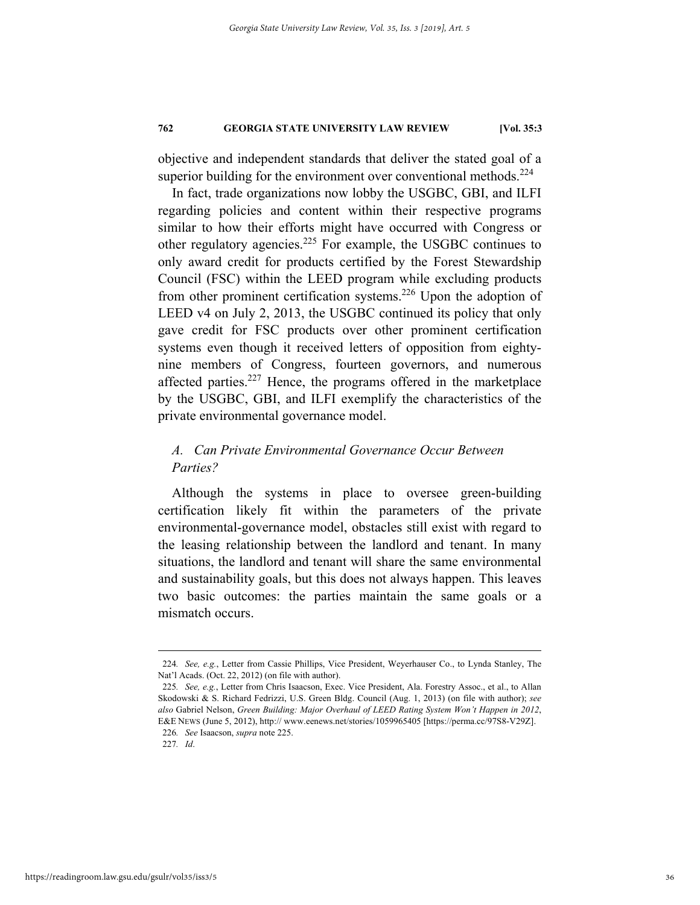objective and independent standards that deliver the stated goal of a superior building for the environment over conventional methods.[224]

In fact, trade organizations now lobby the USGBC, GBI, and ILFI regarding policies and content within their respective programs similar to how their efforts might have occurred with Congress or other regulatory agencies.[225] For example, the USGBC continues to only award credit for products certified by the Forest Stewardship Council (FSC) within the LEED program while excluding products from other prominent certification systems.[226] Upon the adoption of LEED v4 on July 2, 2013, the USGBC continued its policy that only gave credit for FSC products over other prominent certification systems even though it received letters of opposition from eighty-nine members of Congress, fourteen governors, and numerous affected parties.[227] Hence, the programs offered in the marketplace by the USGBC, GBI, and ILFI exemplify the characteristics of the private environmental governance model.

### *A. Can Private Environmental Governance Occur Between Parties?*

Although the systems in place to oversee green-building certification likely fit within the parameters of the private environmental-governance model, obstacles still exist with regard to the leasing relationship between the landlord and tenant. In many situations, the landlord and tenant will share the same environmental and sustainability goals, but this does not always happen. This leaves two basic outcomes: the parties maintain the same goals or a mismatch occurs.

---

224. *See, e.g.*, Letter from Cassie Phillips, Vice President, Weyerhauser Co., to Lynda Stanley, The Nat'l Acads. (Oct. 22, 2012) (on file with author).

225. *See, e.g.*, Letter from Chris Isaacson, Exec. Vice President, Ala. Forestry Assoc., et al., to Allan Skodowski & S. Richard Fedrizzi, U.S. Green Bldg. Council (Aug. 1, 2013) (on file with author); *see also* Gabriel Nelson, *Green Building: Major Overhaul of LEED Rating System Won't Happen in 2012*, E&E NEWS (June 5, 2012), http:// www.eenews.net/stories/1059965405 [https://perma.cc/97S8-V29Z].

226. *See* Isaacson, *supra* note 225.

227. *Id*.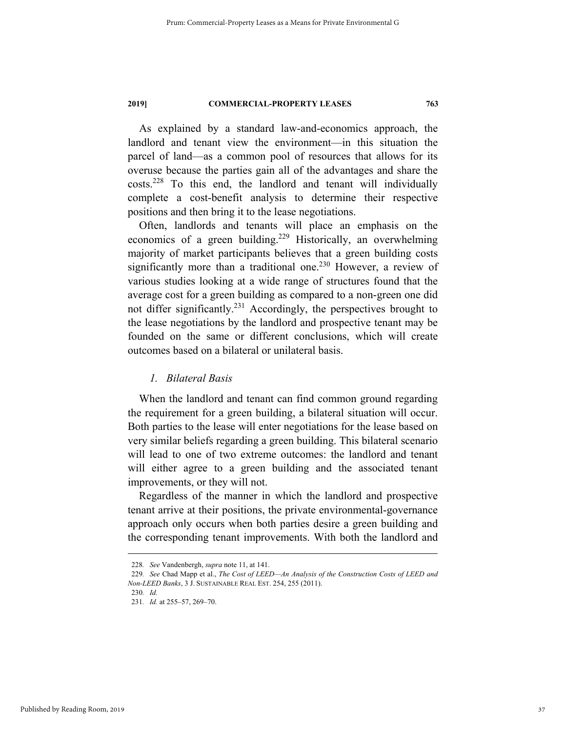As explained by a standard law-and-economics approach, the landlord and tenant view the environment—in this situation the parcel of land—as a common pool of resources that allows for its overuse because the parties gain all of the advantages and share the costs.[228] To this end, the landlord and tenant will individually complete a cost-benefit analysis to determine their respective positions and then bring it to the lease negotiations.

Often, landlords and tenants will place an emphasis on the economics of a green building.[229] Historically, an overwhelming majority of market participants believes that a green building costs significantly more than a traditional one.[230] However, a review of various studies looking at a wide range of structures found that the average cost for a green building as compared to a non-green one did not differ significantly.[231] Accordingly, the perspectives brought to the lease negotiations by the landlord and prospective tenant may be founded on the same or different conclusions, which will create outcomes based on a bilateral or unilateral basis.

### *1. Bilateral Basis*

When the landlord and tenant can find common ground regarding the requirement for a green building, a bilateral situation will occur. Both parties to the lease will enter negotiations for the lease based on very similar beliefs regarding a green building. This bilateral scenario will lead to one of two extreme outcomes: the landlord and tenant will either agree to a green building and the associated tenant improvements, or they will not.

Regardless of the manner in which the landlord and prospective tenant arrive at their positions, the private environmental-governance approach only occurs when both parties desire a green building and the corresponding tenant improvements. With both the landlord and

---

228. *See* Vandenbergh, *supra* note 11, at 141.

229. *See* Chad Mapp et al., *The Cost of LEED—An Analysis of the Construction Costs of LEED and Non-LEED Banks*, 3 J. SUSTAINABLE REAL EST. 254, 255 (2011).

230. *Id.*

231. *Id.* at 255–57, 269–70.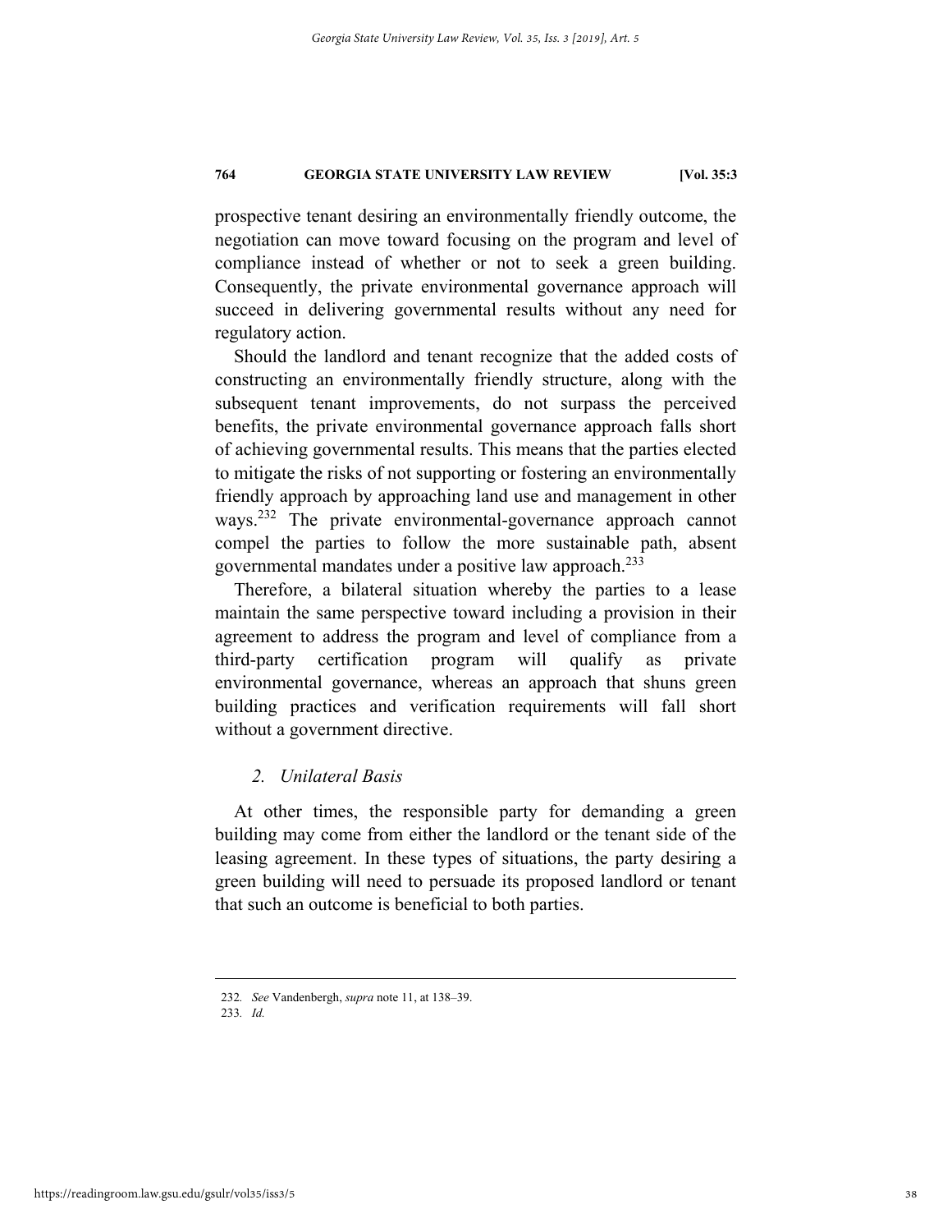prospective tenant desiring an environmentally friendly outcome, the negotiation can move toward focusing on the program and level of compliance instead of whether or not to seek a green building. Consequently, the private environmental governance approach will succeed in delivering governmental results without any need for regulatory action.

Should the landlord and tenant recognize that the added costs of constructing an environmentally friendly structure, along with the subsequent tenant improvements, do not surpass the perceived benefits, the private environmental governance approach falls short of achieving governmental results. This means that the parties elected to mitigate the risks of not supporting or fostering an environmentally friendly approach by approaching land use and management in other ways.[232] The private environmental-governance approach cannot compel the parties to follow the more sustainable path, absent governmental mandates under a positive law approach.[233]

Therefore, a bilateral situation whereby the parties to a lease maintain the same perspective toward including a provision in their agreement to address the program and level of compliance from a third-party certification program will qualify as private environmental governance, whereas an approach that shuns green building practices and verification requirements will fall short without a government directive.

### *2. Unilateral Basis*

At other times, the responsible party for demanding a green building may come from either the landlord or the tenant side of the leasing agreement. In these types of situations, the party desiring a green building will need to persuade its proposed landlord or tenant that such an outcome is beneficial to both parties.

---

232. *See* Vandenbergh, *supra* note 11, at 138–39.

233. *Id.*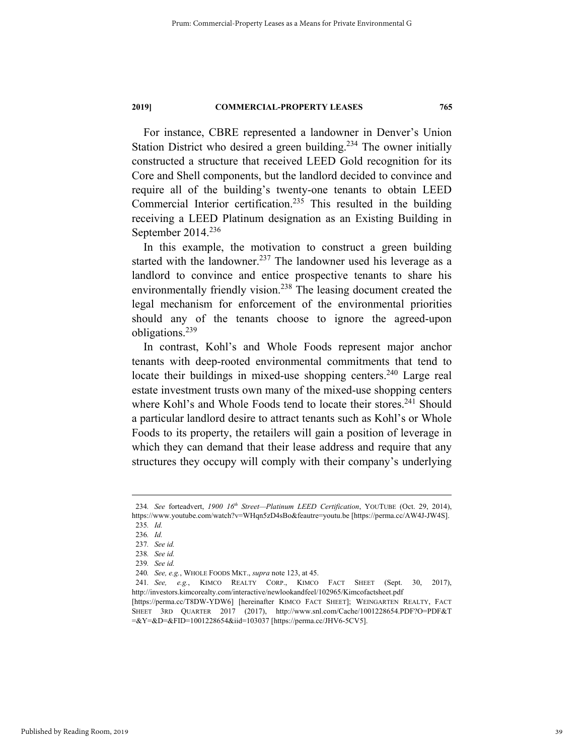For instance, CBRE represented a landowner in Denver's Union Station District who desired a green building.[234] The owner initially constructed a structure that received LEED Gold recognition for its Core and Shell components, but the landlord decided to convince and require all of the building's twenty-one tenants to obtain LEED Commercial Interior certification.[235] This resulted in the building receiving a LEED Platinum designation as an Existing Building in September 2014.[236]

In this example, the motivation to construct a green building started with the landowner.[237] The landowner used his leverage as a landlord to convince and entice prospective tenants to share his environmentally friendly vision.[238] The leasing document created the legal mechanism for enforcement of the environmental priorities should any of the tenants choose to ignore the agreed-upon obligations.[239]

In contrast, Kohl's and Whole Foods represent major anchor tenants with deep-rooted environmental commitments that tend to locate their buildings in mixed-use shopping centers.[240] Large real estate investment trusts own many of the mixed-use shopping centers where Kohl's and Whole Foods tend to locate their stores.[241] Should a particular landlord desire to attract tenants such as Kohl's or Whole Foods to its property, the retailers will gain a position of leverage in which they can demand that their lease address and require that any structures they occupy will comply with their company's underlying

---

234. *See* forteadvert, *1900 16th Street—Platinum LEED Certification*, YOUTUBE (Oct. 29, 2014), https://www.youtube.com/watch?v=WHqn5zD4sBo&feautre=youtu.be [https://perma.cc/AW4J-JW4S].

235. *Id.*

236. *Id.*

237. *See id.*

238. *See id.*

239. *See id.*

240. *See, e.g.*, WHOLE FOODS MKT., *supra* note 123, at 45.

241. *See, e.g.*, KIMCO REALTY CORP., KIMCO FACT SHEET (Sept. 30, 2017), http://investors.kimcorealty.com/interactive/newlookandfeel/102965/Kimcofactsheet.pdf [https://perma.cc/T8DW-YDW6] [hereinafter KIMCO FACT SHEET]; WEINGARTEN REALTY, FACT SHEET 3RD QUARTER 2017 (2017), http://www.snl.com/Cache/1001228654.PDF?O=PDF&T=&Y=&D=&FID=1001228654&iid=103037 [https://perma.cc/JHV6-5CV5].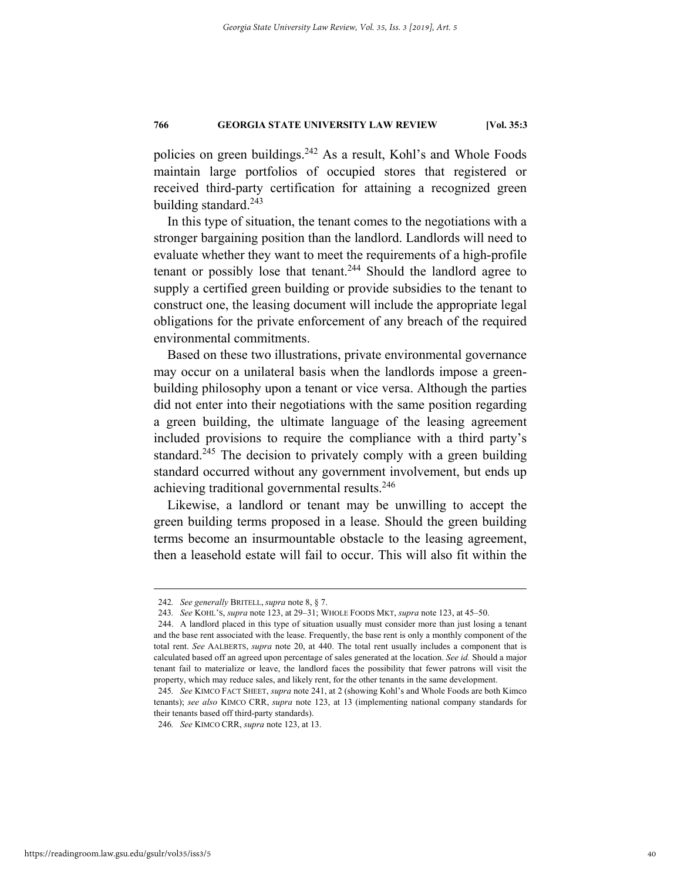policies on green buildings.[242] As a result, Kohl's and Whole Foods maintain large portfolios of occupied stores that registered or received third-party certification for attaining a recognized green building standard.[243]

In this type of situation, the tenant comes to the negotiations with a stronger bargaining position than the landlord. Landlords will need to evaluate whether they want to meet the requirements of a high-profile tenant or possibly lose that tenant.[244] Should the landlord agree to supply a certified green building or provide subsidies to the tenant to construct one, the leasing document will include the appropriate legal obligations for the private enforcement of any breach of the required environmental commitments.

Based on these two illustrations, private environmental governance may occur on a unilateral basis when the landlords impose a green-building philosophy upon a tenant or vice versa. Although the parties did not enter into their negotiations with the same position regarding a green building, the ultimate language of the leasing agreement included provisions to require the compliance with a third party's standard.[245] The decision to privately comply with a green building standard occurred without any government involvement, but ends up achieving traditional governmental results.[246]

Likewise, a landlord or tenant may be unwilling to accept the green building terms proposed in a lease. Should the green building terms become an insurmountable obstacle to the leasing agreement, then a leasehold estate will fail to occur. This will also fit within the

---

242. *See generally* BRITELL, *supra* note 8, § 7.

243. *See* KOHL'S, *supra* note 123, at 29–31; WHOLE FOODS MKT, *supra* note 123, at 45–50.

244. A landlord placed in this type of situation usually must consider more than just losing a tenant and the base rent associated with the lease. Frequently, the base rent is only a monthly component of the total rent. *See* AALBERTS, *supra* note 20, at 440. The total rent usually includes a component that is calculated based off an agreed upon percentage of sales generated at the location. *See id.* Should a major tenant fail to materialize or leave, the landlord faces the possibility that fewer patrons will visit the property, which may reduce sales, and likely rent, for the other tenants in the same development.

245. *See* KIMCO FACT SHEET, *supra* note 241, at 2 (showing Kohl's and Whole Foods are both Kimco tenants); *see also* KIMCO CRR, *supra* note 123, at 13 (implementing national company standards for their tenants based off third-party standards).

246. *See* KIMCO CRR, *supra* note 123, at 13.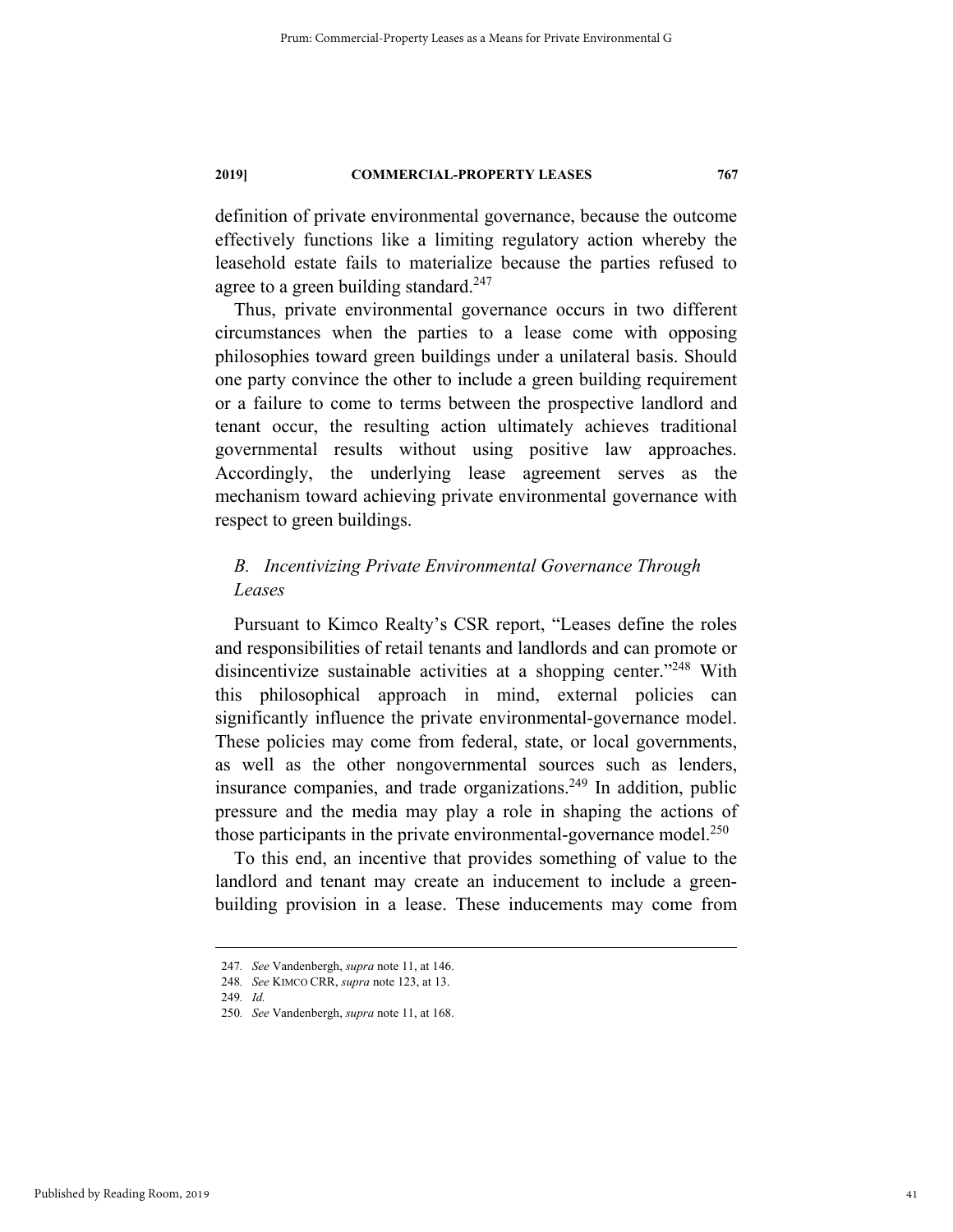definition of private environmental governance, because the outcome effectively functions like a limiting regulatory action whereby the leasehold estate fails to materialize because the parties refused to agree to a green building standard.[247]

Thus, private environmental governance occurs in two different circumstances when the parties to a lease come with opposing philosophies toward green buildings under a unilateral basis. Should one party convince the other to include a green building requirement or a failure to come to terms between the prospective landlord and tenant occur, the resulting action ultimately achieves traditional governmental results without using positive law approaches. Accordingly, the underlying lease agreement serves as the mechanism toward achieving private environmental governance with respect to green buildings.

### *B. Incentivizing Private Environmental Governance Through Leases*

Pursuant to Kimco Realty's CSR report, "Leases define the roles and responsibilities of retail tenants and landlords and can promote or disincentivize sustainable activities at a shopping center."[248] With this philosophical approach in mind, external policies can significantly influence the private environmental-governance model. These policies may come from federal, state, or local governments, as well as the other nongovernmental sources such as lenders, insurance companies, and trade organizations.[249] In addition, public pressure and the media may play a role in shaping the actions of those participants in the private environmental-governance model.[250]

To this end, an incentive that provides something of value to the landlord and tenant may create an inducement to include a green-building provision in a lease. These inducements may come from

---

247. *See* Vandenbergh, *supra* note 11, at 146.

248. *See* KIMCO CRR, *supra* note 123, at 13.

249. *Id.*

250. *See* Vandenbergh, *supra* note 11, at 168.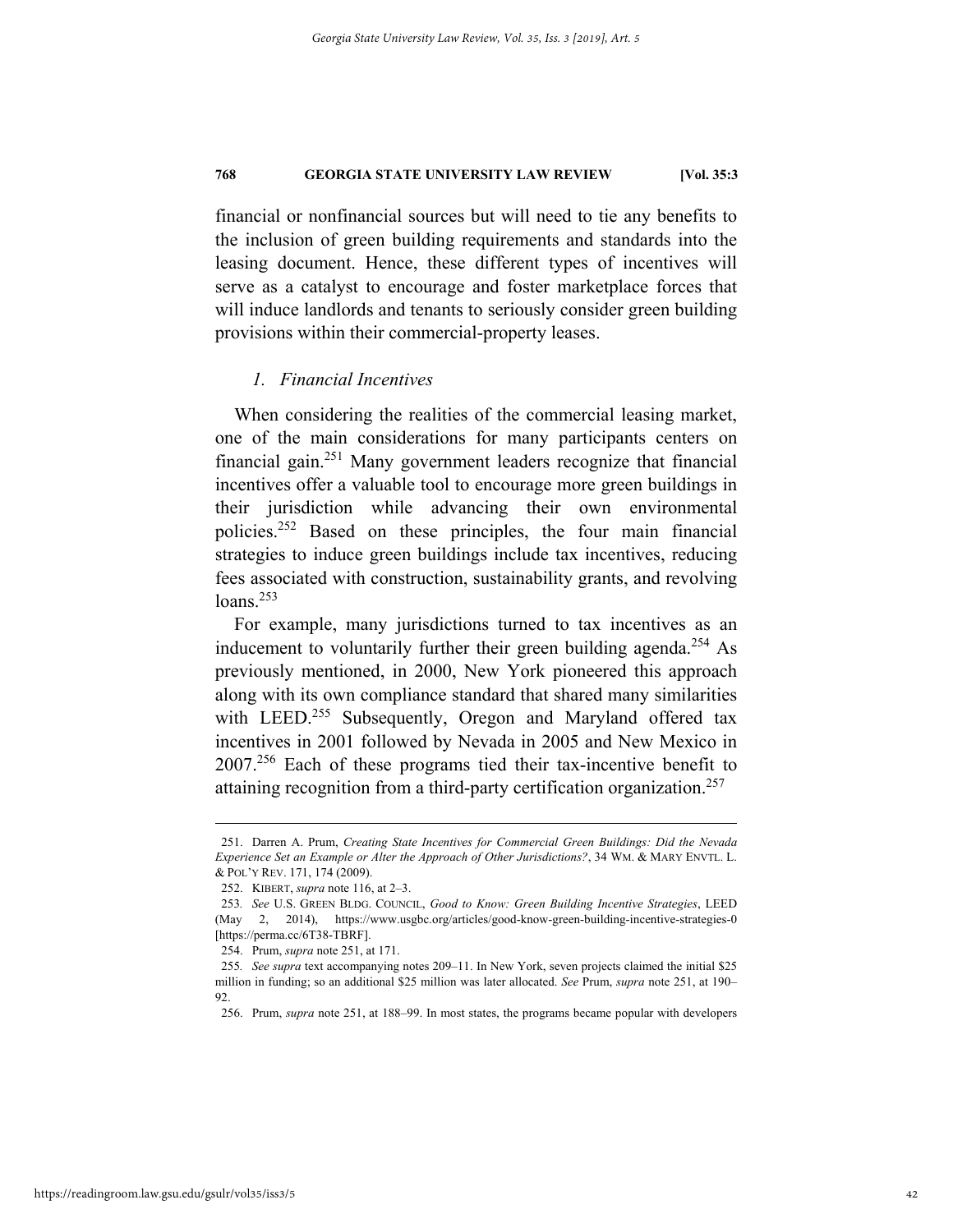financial or nonfinancial sources but will need to tie any benefits to the inclusion of green building requirements and standards into the leasing document. Hence, these different types of incentives will serve as a catalyst to encourage and foster marketplace forces that will induce landlords and tenants to seriously consider green building provisions within their commercial-property leases.

### *1. Financial Incentives*

When considering the realities of the commercial leasing market, one of the main considerations for many participants centers on financial gain.[251] Many government leaders recognize that financial incentives offer a valuable tool to encourage more green buildings in their jurisdiction while advancing their own environmental policies.[252] Based on these principles, the four main financial strategies to induce green buildings include tax incentives, reducing fees associated with construction, sustainability grants, and revolving loans.[253]

For example, many jurisdictions turned to tax incentives as an inducement to voluntarily further their green building agenda.[254] As previously mentioned, in 2000, New York pioneered this approach along with its own compliance standard that shared many similarities with LEED.[255] Subsequently, Oregon and Maryland offered tax incentives in 2001 followed by Nevada in 2005 and New Mexico in 2007.[256] Each of these programs tied their tax-incentive benefit to attaining recognition from a third-party certification organization.[257]

---

251. Darren A. Prum, *Creating State Incentives for Commercial Green Buildings: Did the Nevada Experience Set an Example or Alter the Approach of Other Jurisdictions?*, 34 WM. & MARY ENVTL. L. & POL'Y REV. 171, 174 (2009).

252. KIBERT, *supra* note 116, at 2–3.

253. *See* U.S. GREEN BLDG. COUNCIL, *Good to Know: Green Building Incentive Strategies*, LEED (May 2, 2014), https://www.usgbc.org/articles/good-know-green-building-incentive-strategies-0 [https://perma.cc/6T38-TBRF].

254. Prum, *supra* note 251, at 171.

255. *See supra* text accompanying notes 209–11. In New York, seven projects claimed the initial $25 million in funding; so an additional $25 million was later allocated. *See* Prum, *supra* note 251, at 190–92.

256. Prum, *supra* note 251, at 188–99. In most states, the programs became popular with developers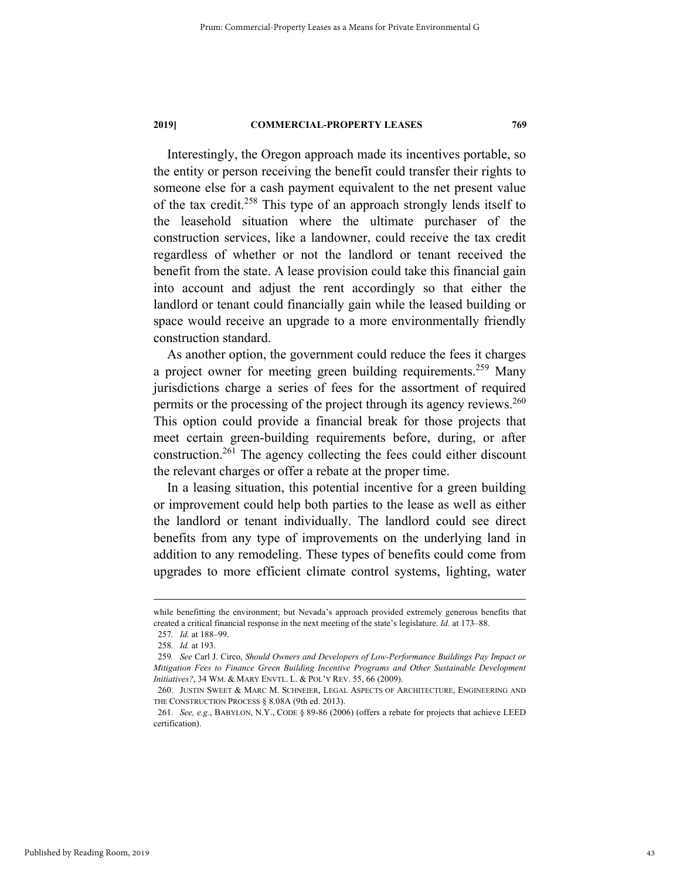Interestingly, the Oregon approach made its incentives portable, so the entity or person receiving the benefit could transfer their rights to someone else for a cash payment equivalent to the net present value of the tax credit.[258] This type of an approach strongly lends itself to the leasehold situation where the ultimate purchaser of the construction services, like a landowner, could receive the tax credit regardless of whether or not the landlord or tenant received the benefit from the state. A lease provision could take this financial gain into account and adjust the rent accordingly so that either the landlord or tenant could financially gain while the leased building or space would receive an upgrade to a more environmentally friendly construction standard.

As another option, the government could reduce the fees it charges a project owner for meeting green building requirements.[259] Many jurisdictions charge a series of fees for the assortment of required permits or the processing of the project through its agency reviews.[260] This option could provide a financial break for those projects that meet certain green-building requirements before, during, or after construction.[261] The agency collecting the fees could either discount the relevant charges or offer a rebate at the proper time.

In a leasing situation, this potential incentive for a green building or improvement could help both parties to the lease as well as either the landlord or tenant individually. The landlord could see direct benefits from any type of improvements on the underlying land in addition to any remodeling. These types of benefits could come from upgrades to more efficient climate control systems, lighting, water

---

while benefitting the environment; but Nevada's approach provided extremely generous benefits that created a critical financial response in the next meeting of the state's legislature. *Id.* at 173–88.

257. *Id.* at 188–99.

258. *Id.* at 193.

259. *See* Carl J. Circo, *Should Owners and Developers of Low-Performance Buildings Pay Impact or Mitigation Fees to Finance Green Building Incentive Programs and Other Sustainable Development Initiatives?*, 34 WM. & MARY ENVTL. L. & POL'Y REV. 55, 66 (2009).

260. JUSTIN SWEET & MARC M. SCHNEIER, LEGAL ASPECTS OF ARCHITECTURE, ENGINEERING AND THE CONSTRUCTION PROCESS § 8.08A (9th ed. 2013).

261. *See, e.g.*, BABYLON, N.Y., CODE § 89-86 (2006) (offers a rebate for projects that achieve LEED certification).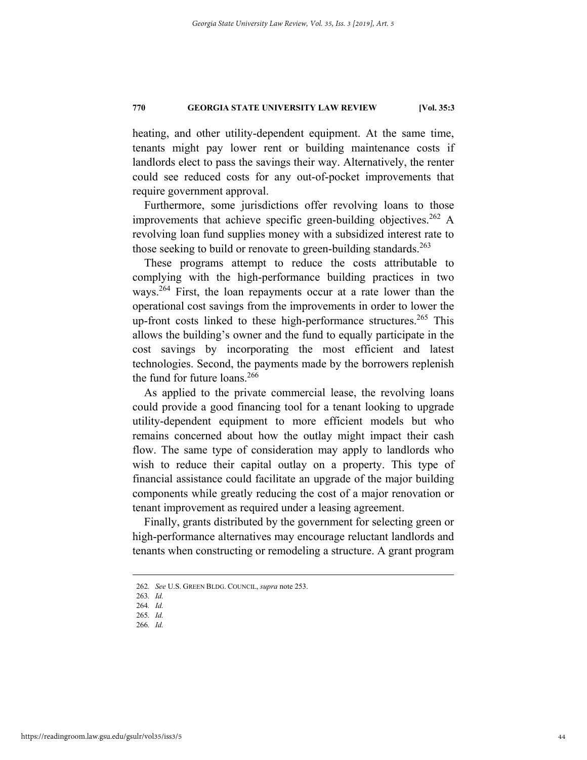heating, and other utility-dependent equipment. At the same time, tenants might pay lower rent or building maintenance costs if landlords elect to pass the savings their way. Alternatively, the renter could see reduced costs for any out-of-pocket improvements that require government approval.

Furthermore, some jurisdictions offer revolving loans to those improvements that achieve specific green-building objectives.[262] A revolving loan fund supplies money with a subsidized interest rate to those seeking to build or renovate to green-building standards.[263]

These programs attempt to reduce the costs attributable to complying with the high-performance building practices in two ways.[264] First, the loan repayments occur at a rate lower than the operational cost savings from the improvements in order to lower the up-front costs linked to these high-performance structures.[265] This allows the building's owner and the fund to equally participate in the cost savings by incorporating the most efficient and latest technologies. Second, the payments made by the borrowers replenish the fund for future loans.[266]

As applied to the private commercial lease, the revolving loans could provide a good financing tool for a tenant looking to upgrade utility-dependent equipment to more efficient models but who remains concerned about how the outlay might impact their cash flow. The same type of consideration may apply to landlords who wish to reduce their capital outlay on a property. This type of financial assistance could facilitate an upgrade of the major building components while greatly reducing the cost of a major renovation or tenant improvement as required under a leasing agreement.

Finally, grants distributed by the government for selecting green or high-performance alternatives may encourage reluctant landlords and tenants when constructing or remodeling a structure. A grant program

---

262. *See* U.S. GREEN BLDG. COUNCIL, *supra* note 253.

263. *Id.*

264. *Id.*

265. *Id.*

266. *Id.*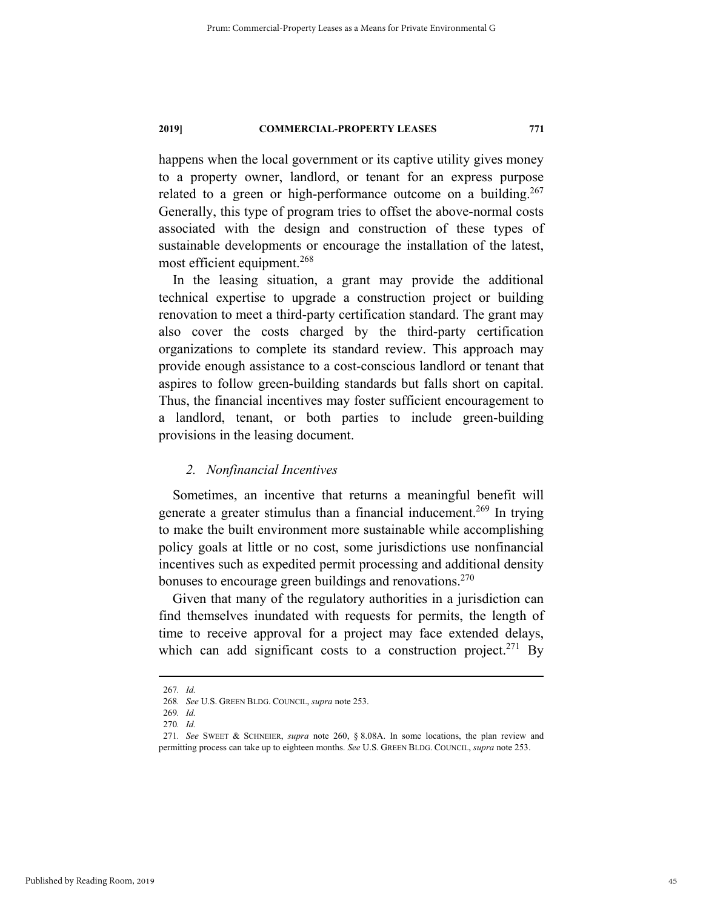happens when the local government or its captive utility gives money to a property owner, landlord, or tenant for an express purpose related to a green or high-performance outcome on a building.[267] Generally, this type of program tries to offset the above-normal costs associated with the design and construction of these types of sustainable developments or encourage the installation of the latest, most efficient equipment.[268]

In the leasing situation, a grant may provide the additional technical expertise to upgrade a construction project or building renovation to meet a third-party certification standard. The grant may also cover the costs charged by the third-party certification organizations to complete its standard review. This approach may provide enough assistance to a cost-conscious landlord or tenant that aspires to follow green-building standards but falls short on capital. Thus, the financial incentives may foster sufficient encouragement to a landlord, tenant, or both parties to include green-building provisions in the leasing document.

### *2. Nonfinancial Incentives*

Sometimes, an incentive that returns a meaningful benefit will generate a greater stimulus than a financial inducement.[269] In trying to make the built environment more sustainable while accomplishing policy goals at little or no cost, some jurisdictions use nonfinancial incentives such as expedited permit processing and additional density bonuses to encourage green buildings and renovations.[270]

Given that many of the regulatory authorities in a jurisdiction can find themselves inundated with requests for permits, the length of time to receive approval for a project may face extended delays, which can add significant costs to a construction project.[271] By

---

267. *Id.*

268. *See* U.S. GREEN BLDG. COUNCIL, *supra* note 253.

269. *Id.*

270. *Id.*

271. *See* SWEET & SCHNEIER, *supra* note 260, § 8.08A. In some locations, the plan review and permitting process can take up to eighteen months. *See* U.S. GREEN BLDG. COUNCIL, *supra* note 253.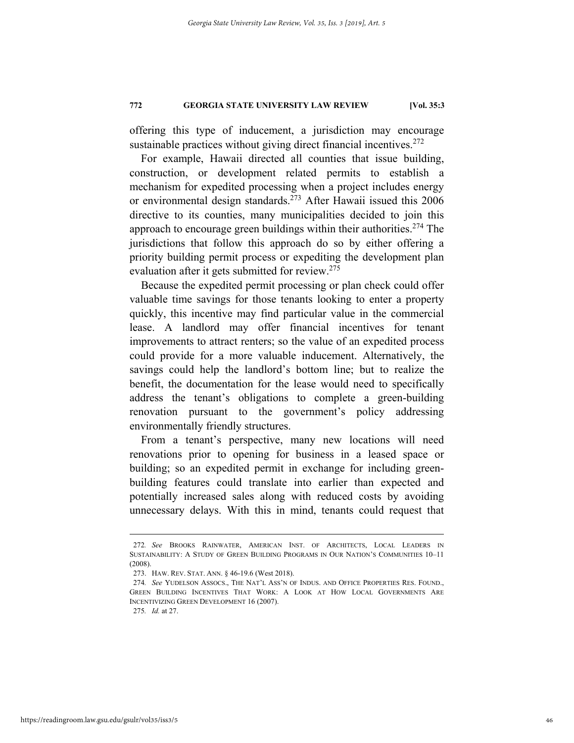offering this type of inducement, a jurisdiction may encourage sustainable practices without giving direct financial incentives.[272]

For example, Hawaii directed all counties that issue building, construction, or development related permits to establish a mechanism for expedited processing when a project includes energy or environmental design standards.[273] After Hawaii issued this 2006 directive to its counties, many municipalities decided to join this approach to encourage green buildings within their authorities.[274] The jurisdictions that follow this approach do so by either offering a priority building permit process or expediting the development plan evaluation after it gets submitted for review.[275]

Because the expedited permit processing or plan check could offer valuable time savings for those tenants looking to enter a property quickly, this incentive may find particular value in the commercial lease. A landlord may offer financial incentives for tenant improvements to attract renters; so the value of an expedited process could provide for a more valuable inducement. Alternatively, the savings could help the landlord's bottom line; but to realize the benefit, the documentation for the lease would need to specifically address the tenant's obligations to complete a green-building renovation pursuant to the government's policy addressing environmentally friendly structures.

From a tenant's perspective, many new locations will need renovations prior to opening for business in a leased space or building; so an expedited permit in exchange for including green-building features could translate into earlier than expected and potentially increased sales along with reduced costs by avoiding unnecessary delays. With this in mind, tenants could request that

---

272. *See* BROOKS RAINWATER, AMERICAN INST. OF ARCHITECTS, LOCAL LEADERS IN SUSTAINABILITY: A STUDY OF GREEN BUILDING PROGRAMS IN OUR NATION'S COMMUNITIES 10–11 (2008).

273. HAW. REV. STAT. ANN. § 46-19.6 (West 2018).

274. *See* YUDELSON ASSOCS., THE NAT'L ASS'N OF INDUS. AND OFFICE PROPERTIES RES. FOUND., GREEN BUILDING INCENTIVES THAT WORK: A LOOK AT HOW LOCAL GOVERNMENTS ARE INCENTIVIZING GREEN DEVELOPMENT 16 (2007).

275. *Id.* at 27.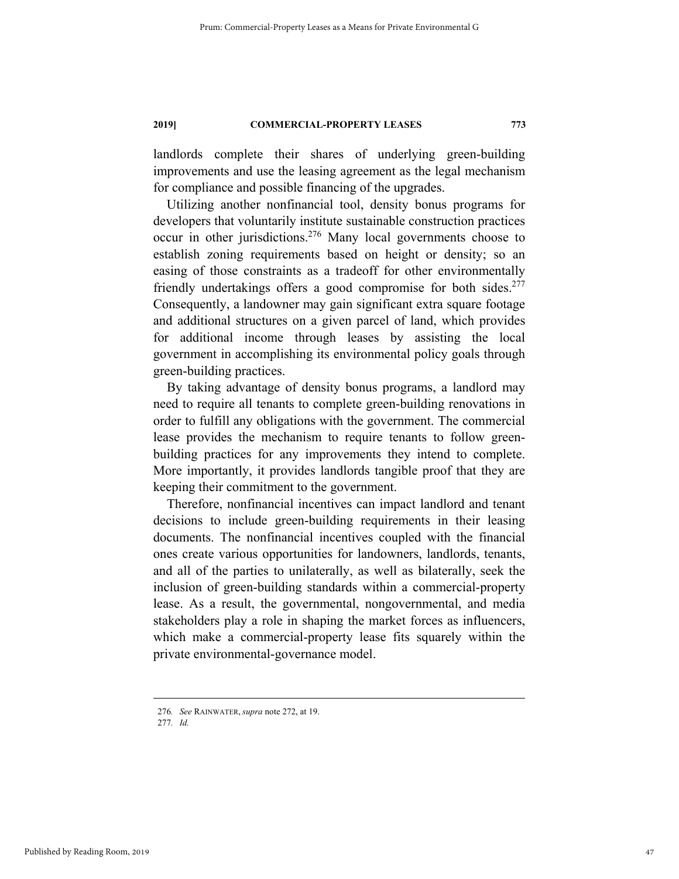landlords complete their shares of underlying green-building improvements and use the leasing agreement as the legal mechanism for compliance and possible financing of the upgrades.

Utilizing another nonfinancial tool, density bonus programs for developers that voluntarily institute sustainable construction practices occur in other jurisdictions.[276] Many local governments choose to establish zoning requirements based on height or density; so an easing of those constraints as a tradeoff for other environmentally friendly undertakings offers a good compromise for both sides.[277] Consequently, a landowner may gain significant extra square footage and additional structures on a given parcel of land, which provides for additional income through leases by assisting the local government in accomplishing its environmental policy goals through green-building practices.

By taking advantage of density bonus programs, a landlord may need to require all tenants to complete green-building renovations in order to fulfill any obligations with the government. The commercial lease provides the mechanism to require tenants to follow green-building practices for any improvements they intend to complete. More importantly, it provides landlords tangible proof that they are keeping their commitment to the government.

Therefore, nonfinancial incentives can impact landlord and tenant decisions to include green-building requirements in their leasing documents. The nonfinancial incentives coupled with the financial ones create various opportunities for landowners, landlords, tenants, and all of the parties to unilaterally, as well as bilaterally, seek the inclusion of green-building standards within a commercial-property lease. As a result, the governmental, nongovernmental, and media stakeholders play a role in shaping the market forces as influencers, which make a commercial-property lease fits squarely within the private environmental-governance model.

---

276. *See* RAINWATER, *supra* note 272, at 19.

277. *Id.*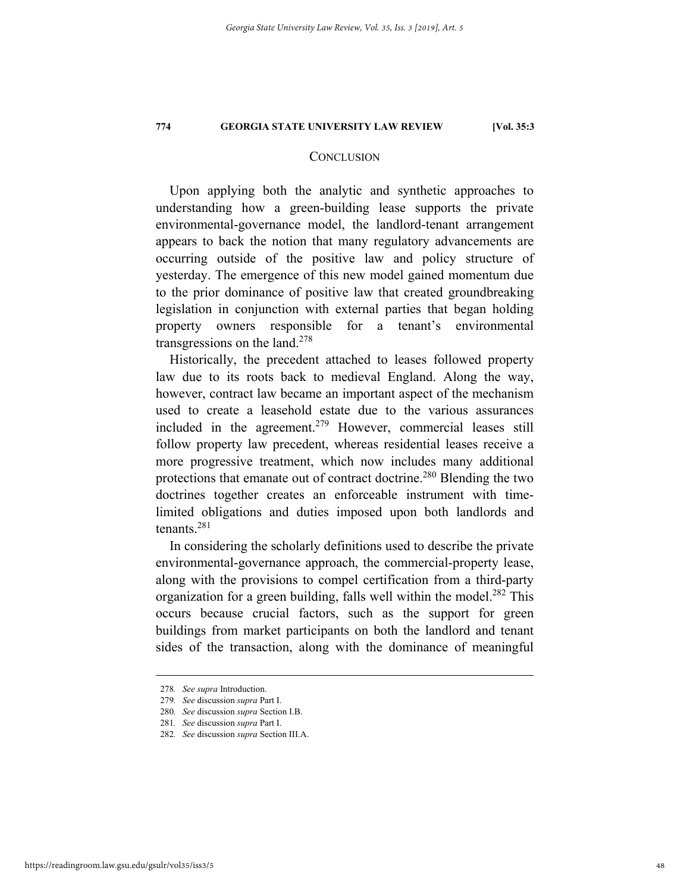## CONCLUSION

Upon applying both the analytic and synthetic approaches to understanding how a green-building lease supports the private environmental-governance model, the landlord-tenant arrangement appears to back the notion that many regulatory advancements are occurring outside of the positive law and policy structure of yesterday. The emergence of this new model gained momentum due to the prior dominance of positive law that created groundbreaking legislation in conjunction with external parties that began holding property owners responsible for a tenant's environmental transgressions on the land.[278]

Historically, the precedent attached to leases followed property law due to its roots back to medieval England. Along the way, however, contract law became an important aspect of the mechanism used to create a leasehold estate due to the various assurances included in the agreement.[279] However, commercial leases still follow property law precedent, whereas residential leases receive a more progressive treatment, which now includes many additional protections that emanate out of contract doctrine.[280] Blending the two doctrines together creates an enforceable instrument with time-limited obligations and duties imposed upon both landlords and tenants.[281]

In considering the scholarly definitions used to describe the private environmental-governance approach, the commercial-property lease, along with the provisions to compel certification from a third-party organization for a green building, falls well within the model.[282] This occurs because crucial factors, such as the support for green buildings from market participants on both the landlord and tenant sides of the transaction, along with the dominance of meaningful

---

278. *See supra* Introduction.

279. *See* discussion *supra* Part I.

280. *See* discussion *supra* Section I.B.

281. *See* discussion *supra* Part I.

282. *See* discussion *supra* Section III.A.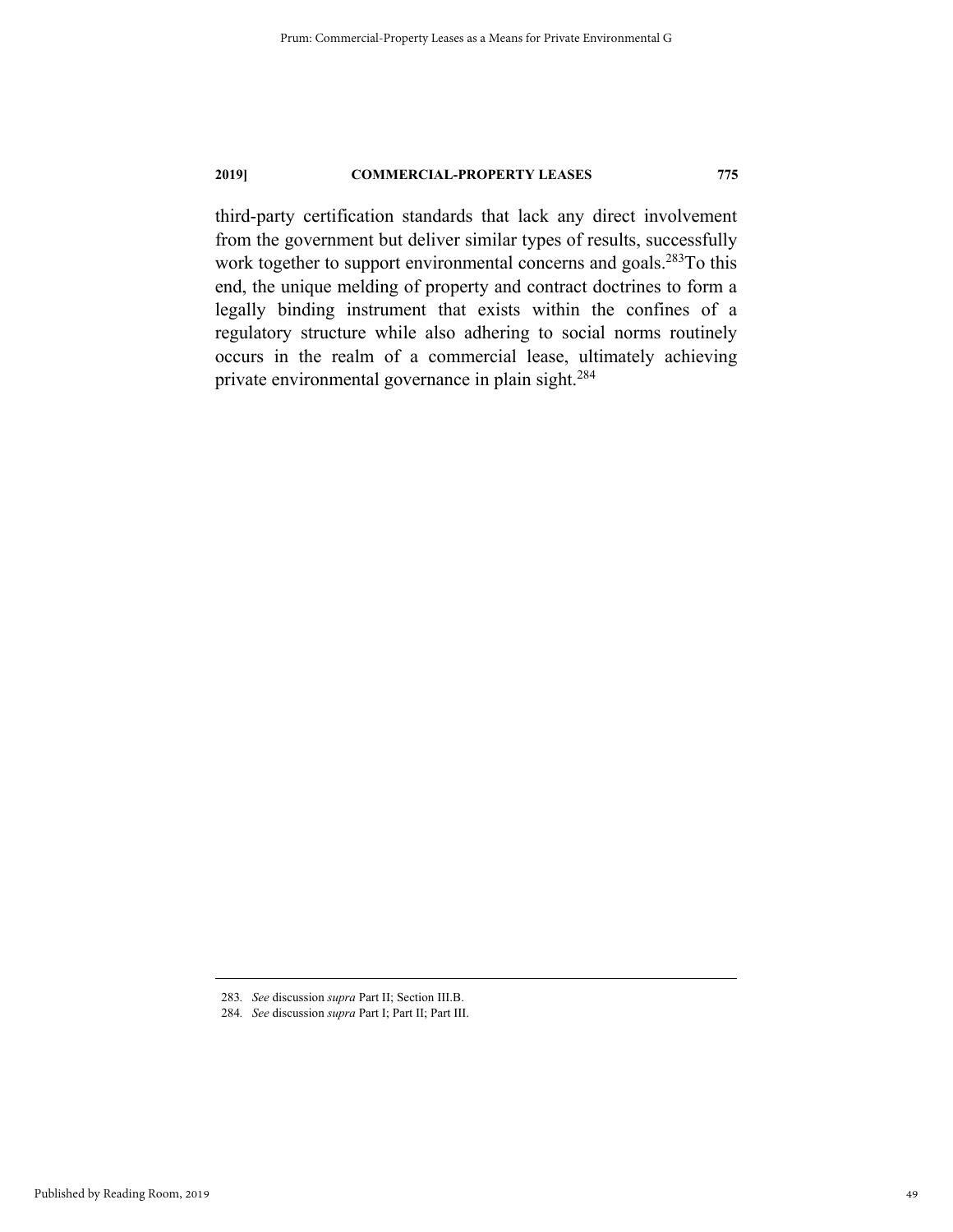third-party certification standards that lack any direct involvement from the government but deliver similar types of results, successfully work together to support environmental concerns and goals.[283] To this end, the unique melding of property and contract doctrines to form a legally binding instrument that exists within the confines of a regulatory structure while also adhering to social norms routinely occurs in the realm of a commercial lease, ultimately achieving private environmental governance in plain sight.[284]

---

283. *See* discussion *supra* Part II; Section III.B.

284. *See* discussion *supra* Part I; Part II; Part III.